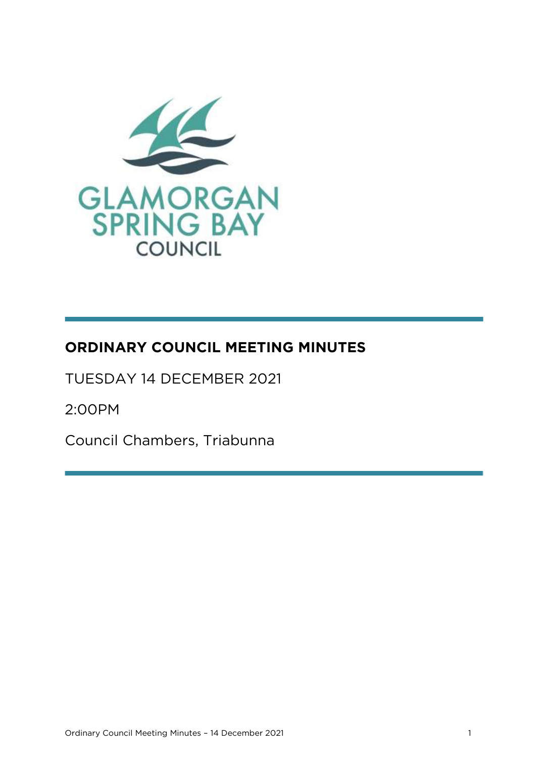GLAMORGAN SPRING BAY COUNCIL

# ORDINARY COUNCIL MEETING MINUTES

TUESDAY 14 DECEMBER 2021

2:00PM

Council Chambers, Triabunna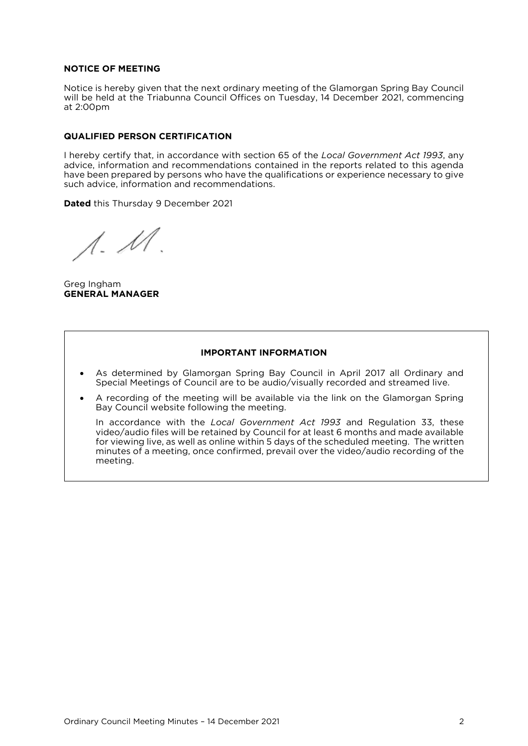**NOTICE OF MEETING**

Notice is hereby given that the next ordinary meeting of the Glamorgan Spring Bay Council will be held at the Triabunna Council Offices on Tuesday, 14 December 2021, commencing at 2:00pm

**QUALIFIED PERSON CERTIFICATION**

I hereby certify that, in accordance with section 65 of the *Local Government Act 1993*, any advice, information and recommendations contained in the reports related to this agenda have been prepared by persons who have the qualifications or experience necessary to give such advice, information and recommendations.

**Dated** this Thursday 9 December 2021

Greg Ingham
**GENERAL MANAGER**

**IMPORTANT INFORMATION**

- As determined by Glamorgan Spring Bay Council in April 2017 all Ordinary and Special Meetings of Council are to be audio/visually recorded and streamed live.
- A recording of the meeting will be available via the link on the Glamorgan Spring Bay Council website following the meeting.

  In accordance with the *Local Government Act 1993* and Regulation 33, these video/audio files will be retained by Council for at least 6 months and made available for viewing live, as well as online within 5 days of the scheduled meeting. The written minutes of a meeting, once confirmed, prevail over the video/audio recording of the meeting.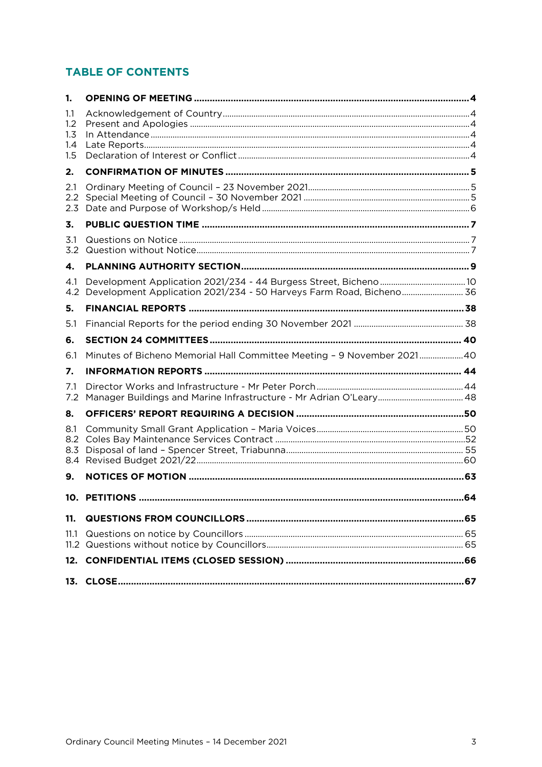## TABLE OF CONTENTS

| | | |
|---|---|---|
| **1.** | **OPENING OF MEETING** | **4** |
| 1.1 | Acknowledgement of Country | 4 |
| 1.2 | Present and Apologies | 4 |
| 1.3 | In Attendance | 4 |
| 1.4 | Late Reports | 4 |
| 1.5 | Declaration of Interest or Conflict | 4 |
| **2.** | **CONFIRMATION OF MINUTES** | **5** |
| 2.1 | Ordinary Meeting of Council – 23 November 2021 | 5 |
| 2.2 | Special Meeting of Council – 30 November 2021 | 5 |
| 2.3 | Date and Purpose of Workshop/s Held | 6 |
| **3.** | **PUBLIC QUESTION TIME** | **7** |
| 3.1 | Questions on Notice | 7 |
| 3.2 | Question without Notice | 7 |
| **4.** | **PLANNING AUTHORITY SECTION** | **9** |
| 4.1 | Development Application 2021/234 - 44 Burgess Street, Bicheno | 10 |
| 4.2 | Development Application 2021/234 - 50 Harveys Farm Road, Bicheno | 36 |
| **5.** | **FINANCIAL REPORTS** | **38** |
| 5.1 | Financial Reports for the period ending 30 November 2021 | 38 |
| **6.** | **SECTION 24 COMMITTEES** | **40** |
| 6.1 | Minutes of Bicheno Memorial Hall Committee Meeting – 9 November 2021 | 40 |
| **7.** | **INFORMATION REPORTS** | **44** |
| 7.1 | Director Works and Infrastructure - Mr Peter Porch | 44 |
| 7.2 | Manager Buildings and Marine Infrastructure - Mr Adrian O'Leary | 48 |
| **8.** | **OFFICERS' REPORT REQUIRING A DECISION** | **50** |
| 8.1 | Community Small Grant Application – Maria Voices | 50 |
| 8.2 | Coles Bay Maintenance Services Contract | 52 |
| 8.3 | Disposal of land – Spencer Street, Triabunna | 55 |
| 8.4 | Revised Budget 2021/22 | 60 |
| **9.** | **NOTICES OF MOTION** | **63** |
| **10.** | **PETITIONS** | **64** |
| **11.** | **QUESTIONS FROM COUNCILLORS** | **65** |
| 11.1 | Questions on notice by Councillors | 65 |
| 11.2 | Questions without notice by Councillors | 65 |
| **12.** | **CONFIDENTIAL ITEMS (CLOSED SESSION)** | **66** |
| **13.** | **CLOSE** | **67** |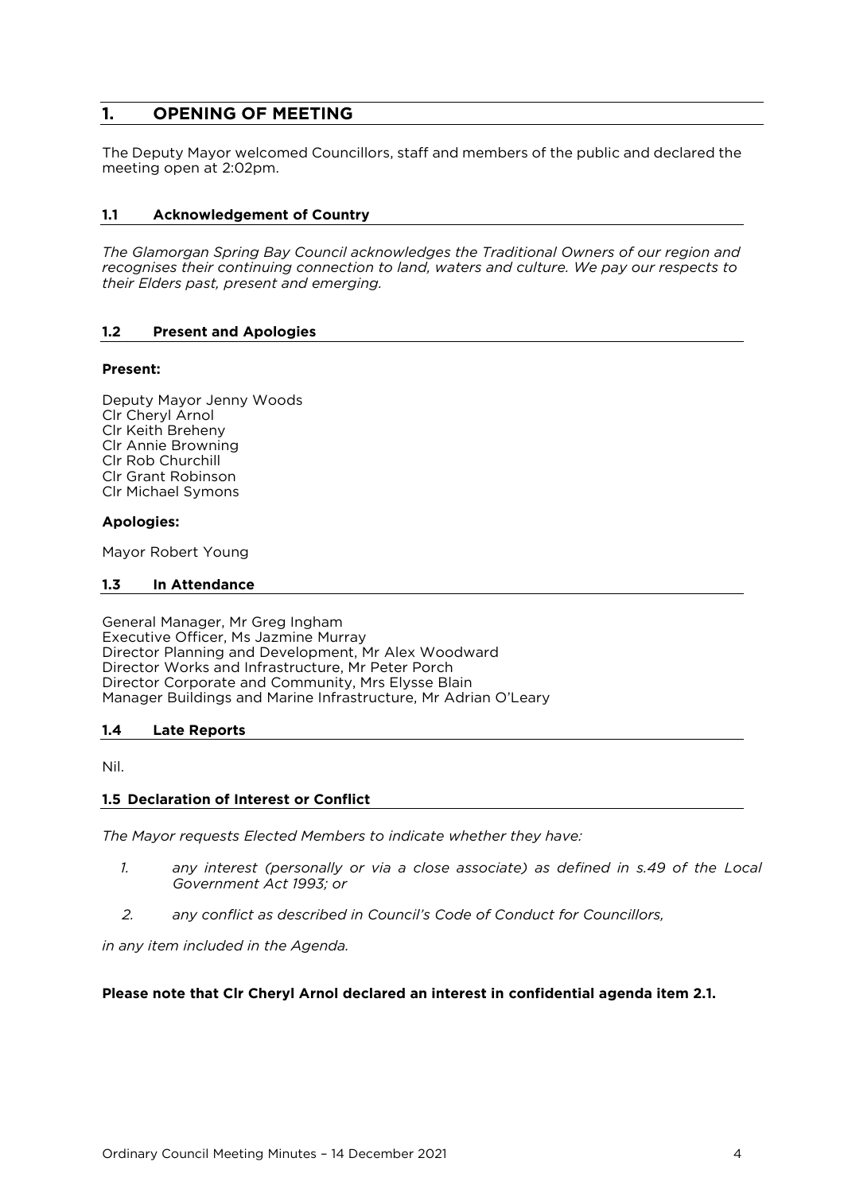# 1. OPENING OF MEETING

The Deputy Mayor welcomed Councillors, staff and members of the public and declared the meeting open at 2:02pm.

## 1.1 Acknowledgement of Country

*The Glamorgan Spring Bay Council acknowledges the Traditional Owners of our region and recognises their continuing connection to land, waters and culture. We pay our respects to their Elders past, present and emerging.*

## 1.2 Present and Apologies

**Present:**

Deputy Mayor Jenny Woods
Clr Cheryl Arnol
Clr Keith Breheny
Clr Annie Browning
Clr Rob Churchill
Clr Grant Robinson
Clr Michael Symons

**Apologies:**

Mayor Robert Young

## 1.3 In Attendance

General Manager, Mr Greg Ingham
Executive Officer, Ms Jazmine Murray
Director Planning and Development, Mr Alex Woodward
Director Works and Infrastructure, Mr Peter Porch
Director Corporate and Community, Mrs Elysse Blain
Manager Buildings and Marine Infrastructure, Mr Adrian O'Leary

## 1.4 Late Reports

Nil.

## 1.5 Declaration of Interest or Conflict

*The Mayor requests Elected Members to indicate whether they have:*

1. *any interest (personally or via a close associate) as defined in s.49 of the Local Government Act 1993; or*
2. *any conflict as described in Council's Code of Conduct for Councillors,*

*in any item included in the Agenda.*

**Please note that Clr Cheryl Arnol declared an interest in confidential agenda item 2.1.**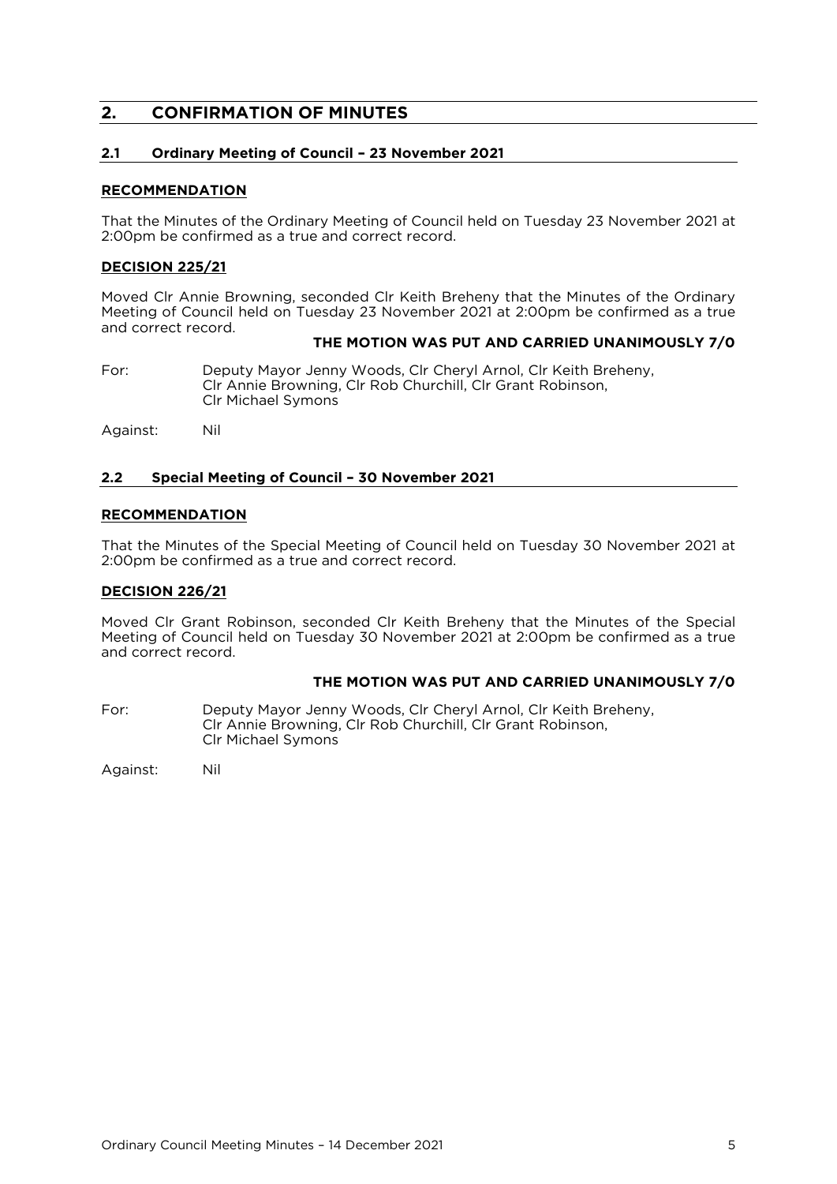## 2. CONFIRMATION OF MINUTES

### 2.1 Ordinary Meeting of Council – 23 November 2021

**RECOMMENDATION**

That the Minutes of the Ordinary Meeting of Council held on Tuesday 23 November 2021 at 2:00pm be confirmed as a true and correct record.

**DECISION 225/21**

Moved Clr Annie Browning, seconded Clr Keith Breheny that the Minutes of the Ordinary Meeting of Council held on Tuesday 23 November 2021 at 2:00pm be confirmed as a true and correct record.

**THE MOTION WAS PUT AND CARRIED UNANIMOUSLY 7/0**

For: Deputy Mayor Jenny Woods, Clr Cheryl Arnol, Clr Keith Breheny, Clr Annie Browning, Clr Rob Churchill, Clr Grant Robinson, Clr Michael Symons

Against: Nil

### 2.2 Special Meeting of Council – 30 November 2021

**RECOMMENDATION**

That the Minutes of the Special Meeting of Council held on Tuesday 30 November 2021 at 2:00pm be confirmed as a true and correct record.

**DECISION 226/21**

Moved Clr Grant Robinson, seconded Clr Keith Breheny that the Minutes of the Special Meeting of Council held on Tuesday 30 November 2021 at 2:00pm be confirmed as a true and correct record.

**THE MOTION WAS PUT AND CARRIED UNANIMOUSLY 7/0**

For: Deputy Mayor Jenny Woods, Clr Cheryl Arnol, Clr Keith Breheny, Clr Annie Browning, Clr Rob Churchill, Clr Grant Robinson, Clr Michael Symons

Against: Nil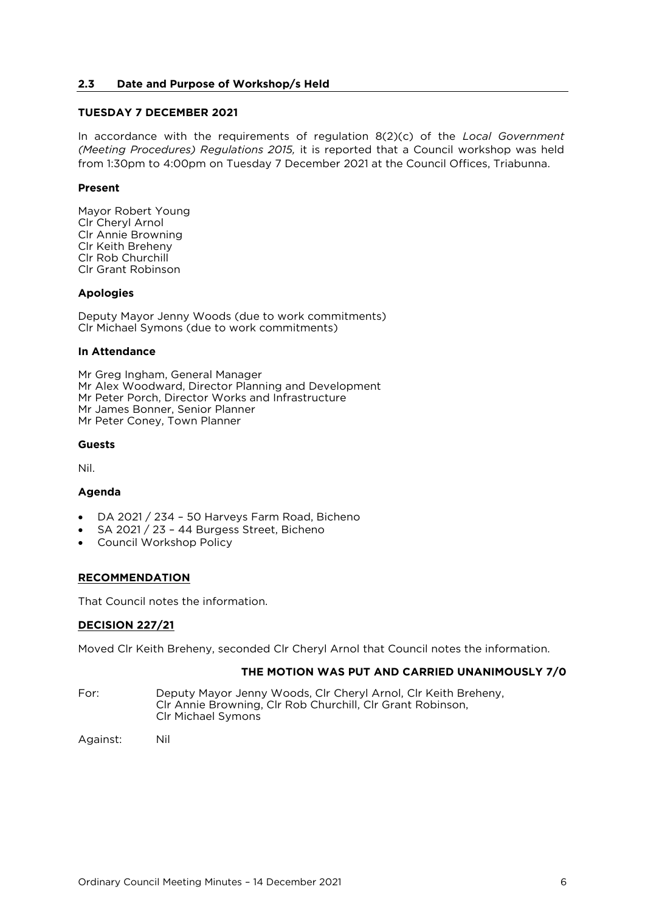## 2.3 Date and Purpose of Workshop/s Held

**TUESDAY 7 DECEMBER 2021**

In accordance with the requirements of regulation 8(2)(c) of the *Local Government (Meeting Procedures) Regulations 2015,* it is reported that a Council workshop was held from 1:30pm to 4:00pm on Tuesday 7 December 2021 at the Council Offices, Triabunna.

**Present**

Mayor Robert Young
Clr Cheryl Arnol
Clr Annie Browning
Clr Keith Breheny
Clr Rob Churchill
Clr Grant Robinson

**Apologies**

Deputy Mayor Jenny Woods (due to work commitments)
Clr Michael Symons (due to work commitments)

**In Attendance**

Mr Greg Ingham, General Manager
Mr Alex Woodward, Director Planning and Development
Mr Peter Porch, Director Works and Infrastructure
Mr James Bonner, Senior Planner
Mr Peter Coney, Town Planner

**Guests**

Nil.

**Agenda**

- DA 2021 / 234 – 50 Harveys Farm Road, Bicheno
- SA 2021 / 23 – 44 Burgess Street, Bicheno
- Council Workshop Policy

**RECOMMENDATION**

That Council notes the information.

**DECISION 227/21**

Moved Clr Keith Breheny, seconded Clr Cheryl Arnol that Council notes the information.

**THE MOTION WAS PUT AND CARRIED UNANIMOUSLY 7/0**

For: Deputy Mayor Jenny Woods, Clr Cheryl Arnol, Clr Keith Breheny, Clr Annie Browning, Clr Rob Churchill, Clr Grant Robinson, Clr Michael Symons

Against: Nil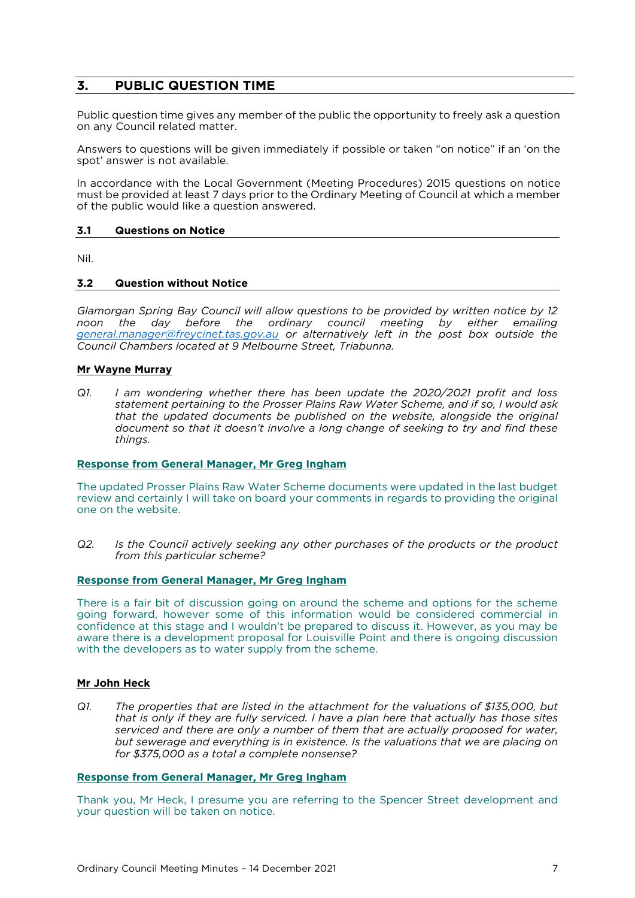## 3. PUBLIC QUESTION TIME

Public question time gives any member of the public the opportunity to freely ask a question on any Council related matter.

Answers to questions will be given immediately if possible or taken "on notice" if an 'on the spot' answer is not available.

In accordance with the Local Government (Meeting Procedures) 2015 questions on notice must be provided at least 7 days prior to the Ordinary Meeting of Council at which a member of the public would like a question answered.

### 3.1 Questions on Notice

Nil.

### 3.2 Question without Notice

*Glamorgan Spring Bay Council will allow questions to be provided by written notice by 12 noon the day before the ordinary council meeting by either emailing general.manager@freycinet.tas.gov.au or alternatively left in the post box outside the Council Chambers located at 9 Melbourne Street, Triabunna.*

**Mr Wayne Murray**

Q1. *I am wondering whether there has been update the 2020/2021 profit and loss statement pertaining to the Prosser Plains Raw Water Scheme, and if so, I would ask that the updated documents be published on the website, alongside the original document so that it doesn't involve a long change of seeking to try and find these things.*

**Response from General Manager, Mr Greg Ingham**

The updated Prosser Plains Raw Water Scheme documents were updated in the last budget review and certainly I will take on board your comments in regards to providing the original one on the website.

Q2. *Is the Council actively seeking any other purchases of the products or the product from this particular scheme?*

**Response from General Manager, Mr Greg Ingham**

There is a fair bit of discussion going on around the scheme and options for the scheme going forward, however some of this information would be considered commercial in confidence at this stage and I wouldn't be prepared to discuss it. However, as you may be aware there is a development proposal for Louisville Point and there is ongoing discussion with the developers as to water supply from the scheme.

**Mr John Heck**

Q1. *The properties that are listed in the attachment for the valuations of $135,000, but that is only if they are fully serviced. I have a plan here that actually has those sites serviced and there are only a number of them that are actually proposed for water, but sewerage and everything is in existence. Is the valuations that we are placing on for $375,000 as a total a complete nonsense?*

**Response from General Manager, Mr Greg Ingham**

Thank you, Mr Heck, I presume you are referring to the Spencer Street development and your question will be taken on notice.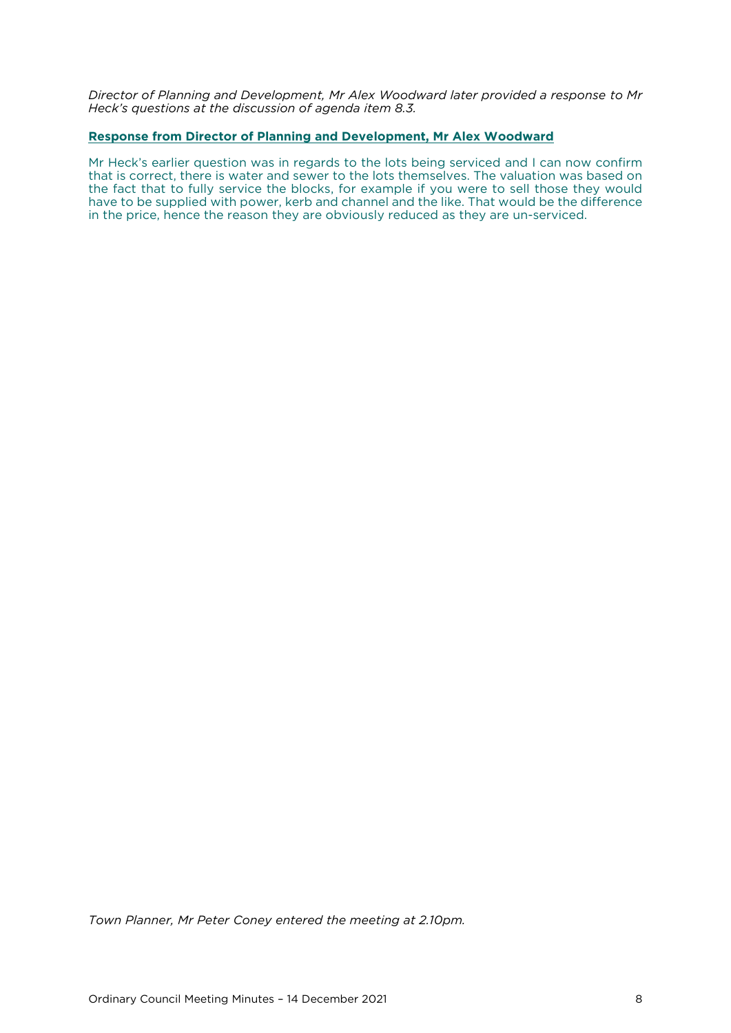*Director of Planning and Development, Mr Alex Woodward later provided a response to Mr Heck's questions at the discussion of agenda item 8.3.*

**Response from Director of Planning and Development, Mr Alex Woodward**

Mr Heck's earlier question was in regards to the lots being serviced and I can now confirm that is correct, there is water and sewer to the lots themselves. The valuation was based on the fact that to fully service the blocks, for example if you were to sell those they would have to be supplied with power, kerb and channel and the like. That would be the difference in the price, hence the reason they are obviously reduced as they are un-serviced.

*Town Planner, Mr Peter Coney entered the meeting at 2.10pm.*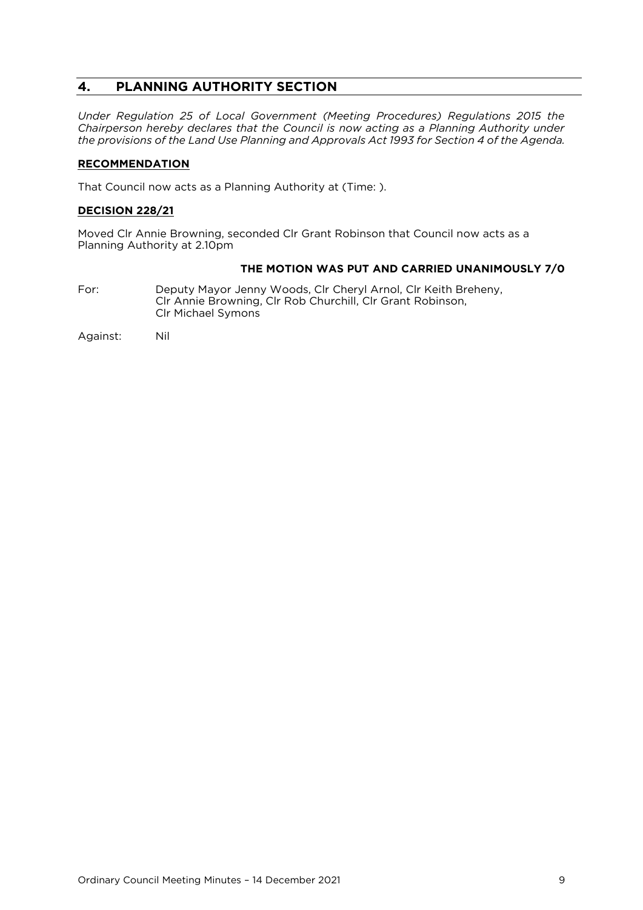## 4. PLANNING AUTHORITY SECTION

*Under Regulation 25 of Local Government (Meeting Procedures) Regulations 2015 the Chairperson hereby declares that the Council is now acting as a Planning Authority under the provisions of the Land Use Planning and Approvals Act 1993 for Section 4 of the Agenda.*

**RECOMMENDATION**

That Council now acts as a Planning Authority at (Time: ).

**DECISION 228/21**

Moved Clr Annie Browning, seconded Clr Grant Robinson that Council now acts as a Planning Authority at 2.10pm

**THE MOTION WAS PUT AND CARRIED UNANIMOUSLY 7/0**

For: Deputy Mayor Jenny Woods, Clr Cheryl Arnol, Clr Keith Breheny, Clr Annie Browning, Clr Rob Churchill, Clr Grant Robinson, Clr Michael Symons

Against: Nil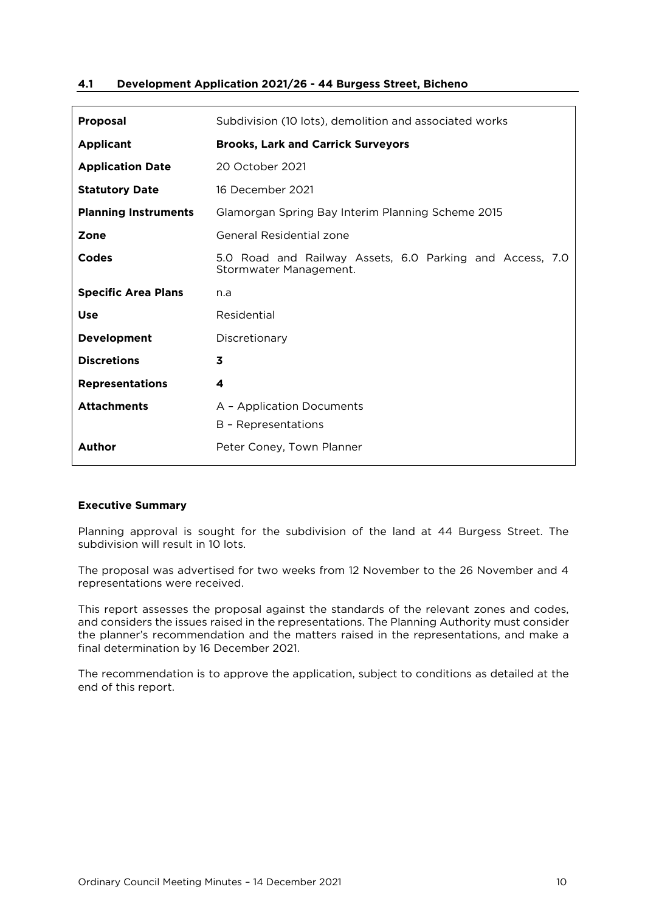### 4.1 Development Application 2021/26 - 44 Burgess Street, Bicheno

| | |
|---|---|
| **Proposal** | Subdivision (10 lots), demolition and associated works |
| **Applicant** | **Brooks, Lark and Carrick Surveyors** |
| **Application Date** | 20 October 2021 |
| **Statutory Date** | 16 December 2021 |
| **Planning Instruments** | Glamorgan Spring Bay Interim Planning Scheme 2015 |
| **Zone** | General Residential zone |
| **Codes** | 5.0 Road and Railway Assets, 6.0 Parking and Access, 7.0 Stormwater Management. |
| **Specific Area Plans** | n.a |
| **Use** | Residential |
| **Development** | Discretionary |
| **Discretions** | **3** |
| **Representations** | **4** |
| **Attachments** | A – Application Documents<br>B – Representations |
| **Author** | Peter Coney, Town Planner |

**Executive Summary**

Planning approval is sought for the subdivision of the land at 44 Burgess Street. The subdivision will result in 10 lots.

The proposal was advertised for two weeks from 12 November to the 26 November and 4 representations were received.

This report assesses the proposal against the standards of the relevant zones and codes, and considers the issues raised in the representations. The Planning Authority must consider the planner's recommendation and the matters raised in the representations, and make a final determination by 16 December 2021.

The recommendation is to approve the application, subject to conditions as detailed at the end of this report.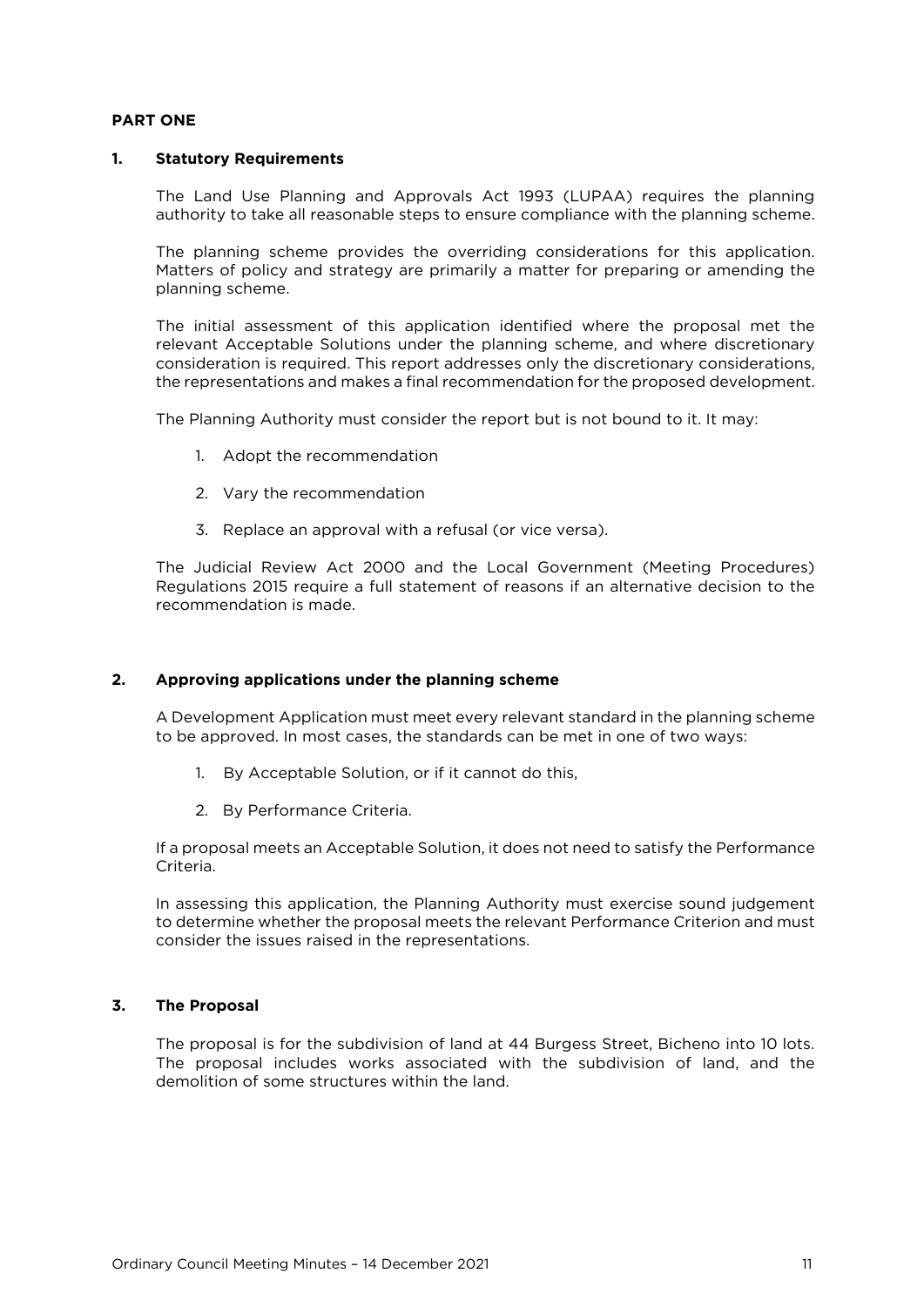**PART ONE**

## 1. Statutory Requirements

The Land Use Planning and Approvals Act 1993 (LUPAA) requires the planning authority to take all reasonable steps to ensure compliance with the planning scheme.

The planning scheme provides the overriding considerations for this application. Matters of policy and strategy are primarily a matter for preparing or amending the planning scheme.

The initial assessment of this application identified where the proposal met the relevant Acceptable Solutions under the planning scheme, and where discretionary consideration is required. This report addresses only the discretionary considerations, the representations and makes a final recommendation for the proposed development.

The Planning Authority must consider the report but is not bound to it. It may:

1. Adopt the recommendation
2. Vary the recommendation
3. Replace an approval with a refusal (or vice versa).

The Judicial Review Act 2000 and the Local Government (Meeting Procedures) Regulations 2015 require a full statement of reasons if an alternative decision to the recommendation is made.

## 2. Approving applications under the planning scheme

A Development Application must meet every relevant standard in the planning scheme to be approved. In most cases, the standards can be met in one of two ways:

1. By Acceptable Solution, or if it cannot do this,
2. By Performance Criteria.

If a proposal meets an Acceptable Solution, it does not need to satisfy the Performance Criteria.

In assessing this application, the Planning Authority must exercise sound judgement to determine whether the proposal meets the relevant Performance Criterion and must consider the issues raised in the representations.

## 3. The Proposal

The proposal is for the subdivision of land at 44 Burgess Street, Bicheno into 10 lots. The proposal includes works associated with the subdivision of land, and the demolition of some structures within the land.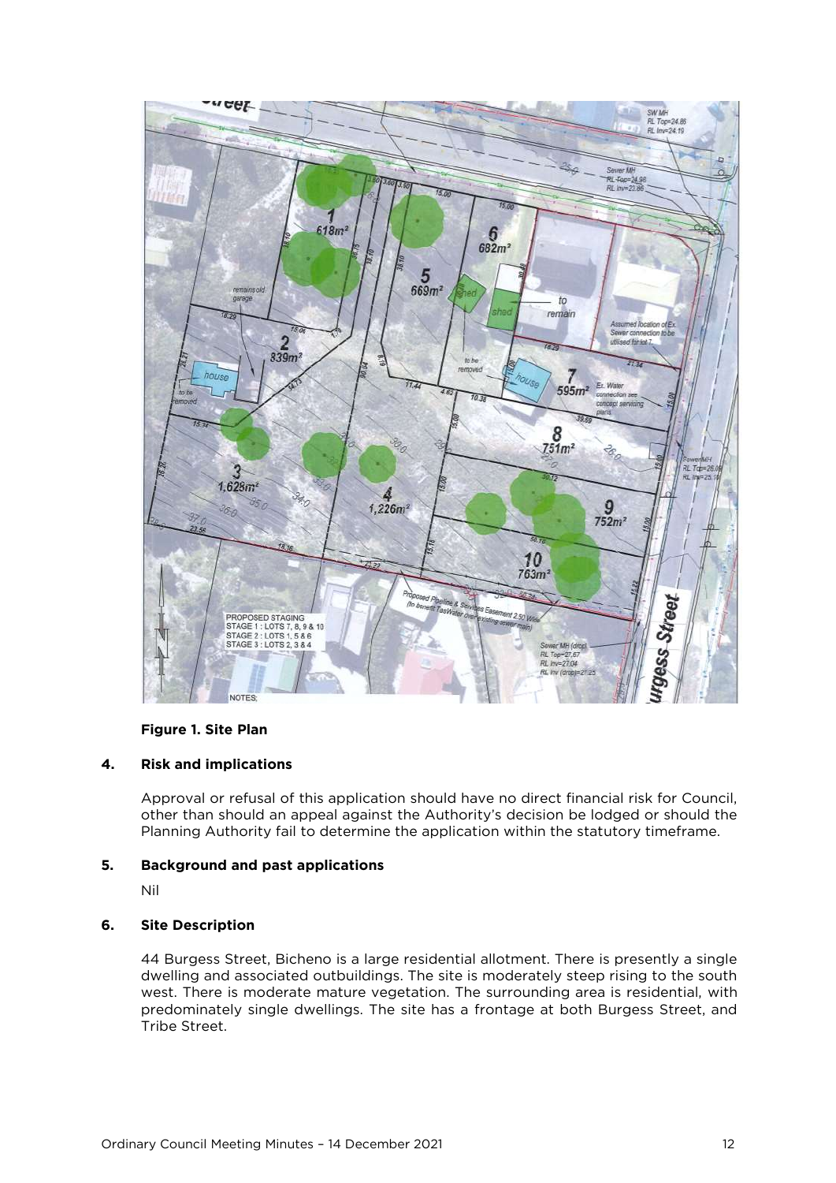**Figure 1. Site Plan**

## 4. Risk and implications

Approval or refusal of this application should have no direct financial risk for Council, other than should an appeal against the Authority's decision be lodged or should the Planning Authority fail to determine the application within the statutory timeframe.

## 5. Background and past applications

Nil

## 6. Site Description

44 Burgess Street, Bicheno is a large residential allotment. There is presently a single dwelling and associated outbuildings. The site is moderately steep rising to the south west. There is moderate mature vegetation. The surrounding area is residential, with predominately single dwellings. The site has a frontage at both Burgess Street, and Tribe Street.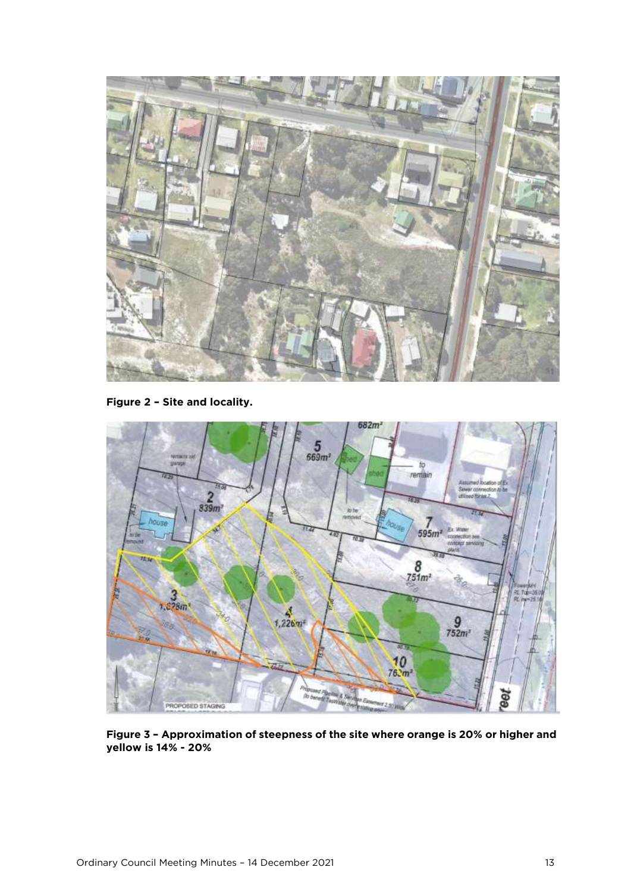**Figure 2 – Site and locality.**

**Figure 3 – Approximation of steepness of the site where orange is 20% or higher and yellow is 14% - 20%**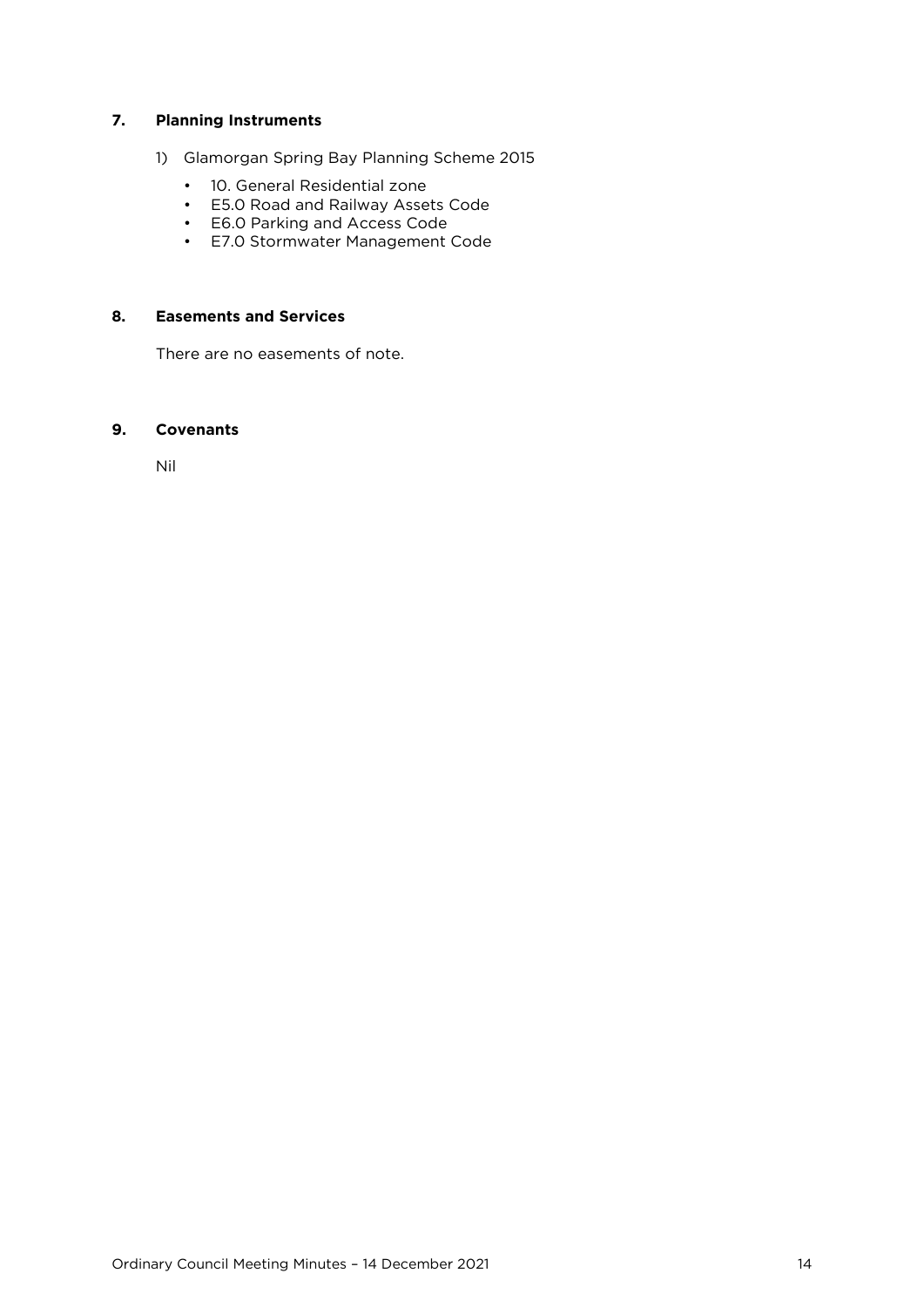## 7. Planning Instruments

1) Glamorgan Spring Bay Planning Scheme 2015

   - 10. General Residential zone
   - E5.0 Road and Railway Assets Code
   - E6.0 Parking and Access Code
   - E7.0 Stormwater Management Code

## 8. Easements and Services

There are no easements of note.

## 9. Covenants

Nil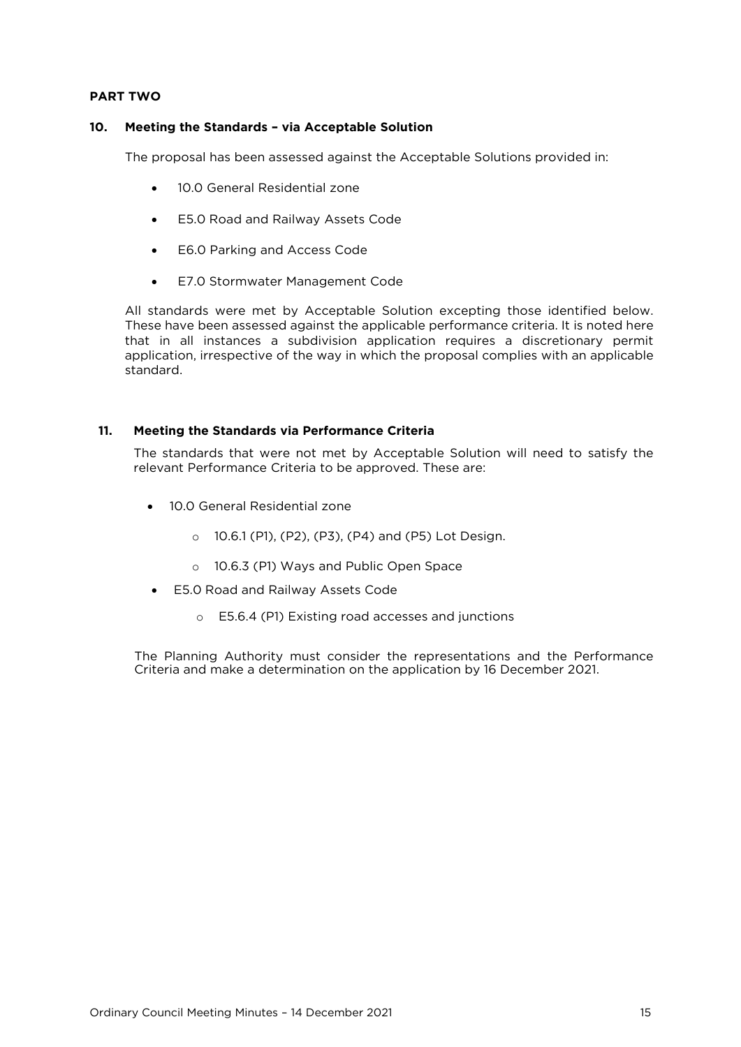**PART TWO**

## 10. Meeting the Standards – via Acceptable Solution

The proposal has been assessed against the Acceptable Solutions provided in:

- 10.0 General Residential zone
- E5.0 Road and Railway Assets Code
- E6.0 Parking and Access Code
- E7.0 Stormwater Management Code

All standards were met by Acceptable Solution excepting those identified below. These have been assessed against the applicable performance criteria. It is noted here that in all instances a subdivision application requires a discretionary permit application, irrespective of the way in which the proposal complies with an applicable standard.

## 11. Meeting the Standards via Performance Criteria

The standards that were not met by Acceptable Solution will need to satisfy the relevant Performance Criteria to be approved. These are:

- 10.0 General Residential zone
    - 10.6.1 (P1), (P2), (P3), (P4) and (P5) Lot Design.
    - 10.6.3 (P1) Ways and Public Open Space
- E5.0 Road and Railway Assets Code
    - E5.6.4 (P1) Existing road accesses and junctions

The Planning Authority must consider the representations and the Performance Criteria and make a determination on the application by 16 December 2021.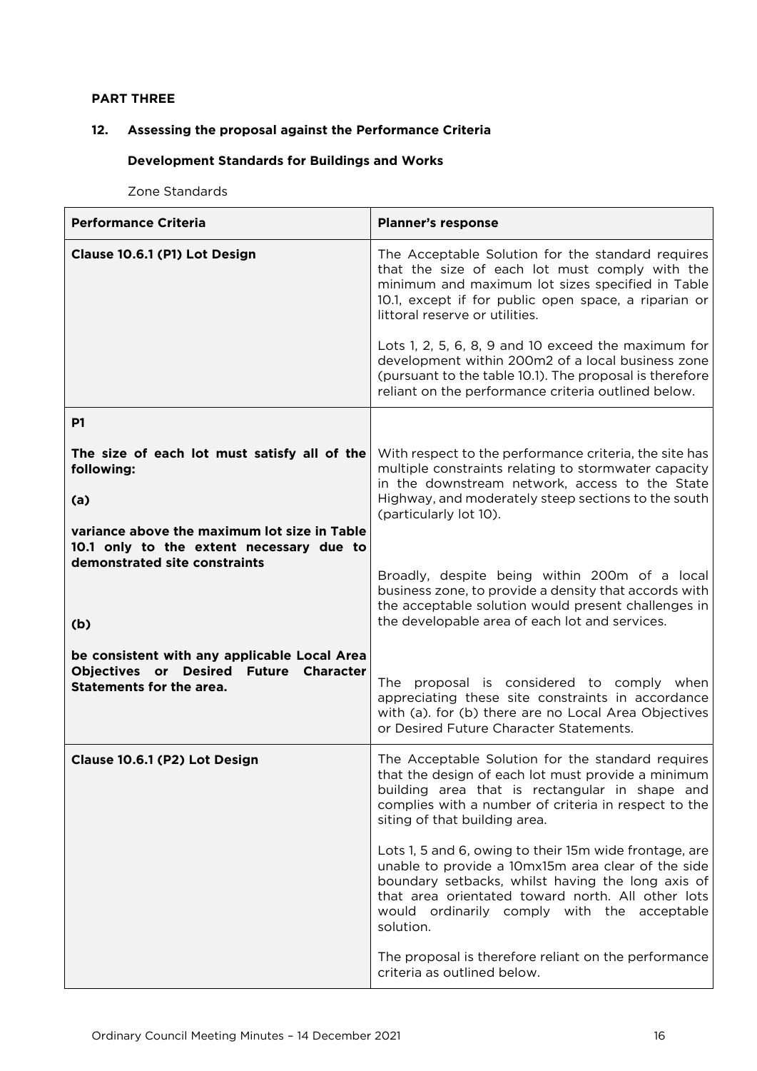**PART THREE**

## 12. Assessing the proposal against the Performance Criteria

**Development Standards for Buildings and Works**

Zone Standards

| Performance Criteria | Planner's response |
|---|---|
| **Clause 10.6.1 (P1) Lot Design** | The Acceptable Solution for the standard requires that the size of each lot must comply with the minimum and maximum lot sizes specified in Table 10.1, except if for public open space, a riparian or littoral reserve or utilities.<br><br>Lots 1, 2, 5, 6, 8, 9 and 10 exceed the maximum for development within 200m2 of a local business zone (pursuant to the table 10.1). The proposal is therefore reliant on the performance criteria outlined below. |
| **P1**<br><br>**The size of each lot must satisfy all of the following:**<br><br>**(a)**<br><br>**variance above the maximum lot size in Table 10.1 only to the extent necessary due to demonstrated site constraints**<br><br>**(b)**<br><br>**be consistent with any applicable Local Area Objectives or Desired Future Character Statements for the area.** | With respect to the performance criteria, the site has multiple constraints relating to stormwater capacity in the downstream network, access to the State Highway, and moderately steep sections to the south (particularly lot 10).<br><br>Broadly, despite being within 200m of a local business zone, to provide a density that accords with the acceptable solution would present challenges in the developable area of each lot and services.<br><br>The proposal is considered to comply when appreciating these site constraints in accordance with (a). for (b) there are no Local Area Objectives or Desired Future Character Statements. |
| **Clause 10.6.1 (P2) Lot Design** | The Acceptable Solution for the standard requires that the design of each lot must provide a minimum building area that is rectangular in shape and complies with a number of criteria in respect to the siting of that building area.<br><br>Lots 1, 5 and 6, owing to their 15m wide frontage, are unable to provide a 10mx15m area clear of the side boundary setbacks, whilst having the long axis of that area orientated toward north. All other lots would ordinarily comply with the acceptable solution.<br><br>The proposal is therefore reliant on the performance criteria as outlined below. |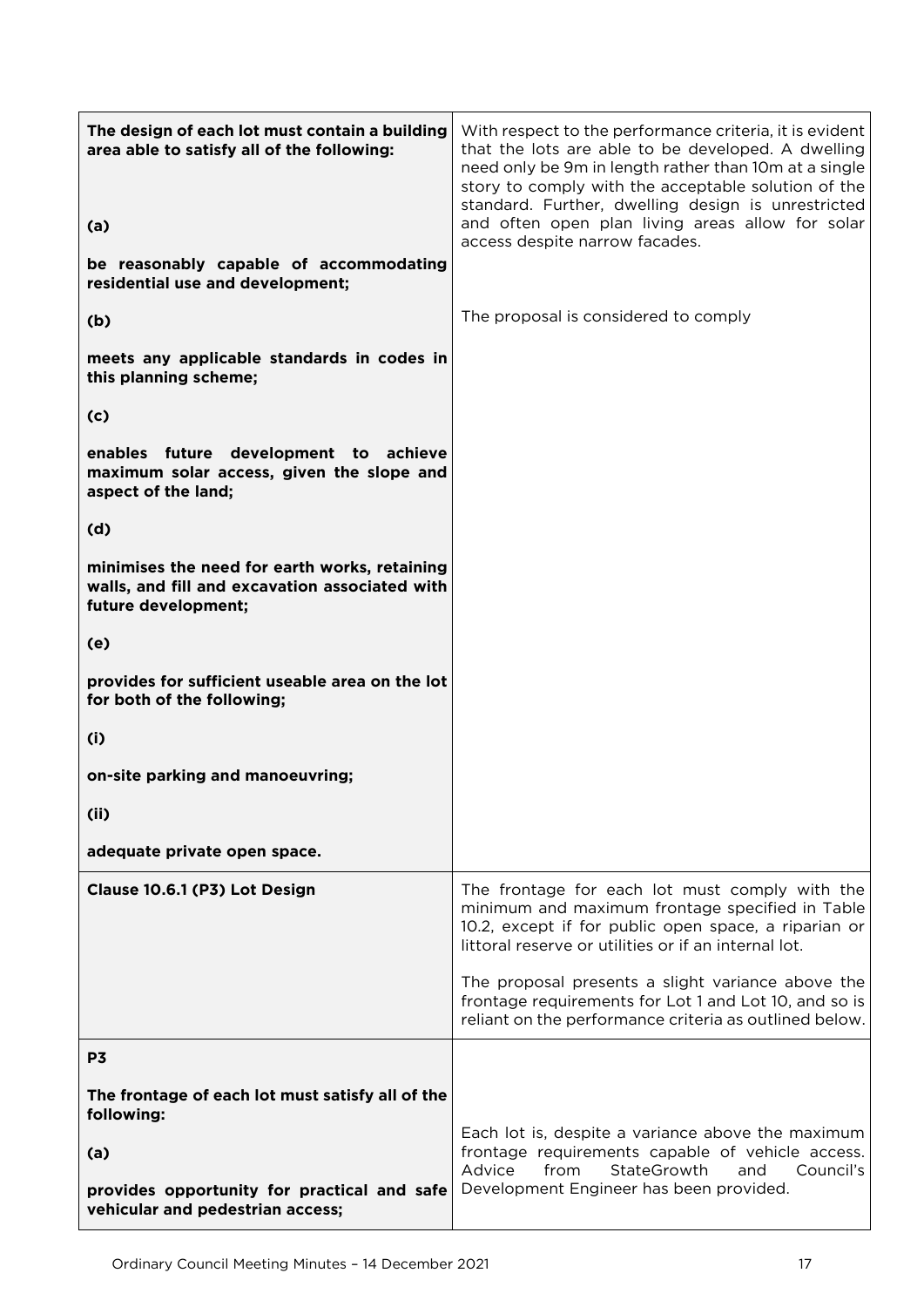| | |
|---|---|
| **The design of each lot must contain a building area able to satisfy all of the following:**<br><br>**(a)**<br><br>**be reasonably capable of accommodating residential use and development;**<br><br>**(b)**<br><br>**meets any applicable standards in codes in this planning scheme;**<br><br>**(c)**<br><br>**enables future development to achieve maximum solar access, given the slope and aspect of the land;**<br><br>**(d)**<br><br>**minimises the need for earth works, retaining walls, and fill and excavation associated with future development;**<br><br>**(e)**<br><br>**provides for sufficient useable area on the lot for both of the following;**<br><br>**(i)**<br><br>**on-site parking and manoeuvring;**<br><br>**(ii)**<br><br>**adequate private open space.** | With respect to the performance criteria, it is evident that the lots are able to be developed. A dwelling need only be 9m in length rather than 10m at a single story to comply with the acceptable solution of the standard. Further, dwelling design is unrestricted and often open plan living areas allow for solar access despite narrow facades.<br><br>The proposal is considered to comply |
| **Clause 10.6.1 (P3) Lot Design** | The frontage for each lot must comply with the minimum and maximum frontage specified in Table 10.2, except if for public open space, a riparian or littoral reserve or utilities or if an internal lot.<br><br>The proposal presents a slight variance above the frontage requirements for Lot 1 and Lot 10, and so is reliant on the performance criteria as outlined below. |
| **P3**<br><br>**The frontage of each lot must satisfy all of the following:**<br><br>**(a)**<br><br>**provides opportunity for practical and safe vehicular and pedestrian access;** | Each lot is, despite a variance above the maximum frontage requirements capable of vehicle access. Advice from StateGrowth and Council's Development Engineer has been provided. |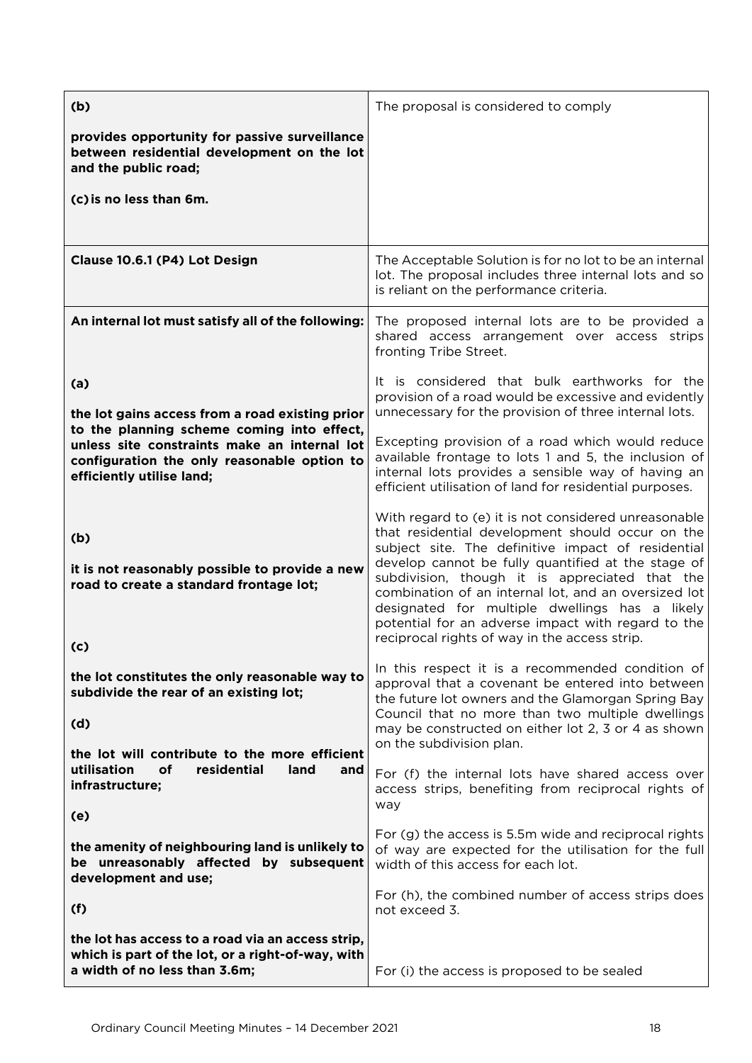| | |
|---|---|
| **(b)** **provides opportunity for passive surveillance between residential development on the lot and the public road;** **(c) is no less than 6m.** | The proposal is considered to comply |
| **Clause 10.6.1 (P4) Lot Design** | The Acceptable Solution is for no lot to be an internal lot. The proposal includes three internal lots and so is reliant on the performance criteria. |
| **An internal lot must satisfy all of the following:** | The proposed internal lots are to be provided a shared access arrangement over access strips fronting Tribe Street. |
| **(a)** **the lot gains access from a road existing prior to the planning scheme coming into effect, unless site constraints make an internal lot configuration the only reasonable option to efficiently utilise land;** **(b)** **it is not reasonably possible to provide a new road to create a standard frontage lot;** **(c)** **the lot constitutes the only reasonable way to subdivide the rear of an existing lot;** **(d)** **the lot will contribute to the more efficient utilisation of residential land and infrastructure;** **(e)** **the amenity of neighbouring land is unlikely to be unreasonably affected by subsequent development and use;** **(f)** **the lot has access to a road via an access strip, which is part of the lot, or a right-of-way, with a width of no less than 3.6m;** | It is considered that bulk earthworks for the provision of a road would be excessive and evidently unnecessary for the provision of three internal lots. Excepting provision of a road which would reduce available frontage to lots 1 and 5, the inclusion of internal lots provides a sensible way of having an efficient utilisation of land for residential purposes. With regard to (e) it is not considered unreasonable that residential development should occur on the subject site. The definitive impact of residential develop cannot be fully quantified at the stage of subdivision, though it is appreciated that the combination of an internal lot, and an oversized lot designated for multiple dwellings has a likely potential for an adverse impact with regard to the reciprocal rights of way in the access strip. In this respect it is a recommended condition of approval that a covenant be entered into between the future lot owners and the Glamorgan Spring Bay Council that no more than two multiple dwellings may be constructed on either lot 2, 3 or 4 as shown on the subdivision plan. For (f) the internal lots have shared access over access strips, benefiting from reciprocal rights of way For (g) the access is 5.5m wide and reciprocal rights of way are expected for the utilisation for the full width of this access for each lot. For (h), the combined number of access strips does not exceed 3. For (i) the access is proposed to be sealed |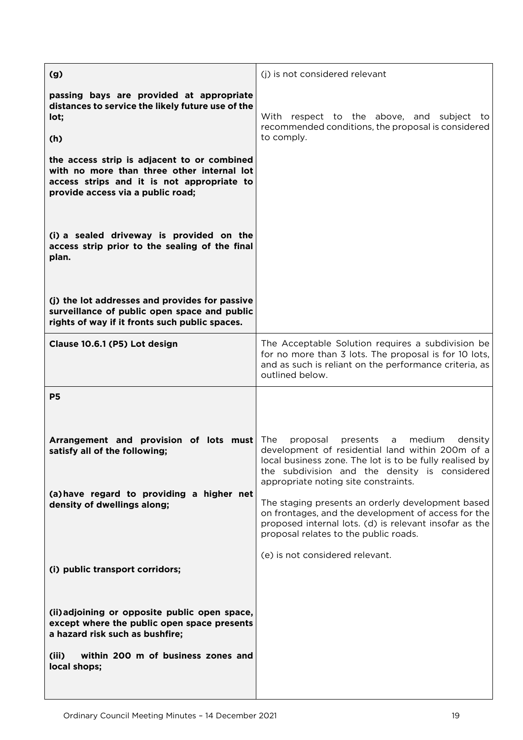| | |
|---|---|
| **(g)**<br><br>**passing bays are provided at appropriate distances to service the likely future use of the lot;**<br><br>**(h)**<br><br>**the access strip is adjacent to or combined with no more than three other internal lot access strips and it is not appropriate to provide access via a public road;**<br><br>**(i) a sealed driveway is provided on the access strip prior to the sealing of the final plan.**<br><br>**(j) the lot addresses and provides for passive surveillance of public open space and public rights of way if it fronts such public spaces.** | (j) is not considered relevant<br><br>With respect to the above, and subject to recommended conditions, the proposal is considered to comply. |
| **Clause 10.6.1 (P5) Lot design** | The Acceptable Solution requires a subdivision be for no more than 3 lots. The proposal is for 10 lots, and as such is reliant on the performance criteria, as outlined below. |
| **P5**<br><br>**Arrangement and provision of lots must satisfy all of the following;**<br><br>**(a) have regard to providing a higher net density of dwellings along;**<br><br>**(i) public transport corridors;**<br><br>**(ii) adjoining or opposite public open space, except where the public open space presents a hazard risk such as bushfire;**<br><br>**(iii) within 200 m of business zones and local shops;** | The proposal presents a medium density development of residential land within 200m of a local business zone. The lot is to be fully realised by the subdivision and the density is considered appropriate noting site constraints.<br><br>The staging presents an orderly development based on frontages, and the development of access for the proposed internal lots. (d) is relevant insofar as the proposal relates to the public roads.<br><br>(e) is not considered relevant. |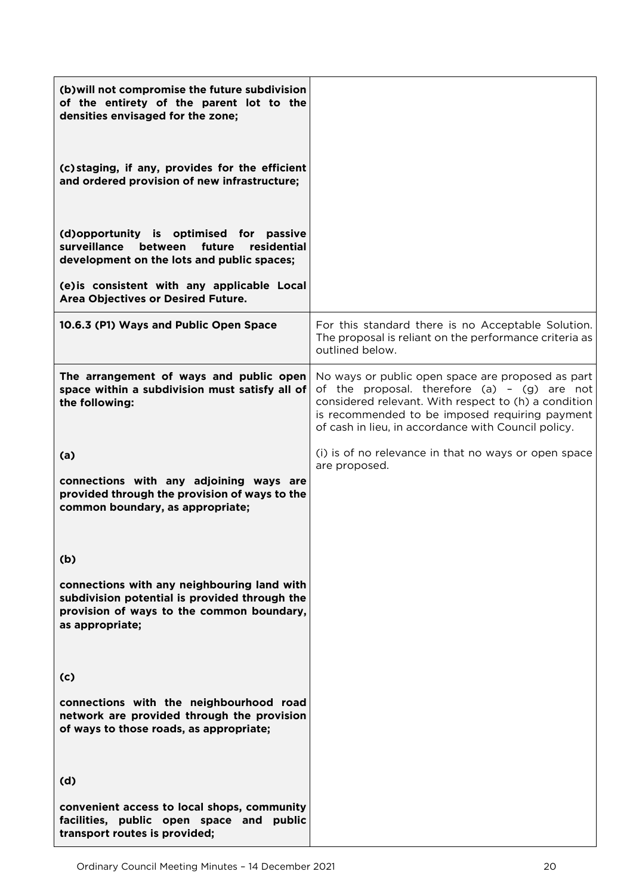| | |
|---|---|
| **(b) will not compromise the future subdivision of the entirety of the parent lot to the densities envisaged for the zone;**<br><br>**(c) staging, if any, provides for the efficient and ordered provision of new infrastructure;**<br><br>**(d) opportunity is optimised for passive surveillance between future residential development on the lots and public spaces;**<br><br>**(e) is consistent with any applicable Local Area Objectives or Desired Future.** | |
| **10.6.3 (P1) Ways and Public Open Space** | For this standard there is no Acceptable Solution. The proposal is reliant on the performance criteria as outlined below. |
| **The arrangement of ways and public open space within a subdivision must satisfy all of the following:**<br><br>**(a)**<br><br>**connections with any adjoining ways are provided through the provision of ways to the common boundary, as appropriate;**<br><br>**(b)**<br><br>**connections with any neighbouring land with subdivision potential is provided through the provision of ways to the common boundary, as appropriate;**<br><br>**(c)**<br><br>**connections with the neighbourhood road network are provided through the provision of ways to those roads, as appropriate;**<br><br>**(d)**<br><br>**convenient access to local shops, community facilities, public open space and public transport routes is provided;** | No ways or public open space are proposed as part of the proposal. therefore (a) – (g) are not considered relevant. With respect to (h) a condition is recommended to be imposed requiring payment of cash in lieu, in accordance with Council policy.<br><br>(i) is of no relevance in that no ways or open space are proposed. |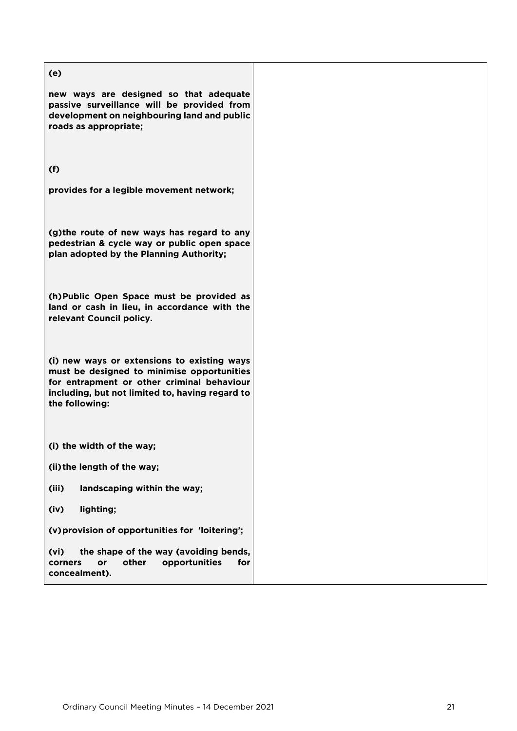| | |
|---|---|
| **(e)**<br><br>**new ways are designed so that adequate passive surveillance will be provided from development on neighbouring land and public roads as appropriate;**<br><br>**(f)**<br><br>**provides for a legible movement network;**<br><br>**(g)the route of new ways has regard to any pedestrian & cycle way or public open space plan adopted by the Planning Authority;**<br><br>**(h)Public Open Space must be provided as land or cash in lieu, in accordance with the relevant Council policy.**<br><br>**(i) new ways or extensions to existing ways must be designed to minimise opportunities for entrapment or other criminal behaviour including, but not limited to, having regard to the following:**<br><br>**(i) the width of the way;**<br><br>**(ii)the length of the way;**<br><br>**(iii) landscaping within the way;**<br><br>**(iv) lighting;**<br><br>**(v)provision of opportunities for 'loitering';**<br><br>**(vi) the shape of the way (avoiding bends, corners or other opportunities for concealment).** | |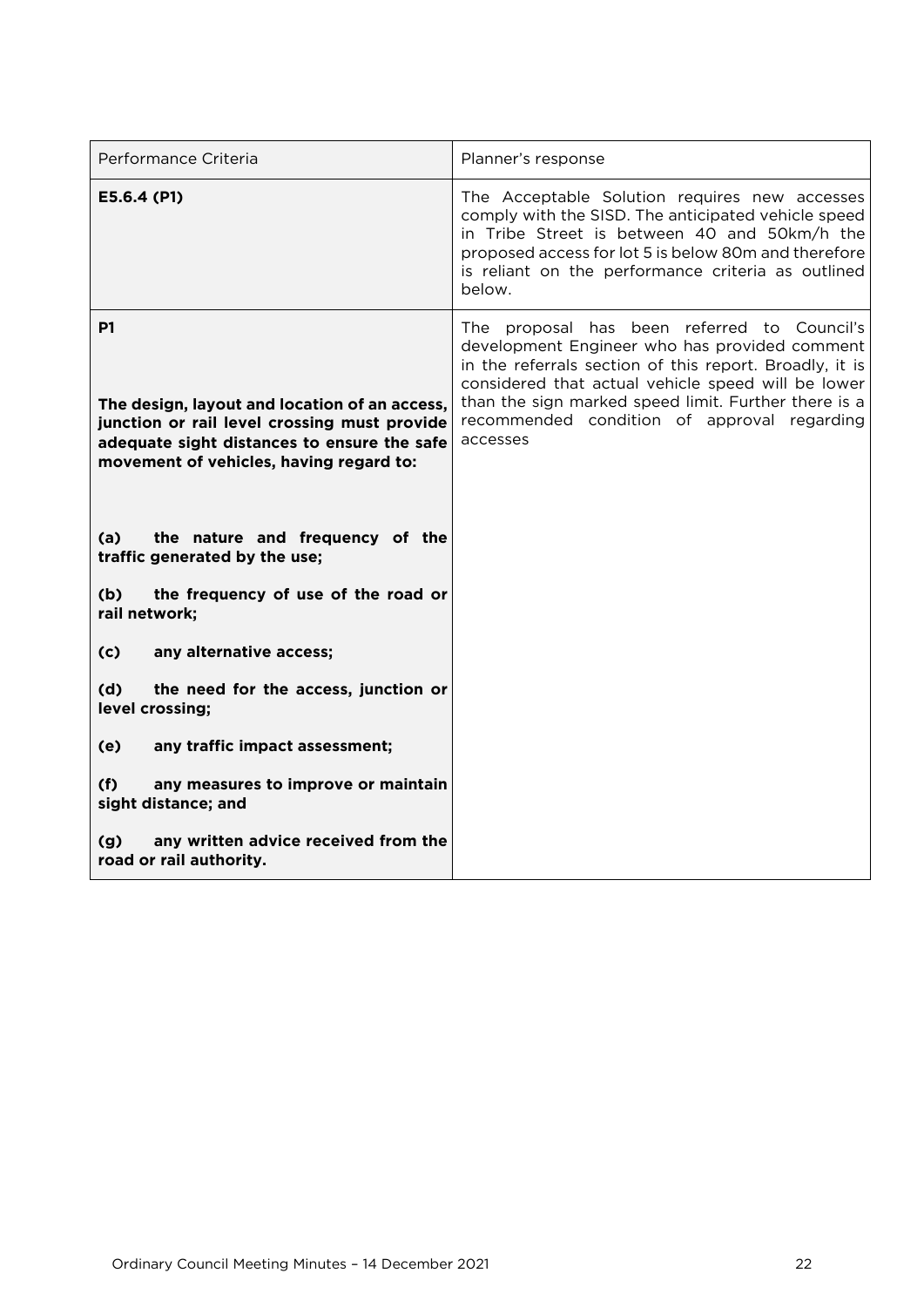| Performance Criteria | Planner's response |
| --- | --- |
| **E5.6.4 (P1)** | The Acceptable Solution requires new accesses comply with the SISD. The anticipated vehicle speed in Tribe Street is between 40 and 50km/h the proposed access for lot 5 is below 80m and therefore is reliant on the performance criteria as outlined below. |
| **P1**<br><br>**The design, layout and location of an access, junction or rail level crossing must provide adequate sight distances to ensure the safe movement of vehicles, having regard to:**<br><br>**(a) the nature and frequency of the traffic generated by the use;**<br><br>**(b) the frequency of use of the road or rail network;**<br><br>**(c) any alternative access;**<br><br>**(d) the need for the access, junction or level crossing;**<br><br>**(e) any traffic impact assessment;**<br><br>**(f) any measures to improve or maintain sight distance; and**<br><br>**(g) any written advice received from the road or rail authority.** | The proposal has been referred to Council's development Engineer who has provided comment in the referrals section of this report. Broadly, it is considered that actual vehicle speed will be lower than the sign marked speed limit. Further there is a recommended condition of approval regarding accesses |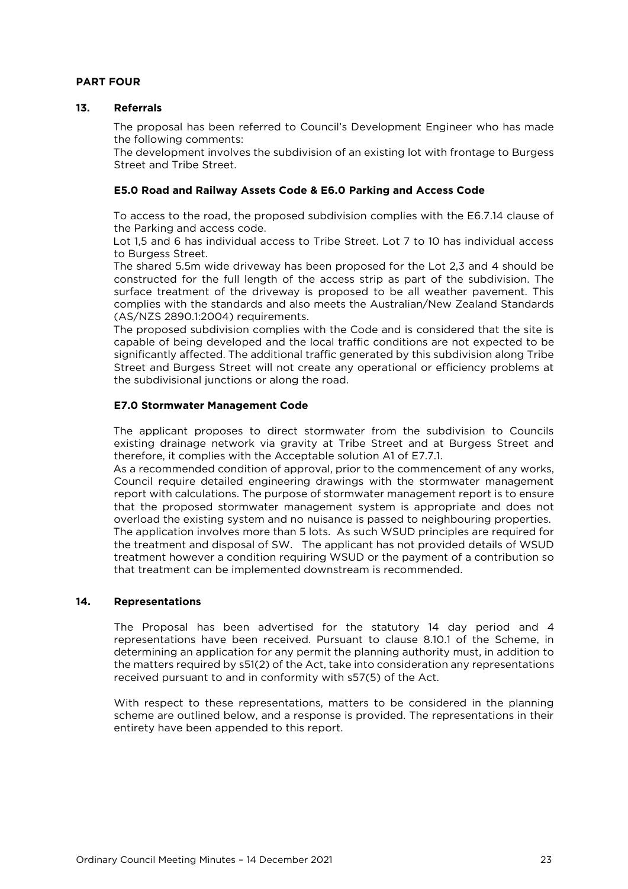**PART FOUR**

## 13. Referrals

The proposal has been referred to Council's Development Engineer who has made the following comments:

The development involves the subdivision of an existing lot with frontage to Burgess Street and Tribe Street.

### E5.0 Road and Railway Assets Code & E6.0 Parking and Access Code

To access to the road, the proposed subdivision complies with the E6.7.14 clause of the Parking and access code.

Lot 1,5 and 6 has individual access to Tribe Street. Lot 7 to 10 has individual access to Burgess Street.

The shared 5.5m wide driveway has been proposed for the Lot 2,3 and 4 should be constructed for the full length of the access strip as part of the subdivision. The surface treatment of the driveway is proposed to be all weather pavement. This complies with the standards and also meets the Australian/New Zealand Standards (AS/NZS 2890.1:2004) requirements.

The proposed subdivision complies with the Code and is considered that the site is capable of being developed and the local traffic conditions are not expected to be significantly affected. The additional traffic generated by this subdivision along Tribe Street and Burgess Street will not create any operational or efficiency problems at the subdivisional junctions or along the road.

### E7.0 Stormwater Management Code

The applicant proposes to direct stormwater from the subdivision to Councils existing drainage network via gravity at Tribe Street and at Burgess Street and therefore, it complies with the Acceptable solution A1 of E7.7.1.

As a recommended condition of approval, prior to the commencement of any works, Council require detailed engineering drawings with the stormwater management report with calculations. The purpose of stormwater management report is to ensure that the proposed stormwater management system is appropriate and does not overload the existing system and no nuisance is passed to neighbouring properties.

The application involves more than 5 lots. As such WSUD principles are required for the treatment and disposal of SW. The applicant has not provided details of WSUD treatment however a condition requiring WSUD or the payment of a contribution so that treatment can be implemented downstream is recommended.

## 14. Representations

The Proposal has been advertised for the statutory 14 day period and 4 representations have been received. Pursuant to clause 8.10.1 of the Scheme, in determining an application for any permit the planning authority must, in addition to the matters required by s51(2) of the Act, take into consideration any representations received pursuant to and in conformity with s57(5) of the Act.

With respect to these representations, matters to be considered in the planning scheme are outlined below, and a response is provided. The representations in their entirety have been appended to this report.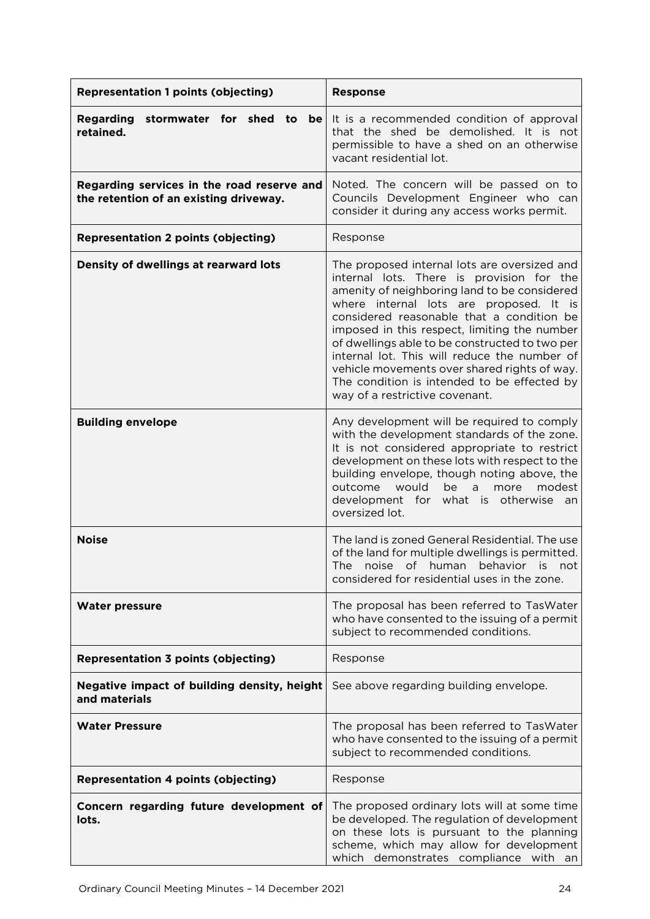| **Representation 1 points (objecting)** | **Response** |
|---|---|
| **Regarding stormwater for shed to be retained.** | It is a recommended condition of approval that the shed be demolished. It is not permissible to have a shed on an otherwise vacant residential lot. |
| **Regarding services in the road reserve and the retention of an existing driveway.** | Noted. The concern will be passed on to Councils Development Engineer who can consider it during any access works permit. |
| **Representation 2 points (objecting)** | Response |
| **Density of dwellings at rearward lots** | The proposed internal lots are oversized and internal lots. There is provision for the amenity of neighboring land to be considered where internal lots are proposed. It is considered reasonable that a condition be imposed in this respect, limiting the number of dwellings able to be constructed to two per internal lot. This will reduce the number of vehicle movements over shared rights of way. The condition is intended to be effected by way of a restrictive covenant. |
| **Building envelope** | Any development will be required to comply with the development standards of the zone. It is not considered appropriate to restrict development on these lots with respect to the building envelope, though noting above, the outcome would be a more modest development for what is otherwise an oversized lot. |
| **Noise** | The land is zoned General Residential. The use of the land for multiple dwellings is permitted. The noise of human behavior is not considered for residential uses in the zone. |
| **Water pressure** | The proposal has been referred to TasWater who have consented to the issuing of a permit subject to recommended conditions. |
| **Representation 3 points (objecting)** | Response |
| **Negative impact of building density, height and materials** | See above regarding building envelope. |
| **Water Pressure** | The proposal has been referred to TasWater who have consented to the issuing of a permit subject to recommended conditions. |
| **Representation 4 points (objecting)** | Response |
| **Concern regarding future development of lots.** | The proposed ordinary lots will at some time be developed. The regulation of development on these lots is pursuant to the planning scheme, which may allow for development which demonstrates compliance with an |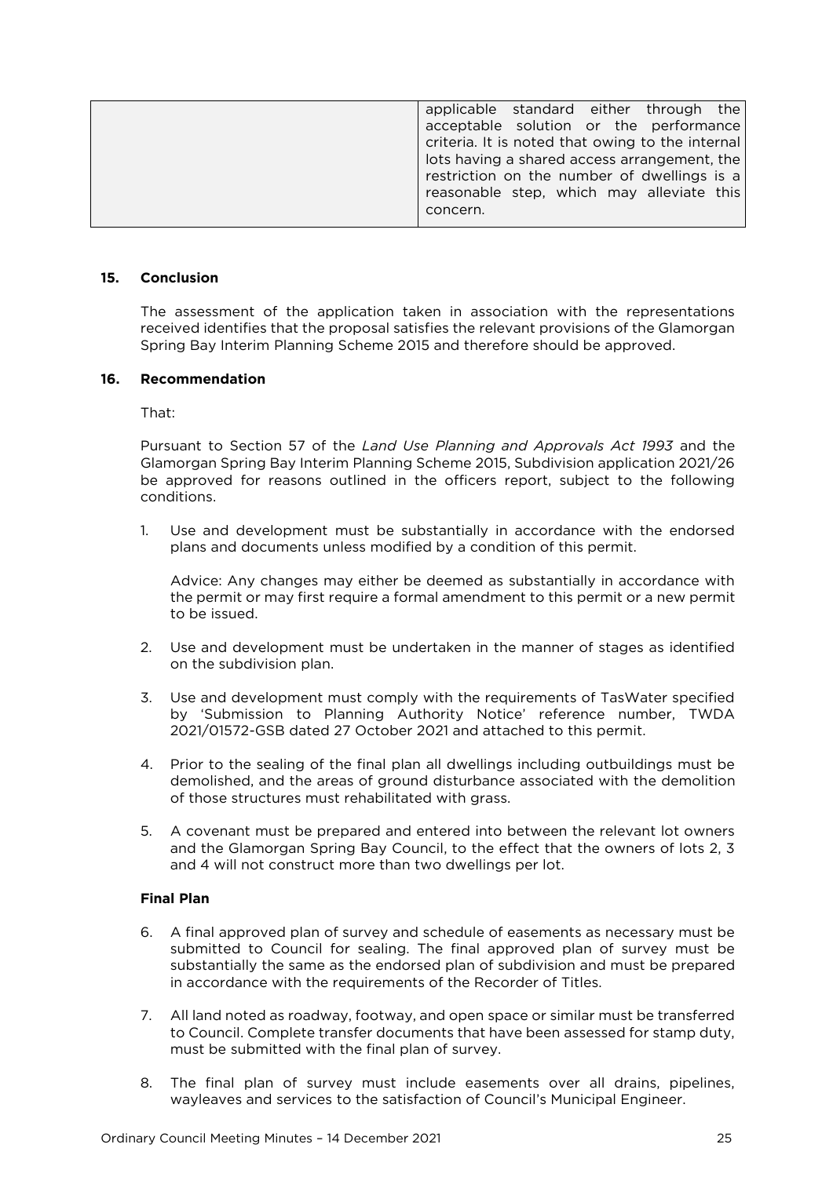| | applicable standard either through the acceptable solution or the performance criteria. It is noted that owing to the internal lots having a shared access arrangement, the restriction on the number of dwellings is a reasonable step, which may alleviate this concern. |
|---|---|

## 15. Conclusion

The assessment of the application taken in association with the representations received identifies that the proposal satisfies the relevant provisions of the Glamorgan Spring Bay Interim Planning Scheme 2015 and therefore should be approved.

## 16. Recommendation

That:

Pursuant to Section 57 of the *Land Use Planning and Approvals Act 1993* and the Glamorgan Spring Bay Interim Planning Scheme 2015, Subdivision application 2021/26 be approved for reasons outlined in the officers report, subject to the following conditions.

1. Use and development must be substantially in accordance with the endorsed plans and documents unless modified by a condition of this permit.

   Advice: Any changes may either be deemed as substantially in accordance with the permit or may first require a formal amendment to this permit or a new permit to be issued.

2. Use and development must be undertaken in the manner of stages as identified on the subdivision plan.

3. Use and development must comply with the requirements of TasWater specified by 'Submission to Planning Authority Notice' reference number, TWDA 2021/01572-GSB dated 27 October 2021 and attached to this permit.

4. Prior to the sealing of the final plan all dwellings including outbuildings must be demolished, and the areas of ground disturbance associated with the demolition of those structures must rehabilitated with grass.

5. A covenant must be prepared and entered into between the relevant lot owners and the Glamorgan Spring Bay Council, to the effect that the owners of lots 2, 3 and 4 will not construct more than two dwellings per lot.

**Final Plan**

6. A final approved plan of survey and schedule of easements as necessary must be submitted to Council for sealing. The final approved plan of survey must be substantially the same as the endorsed plan of subdivision and must be prepared in accordance with the requirements of the Recorder of Titles.

7. All land noted as roadway, footway, and open space or similar must be transferred to Council. Complete transfer documents that have been assessed for stamp duty, must be submitted with the final plan of survey.

8. The final plan of survey must include easements over all drains, pipelines, wayleaves and services to the satisfaction of Council's Municipal Engineer.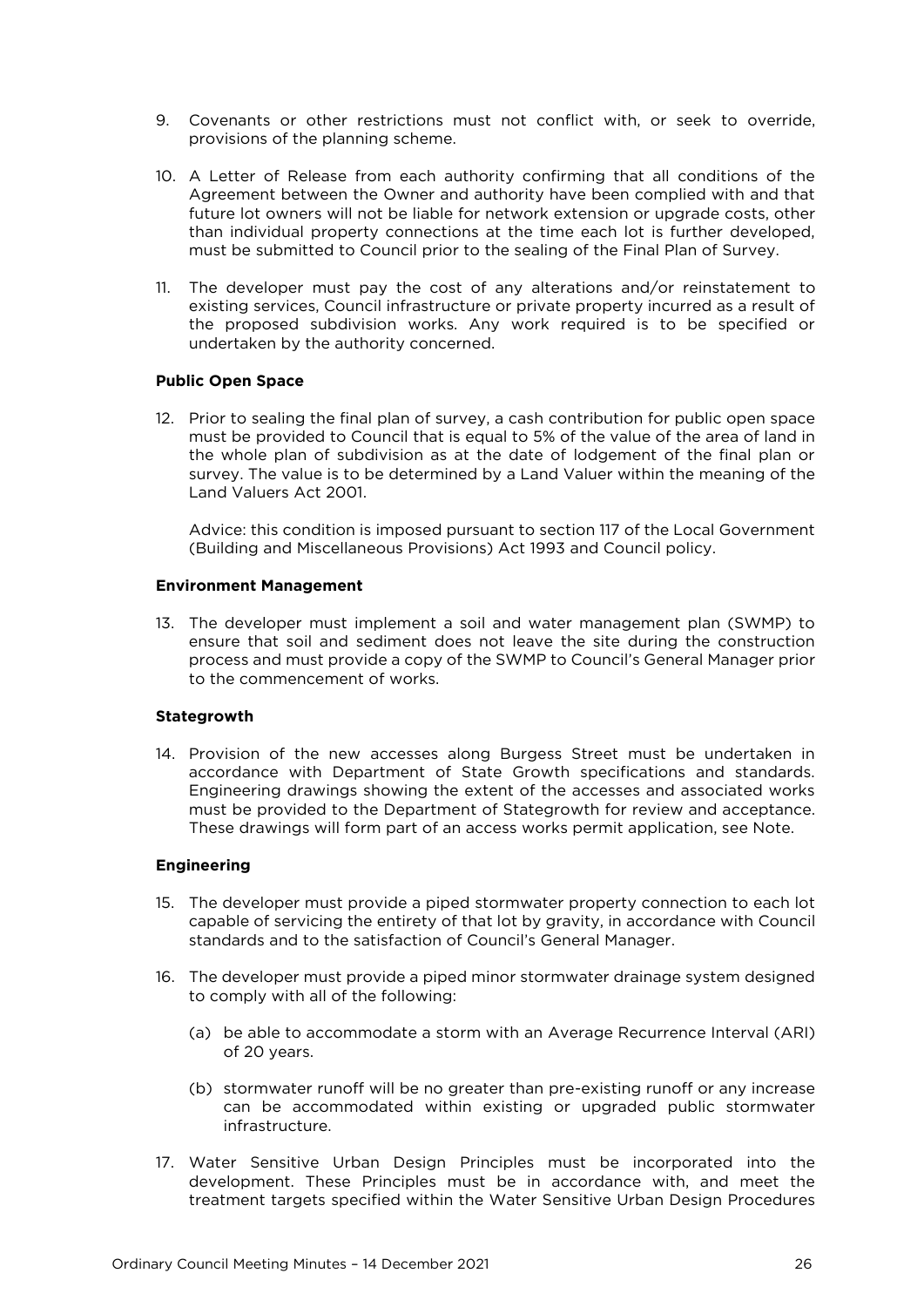9. Covenants or other restrictions must not conflict with, or seek to override, provisions of the planning scheme.

10. A Letter of Release from each authority confirming that all conditions of the Agreement between the Owner and authority have been complied with and that future lot owners will not be liable for network extension or upgrade costs, other than individual property connections at the time each lot is further developed, must be submitted to Council prior to the sealing of the Final Plan of Survey.

11. The developer must pay the cost of any alterations and/or reinstatement to existing services, Council infrastructure or private property incurred as a result of the proposed subdivision works. Any work required is to be specified or undertaken by the authority concerned.

**Public Open Space**

12. Prior to sealing the final plan of survey, a cash contribution for public open space must be provided to Council that is equal to 5% of the value of the area of land in the whole plan of subdivision as at the date of lodgement of the final plan or survey. The value is to be determined by a Land Valuer within the meaning of the Land Valuers Act 2001.

    Advice: this condition is imposed pursuant to section 117 of the Local Government (Building and Miscellaneous Provisions) Act 1993 and Council policy.

**Environment Management**

13. The developer must implement a soil and water management plan (SWMP) to ensure that soil and sediment does not leave the site during the construction process and must provide a copy of the SWMP to Council's General Manager prior to the commencement of works.

**Stategrowth**

14. Provision of the new accesses along Burgess Street must be undertaken in accordance with Department of State Growth specifications and standards. Engineering drawings showing the extent of the accesses and associated works must be provided to the Department of Stategrowth for review and acceptance. These drawings will form part of an access works permit application, see Note.

**Engineering**

15. The developer must provide a piped stormwater property connection to each lot capable of servicing the entirety of that lot by gravity, in accordance with Council standards and to the satisfaction of Council's General Manager.

16. The developer must provide a piped minor stormwater drainage system designed to comply with all of the following:

    (a) be able to accommodate a storm with an Average Recurrence Interval (ARI) of 20 years.

    (b) stormwater runoff will be no greater than pre-existing runoff or any increase can be accommodated within existing or upgraded public stormwater infrastructure.

17. Water Sensitive Urban Design Principles must be incorporated into the development. These Principles must be in accordance with, and meet the treatment targets specified within the Water Sensitive Urban Design Procedures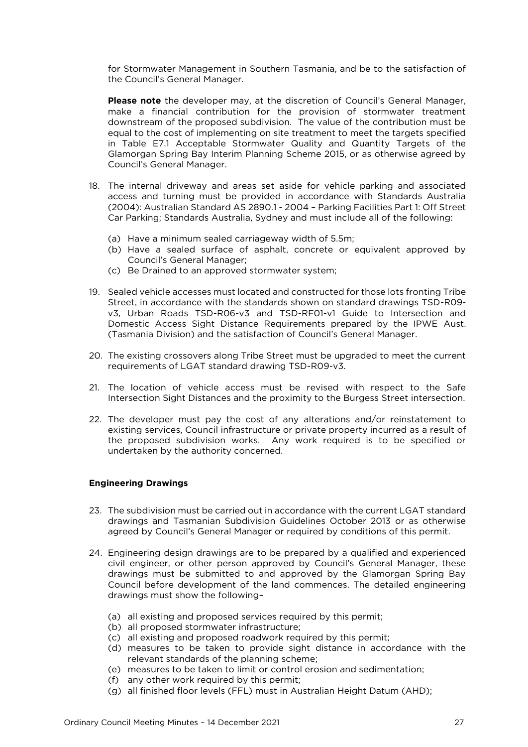for Stormwater Management in Southern Tasmania, and be to the satisfaction of the Council's General Manager.

**Please note** the developer may, at the discretion of Council's General Manager, make a financial contribution for the provision of stormwater treatment downstream of the proposed subdivision. The value of the contribution must be equal to the cost of implementing on site treatment to meet the targets specified in Table E7.1 Acceptable Stormwater Quality and Quantity Targets of the Glamorgan Spring Bay Interim Planning Scheme 2015, or as otherwise agreed by Council's General Manager.

18. The internal driveway and areas set aside for vehicle parking and associated access and turning must be provided in accordance with Standards Australia (2004): Australian Standard AS 2890.1 - 2004 – Parking Facilities Part 1: Off Street Car Parking; Standards Australia, Sydney and must include all of the following:
    (a) Have a minimum sealed carriageway width of 5.5m;
    (b) Have a sealed surface of asphalt, concrete or equivalent approved by Council's General Manager;
    (c) Be Drained to an approved stormwater system;

19. Sealed vehicle accesses must located and constructed for those lots fronting Tribe Street, in accordance with the standards shown on standard drawings TSD-R09-v3, Urban Roads TSD-R06-v3 and TSD-RF01-v1 Guide to Intersection and Domestic Access Sight Distance Requirements prepared by the IPWE Aust. (Tasmania Division) and the satisfaction of Council's General Manager.

20. The existing crossovers along Tribe Street must be upgraded to meet the current requirements of LGAT standard drawing TSD-R09-v3.

21. The location of vehicle access must be revised with respect to the Safe Intersection Sight Distances and the proximity to the Burgess Street intersection.

22. The developer must pay the cost of any alterations and/or reinstatement to existing services, Council infrastructure or private property incurred as a result of the proposed subdivision works. Any work required is to be specified or undertaken by the authority concerned.

**Engineering Drawings**

23. The subdivision must be carried out in accordance with the current LGAT standard drawings and Tasmanian Subdivision Guidelines October 2013 or as otherwise agreed by Council's General Manager or required by conditions of this permit.

24. Engineering design drawings are to be prepared by a qualified and experienced civil engineer, or other person approved by Council's General Manager, these drawings must be submitted to and approved by the Glamorgan Spring Bay Council before development of the land commences. The detailed engineering drawings must show the following–
    (a) all existing and proposed services required by this permit;
    (b) all proposed stormwater infrastructure;
    (c) all existing and proposed roadwork required by this permit;
    (d) measures to be taken to provide sight distance in accordance with the relevant standards of the planning scheme;
    (e) measures to be taken to limit or control erosion and sedimentation;
    (f) any other work required by this permit;
    (g) all finished floor levels (FFL) must in Australian Height Datum (AHD);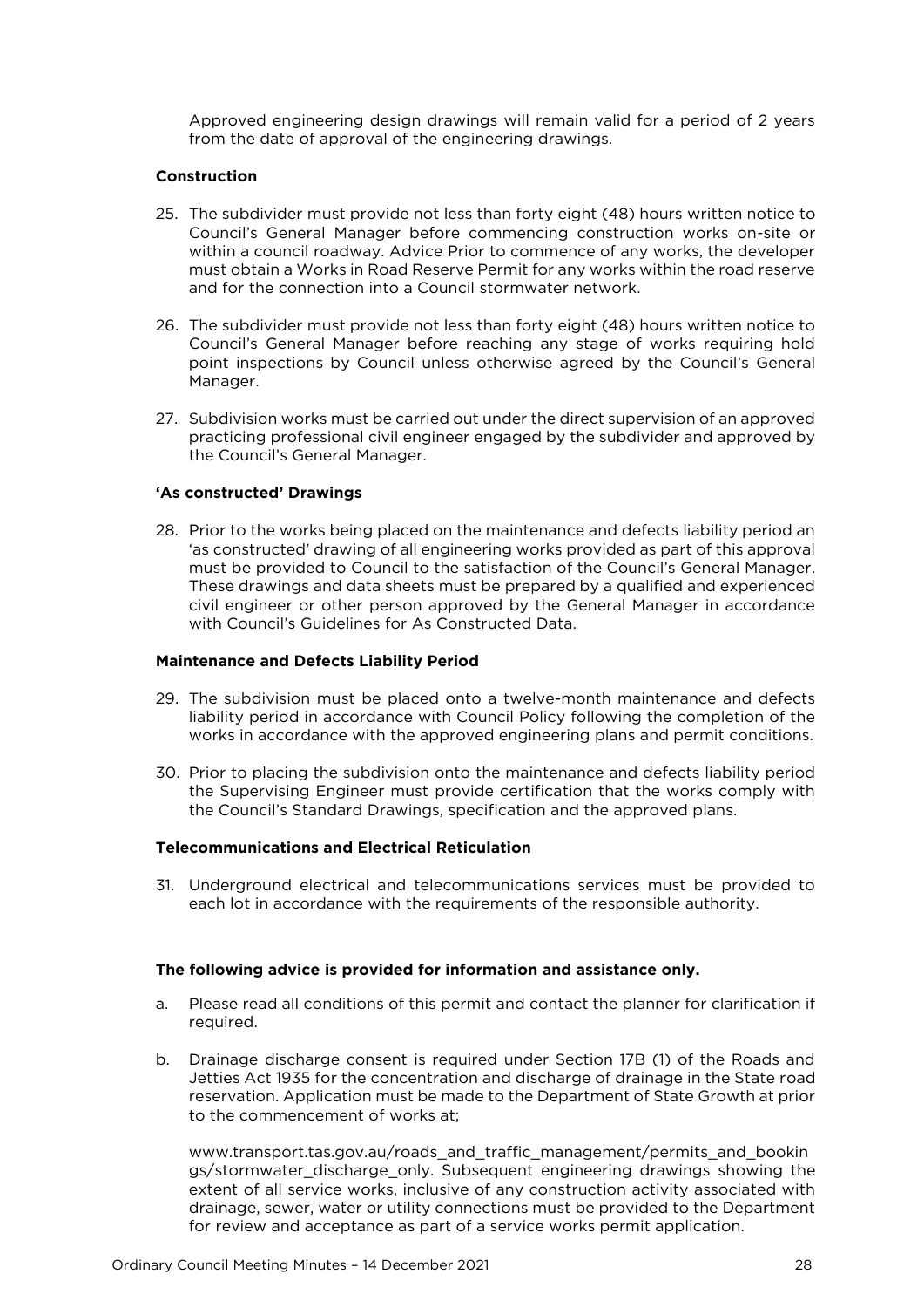Approved engineering design drawings will remain valid for a period of 2 years from the date of approval of the engineering drawings.

**Construction**

25. The subdivider must provide not less than forty eight (48) hours written notice to Council's General Manager before commencing construction works on-site or within a council roadway. Advice Prior to commence of any works, the developer must obtain a Works in Road Reserve Permit for any works within the road reserve and for the connection into a Council stormwater network.

26. The subdivider must provide not less than forty eight (48) hours written notice to Council's General Manager before reaching any stage of works requiring hold point inspections by Council unless otherwise agreed by the Council's General Manager.

27. Subdivision works must be carried out under the direct supervision of an approved practicing professional civil engineer engaged by the subdivider and approved by the Council's General Manager.

**'As constructed' Drawings**

28. Prior to the works being placed on the maintenance and defects liability period an 'as constructed' drawing of all engineering works provided as part of this approval must be provided to Council to the satisfaction of the Council's General Manager. These drawings and data sheets must be prepared by a qualified and experienced civil engineer or other person approved by the General Manager in accordance with Council's Guidelines for As Constructed Data.

**Maintenance and Defects Liability Period**

29. The subdivision must be placed onto a twelve-month maintenance and defects liability period in accordance with Council Policy following the completion of the works in accordance with the approved engineering plans and permit conditions.

30. Prior to placing the subdivision onto the maintenance and defects liability period the Supervising Engineer must provide certification that the works comply with the Council's Standard Drawings, specification and the approved plans.

**Telecommunications and Electrical Reticulation**

31. Underground electrical and telecommunications services must be provided to each lot in accordance with the requirements of the responsible authority.

**The following advice is provided for information and assistance only.**

a. Please read all conditions of this permit and contact the planner for clarification if required.

b. Drainage discharge consent is required under Section 17B (1) of the Roads and Jetties Act 1935 for the concentration and discharge of drainage in the State road reservation. Application must be made to the Department of State Growth at prior to the commencement of works at;

   www.transport.tas.gov.au/roads_and_traffic_management/permits_and_bookings/stormwater_discharge_only. Subsequent engineering drawings showing the extent of all service works, inclusive of any construction activity associated with drainage, sewer, water or utility connections must be provided to the Department for review and acceptance as part of a service works permit application.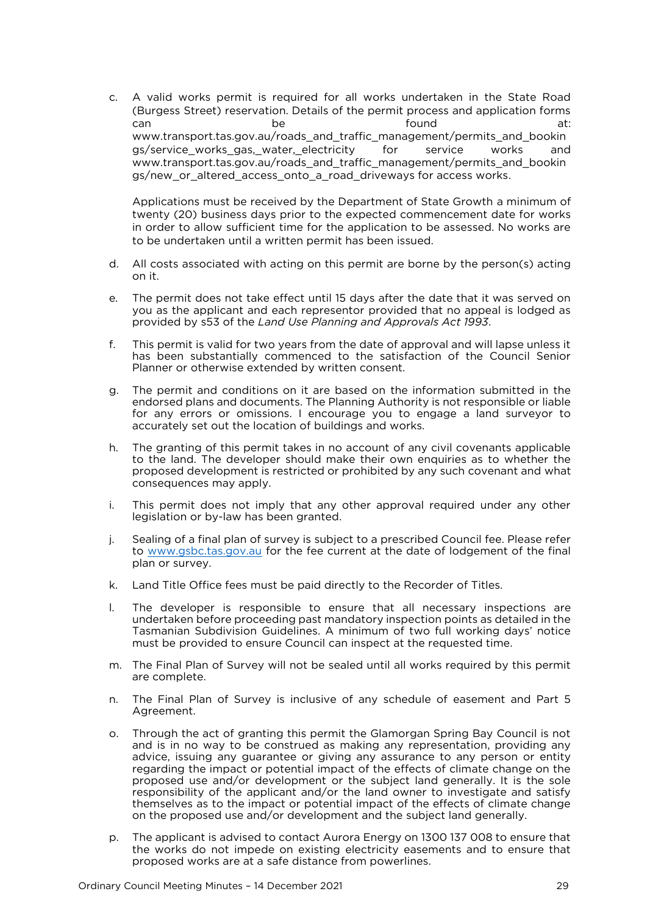c. A valid works permit is required for all works undertaken in the State Road (Burgess Street) reservation. Details of the permit process and application forms can be found at: www.transport.tas.gov.au/roads_and_traffic_management/permits_and_bookings/service_works_gas,_water,_electricity for service works and www.transport.tas.gov.au/roads_and_traffic_management/permits_and_bookings/new_or_altered_access_onto_a_road_driveways for access works.

   Applications must be received by the Department of State Growth a minimum of twenty (20) business days prior to the expected commencement date for works in order to allow sufficient time for the application to be assessed. No works are to be undertaken until a written permit has been issued.

d. All costs associated with acting on this permit are borne by the person(s) acting on it.

e. The permit does not take effect until 15 days after the date that it was served on you as the applicant and each representor provided that no appeal is lodged as provided by s53 of the *Land Use Planning and Approvals Act 1993*.

f. This permit is valid for two years from the date of approval and will lapse unless it has been substantially commenced to the satisfaction of the Council Senior Planner or otherwise extended by written consent.

g. The permit and conditions on it are based on the information submitted in the endorsed plans and documents. The Planning Authority is not responsible or liable for any errors or omissions. I encourage you to engage a land surveyor to accurately set out the location of buildings and works.

h. The granting of this permit takes in no account of any civil covenants applicable to the land. The developer should make their own enquiries as to whether the proposed development is restricted or prohibited by any such covenant and what consequences may apply.

i. This permit does not imply that any other approval required under any other legislation or by-law has been granted.

j. Sealing of a final plan of survey is subject to a prescribed Council fee. Please refer to www.gsbc.tas.gov.au for the fee current at the date of lodgement of the final plan or survey.

k. Land Title Office fees must be paid directly to the Recorder of Titles.

l. The developer is responsible to ensure that all necessary inspections are undertaken before proceeding past mandatory inspection points as detailed in the Tasmanian Subdivision Guidelines. A minimum of two full working days' notice must be provided to ensure Council can inspect at the requested time.

m. The Final Plan of Survey will not be sealed until all works required by this permit are complete.

n. The Final Plan of Survey is inclusive of any schedule of easement and Part 5 Agreement.

o. Through the act of granting this permit the Glamorgan Spring Bay Council is not and is in no way to be construed as making any representation, providing any advice, issuing any guarantee or giving any assurance to any person or entity regarding the impact or potential impact of the effects of climate change on the proposed use and/or development or the subject land generally. It is the sole responsibility of the applicant and/or the land owner to investigate and satisfy themselves as to the impact or potential impact of the effects of climate change on the proposed use and/or development and the subject land generally.

p. The applicant is advised to contact Aurora Energy on 1300 137 008 to ensure that the works do not impede on existing electricity easements and to ensure that proposed works are at a safe distance from powerlines.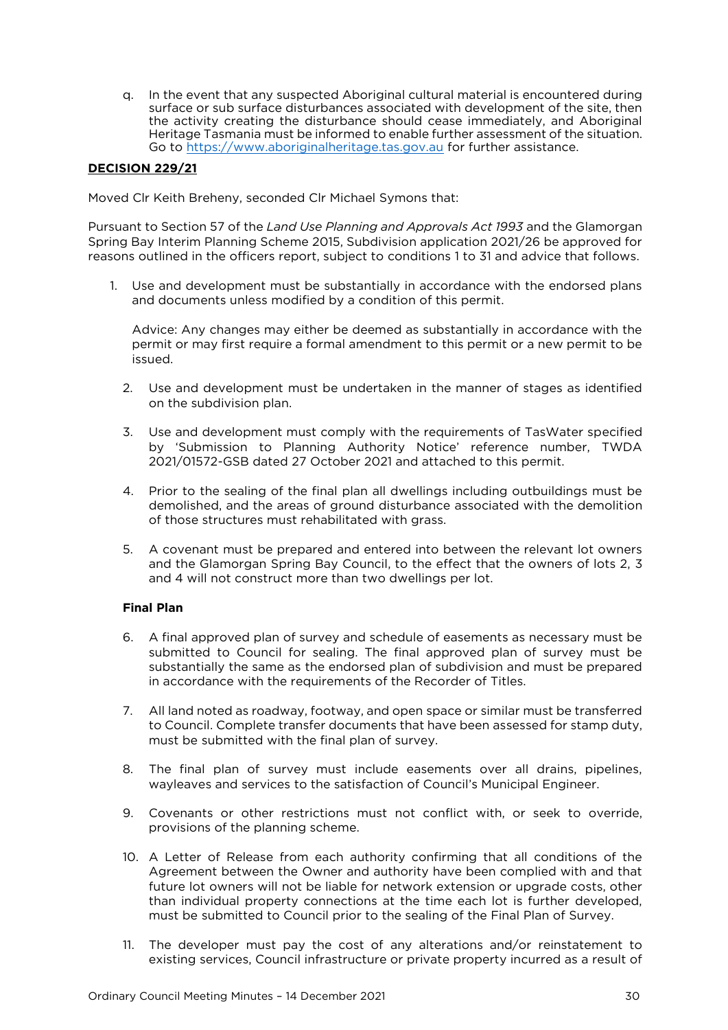q. In the event that any suspected Aboriginal cultural material is encountered during surface or sub surface disturbances associated with development of the site, then the activity creating the disturbance should cease immediately, and Aboriginal Heritage Tasmania must be informed to enable further assessment of the situation. Go to https://www.aboriginalheritage.tas.gov.au for further assistance.

**DECISION 229/21**

Moved Clr Keith Breheny, seconded Clr Michael Symons that:

Pursuant to Section 57 of the *Land Use Planning and Approvals Act 1993* and the Glamorgan Spring Bay Interim Planning Scheme 2015, Subdivision application 2021/26 be approved for reasons outlined in the officers report, subject to conditions 1 to 31 and advice that follows.

1. Use and development must be substantially in accordance with the endorsed plans and documents unless modified by a condition of this permit.

   Advice: Any changes may either be deemed as substantially in accordance with the permit or may first require a formal amendment to this permit or a new permit to be issued.

2. Use and development must be undertaken in the manner of stages as identified on the subdivision plan.

3. Use and development must comply with the requirements of TasWater specified by 'Submission to Planning Authority Notice' reference number, TWDA 2021/01572-GSB dated 27 October 2021 and attached to this permit.

4. Prior to the sealing of the final plan all dwellings including outbuildings must be demolished, and the areas of ground disturbance associated with the demolition of those structures must rehabilitated with grass.

5. A covenant must be prepared and entered into between the relevant lot owners and the Glamorgan Spring Bay Council, to the effect that the owners of lots 2, 3 and 4 will not construct more than two dwellings per lot.

**Final Plan**

6. A final approved plan of survey and schedule of easements as necessary must be submitted to Council for sealing. The final approved plan of survey must be substantially the same as the endorsed plan of subdivision and must be prepared in accordance with the requirements of the Recorder of Titles.

7. All land noted as roadway, footway, and open space or similar must be transferred to Council. Complete transfer documents that have been assessed for stamp duty, must be submitted with the final plan of survey.

8. The final plan of survey must include easements over all drains, pipelines, wayleaves and services to the satisfaction of Council's Municipal Engineer.

9. Covenants or other restrictions must not conflict with, or seek to override, provisions of the planning scheme.

10. A Letter of Release from each authority confirming that all conditions of the Agreement between the Owner and authority have been complied with and that future lot owners will not be liable for network extension or upgrade costs, other than individual property connections at the time each lot is further developed, must be submitted to Council prior to the sealing of the Final Plan of Survey.

11. The developer must pay the cost of any alterations and/or reinstatement to existing services, Council infrastructure or private property incurred as a result of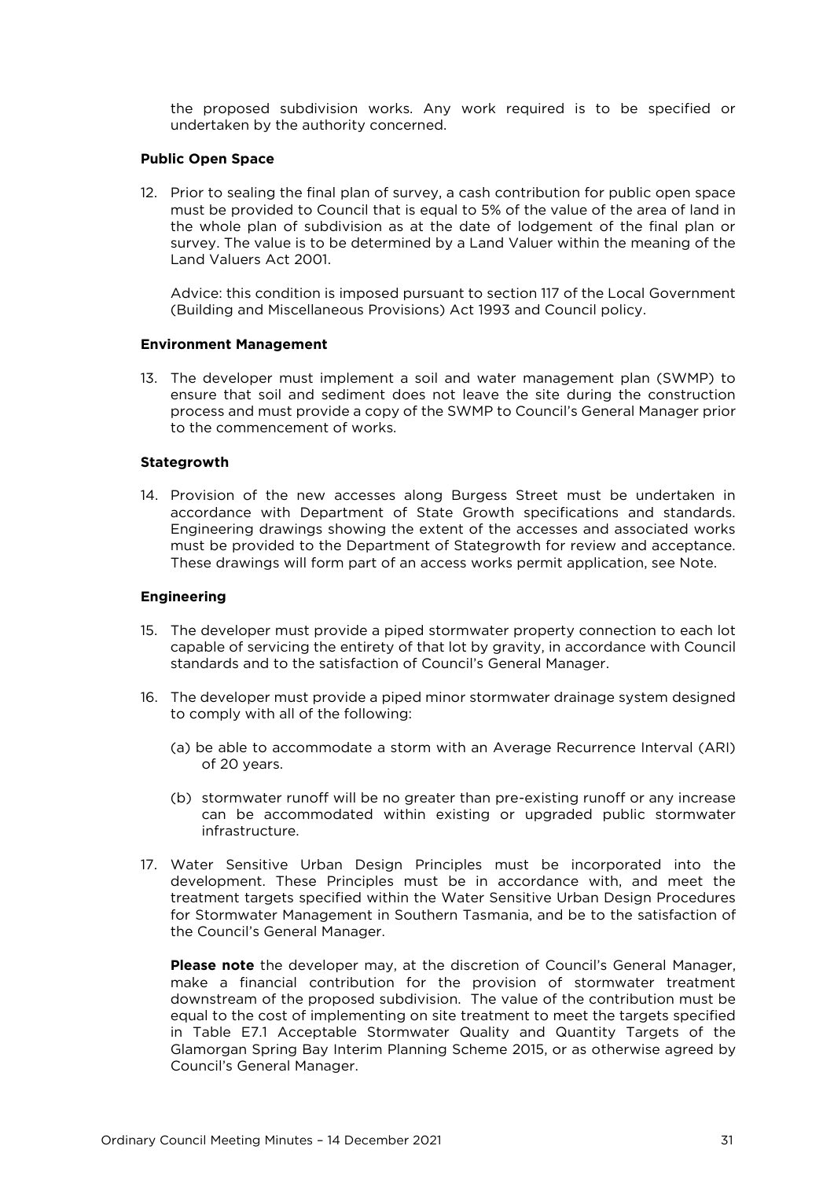the proposed subdivision works. Any work required is to be specified or undertaken by the authority concerned.

**Public Open Space**

12. Prior to sealing the final plan of survey, a cash contribution for public open space must be provided to Council that is equal to 5% of the value of the area of land in the whole plan of subdivision as at the date of lodgement of the final plan or survey. The value is to be determined by a Land Valuer within the meaning of the Land Valuers Act 2001.

    Advice: this condition is imposed pursuant to section 117 of the Local Government (Building and Miscellaneous Provisions) Act 1993 and Council policy.

**Environment Management**

13. The developer must implement a soil and water management plan (SWMP) to ensure that soil and sediment does not leave the site during the construction process and must provide a copy of the SWMP to Council's General Manager prior to the commencement of works.

**Stategrowth**

14. Provision of the new accesses along Burgess Street must be undertaken in accordance with Department of State Growth specifications and standards. Engineering drawings showing the extent of the accesses and associated works must be provided to the Department of Stategrowth for review and acceptance. These drawings will form part of an access works permit application, see Note.

**Engineering**

15. The developer must provide a piped stormwater property connection to each lot capable of servicing the entirety of that lot by gravity, in accordance with Council standards and to the satisfaction of Council's General Manager.

16. The developer must provide a piped minor stormwater drainage system designed to comply with all of the following:

    (a) be able to accommodate a storm with an Average Recurrence Interval (ARI) of 20 years.

    (b) stormwater runoff will be no greater than pre-existing runoff or any increase can be accommodated within existing or upgraded public stormwater infrastructure.

17. Water Sensitive Urban Design Principles must be incorporated into the development. These Principles must be in accordance with, and meet the treatment targets specified within the Water Sensitive Urban Design Procedures for Stormwater Management in Southern Tasmania, and be to the satisfaction of the Council's General Manager.

    **Please note** the developer may, at the discretion of Council's General Manager, make a financial contribution for the provision of stormwater treatment downstream of the proposed subdivision. The value of the contribution must be equal to the cost of implementing on site treatment to meet the targets specified in Table E7.1 Acceptable Stormwater Quality and Quantity Targets of the Glamorgan Spring Bay Interim Planning Scheme 2015, or as otherwise agreed by Council's General Manager.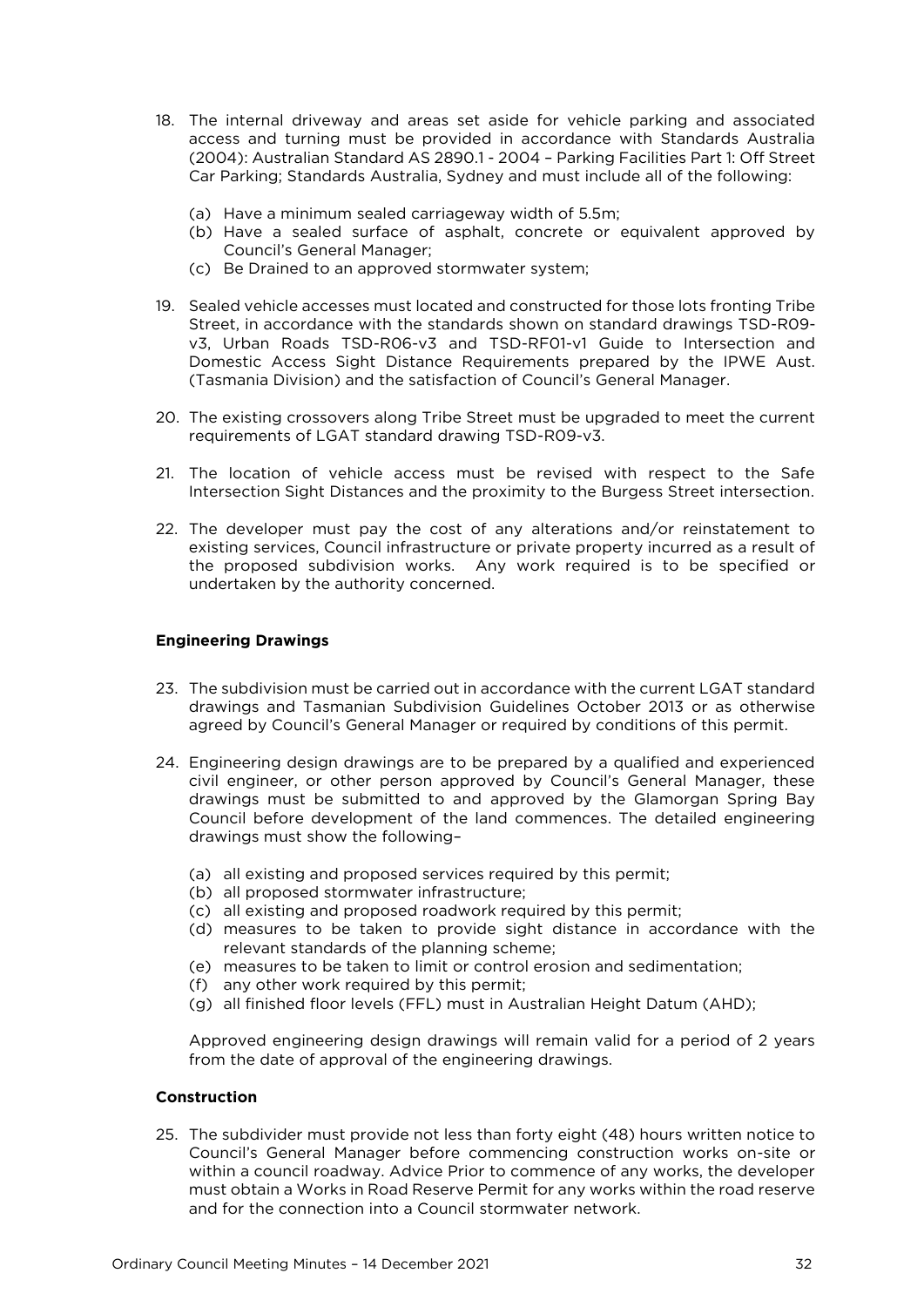18. The internal driveway and areas set aside for vehicle parking and associated access and turning must be provided in accordance with Standards Australia (2004): Australian Standard AS 2890.1 - 2004 – Parking Facilities Part 1: Off Street Car Parking; Standards Australia, Sydney and must include all of the following:

    (a) Have a minimum sealed carriageway width of 5.5m;
    (b) Have a sealed surface of asphalt, concrete or equivalent approved by Council's General Manager;
    (c) Be Drained to an approved stormwater system;

19. Sealed vehicle accesses must located and constructed for those lots fronting Tribe Street, in accordance with the standards shown on standard drawings TSD-R09-v3, Urban Roads TSD-R06-v3 and TSD-RF01-v1 Guide to Intersection and Domestic Access Sight Distance Requirements prepared by the IPWE Aust. (Tasmania Division) and the satisfaction of Council's General Manager.

20. The existing crossovers along Tribe Street must be upgraded to meet the current requirements of LGAT standard drawing TSD-R09-v3.

21. The location of vehicle access must be revised with respect to the Safe Intersection Sight Distances and the proximity to the Burgess Street intersection.

22. The developer must pay the cost of any alterations and/or reinstatement to existing services, Council infrastructure or private property incurred as a result of the proposed subdivision works. Any work required is to be specified or undertaken by the authority concerned.

**Engineering Drawings**

23. The subdivision must be carried out in accordance with the current LGAT standard drawings and Tasmanian Subdivision Guidelines October 2013 or as otherwise agreed by Council's General Manager or required by conditions of this permit.

24. Engineering design drawings are to be prepared by a qualified and experienced civil engineer, or other person approved by Council's General Manager, these drawings must be submitted to and approved by the Glamorgan Spring Bay Council before development of the land commences. The detailed engineering drawings must show the following–

    (a) all existing and proposed services required by this permit;
    (b) all proposed stormwater infrastructure;
    (c) all existing and proposed roadwork required by this permit;
    (d) measures to be taken to provide sight distance in accordance with the relevant standards of the planning scheme;
    (e) measures to be taken to limit or control erosion and sedimentation;
    (f) any other work required by this permit;
    (g) all finished floor levels (FFL) must in Australian Height Datum (AHD);

    Approved engineering design drawings will remain valid for a period of 2 years from the date of approval of the engineering drawings.

**Construction**

25. The subdivider must provide not less than forty eight (48) hours written notice to Council's General Manager before commencing construction works on-site or within a council roadway. Advice Prior to commence of any works, the developer must obtain a Works in Road Reserve Permit for any works within the road reserve and for the connection into a Council stormwater network.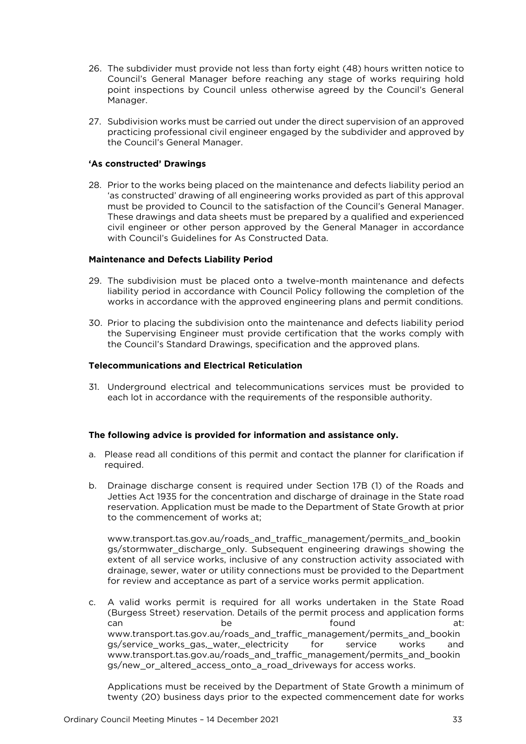26. The subdivider must provide not less than forty eight (48) hours written notice to Council's General Manager before reaching any stage of works requiring hold point inspections by Council unless otherwise agreed by the Council's General Manager.

27. Subdivision works must be carried out under the direct supervision of an approved practicing professional civil engineer engaged by the subdivider and approved by the Council's General Manager.

**'As constructed' Drawings**

28. Prior to the works being placed on the maintenance and defects liability period an 'as constructed' drawing of all engineering works provided as part of this approval must be provided to Council to the satisfaction of the Council's General Manager. These drawings and data sheets must be prepared by a qualified and experienced civil engineer or other person approved by the General Manager in accordance with Council's Guidelines for As Constructed Data.

**Maintenance and Defects Liability Period**

29. The subdivision must be placed onto a twelve-month maintenance and defects liability period in accordance with Council Policy following the completion of the works in accordance with the approved engineering plans and permit conditions.

30. Prior to placing the subdivision onto the maintenance and defects liability period the Supervising Engineer must provide certification that the works comply with the Council's Standard Drawings, specification and the approved plans.

**Telecommunications and Electrical Reticulation**

31. Underground electrical and telecommunications services must be provided to each lot in accordance with the requirements of the responsible authority.

**The following advice is provided for information and assistance only.**

a. Please read all conditions of this permit and contact the planner for clarification if required.

b. Drainage discharge consent is required under Section 17B (1) of the Roads and Jetties Act 1935 for the concentration and discharge of drainage in the State road reservation. Application must be made to the Department of State Growth at prior to the commencement of works at;

   www.transport.tas.gov.au/roads_and_traffic_management/permits_and_bookings/stormwater_discharge_only. Subsequent engineering drawings showing the extent of all service works, inclusive of any construction activity associated with drainage, sewer, water or utility connections must be provided to the Department for review and acceptance as part of a service works permit application.

c. A valid works permit is required for all works undertaken in the State Road (Burgess Street) reservation. Details of the permit process and application forms can be found at: www.transport.tas.gov.au/roads_and_traffic_management/permits_and_bookings/service_works_gas,_water,_electricity for service works and www.transport.tas.gov.au/roads_and_traffic_management/permits_and_bookings/new_or_altered_access_onto_a_road_driveways for access works.

   Applications must be received by the Department of State Growth a minimum of twenty (20) business days prior to the expected commencement date for works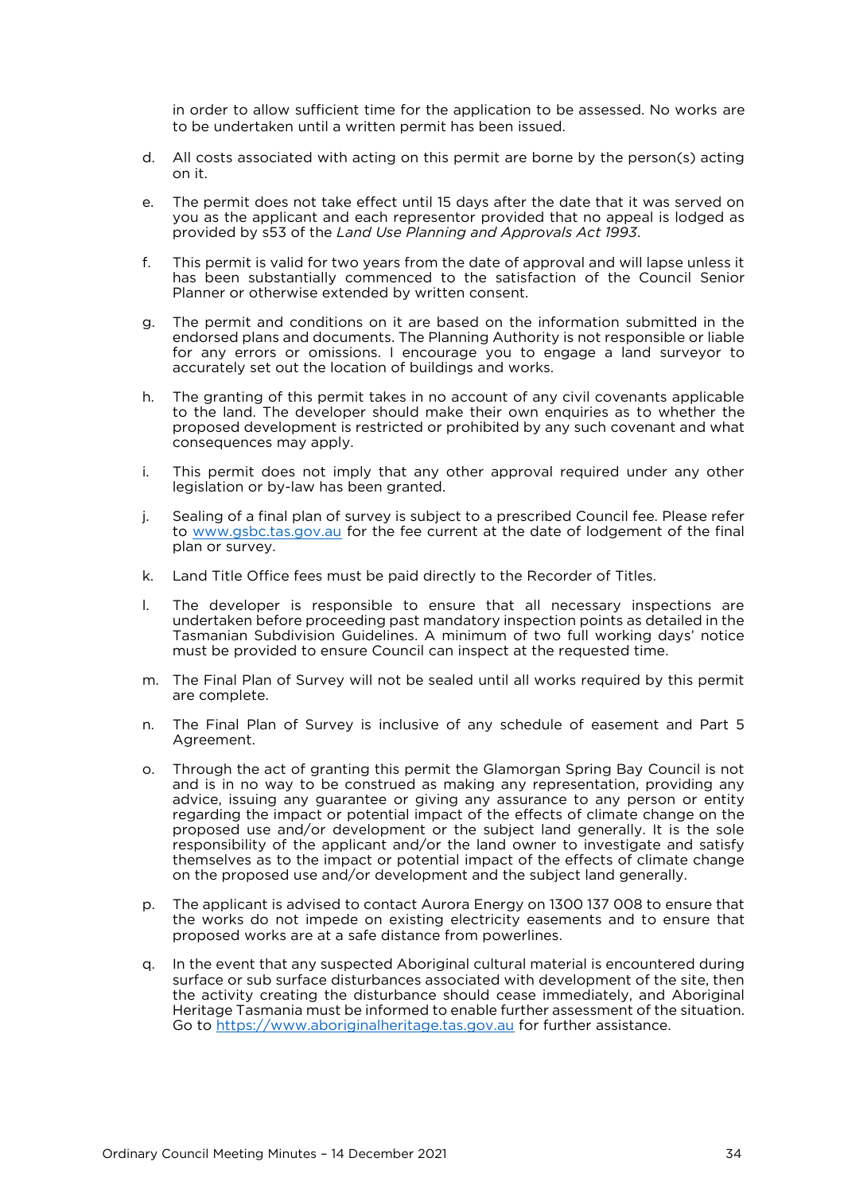in order to allow sufficient time for the application to be assessed. No works are to be undertaken until a written permit has been issued.

d. All costs associated with acting on this permit are borne by the person(s) acting on it.

e. The permit does not take effect until 15 days after the date that it was served on you as the applicant and each representor provided that no appeal is lodged as provided by s53 of the *Land Use Planning and Approvals Act 1993*.

f. This permit is valid for two years from the date of approval and will lapse unless it has been substantially commenced to the satisfaction of the Council Senior Planner or otherwise extended by written consent.

g. The permit and conditions on it are based on the information submitted in the endorsed plans and documents. The Planning Authority is not responsible or liable for any errors or omissions. I encourage you to engage a land surveyor to accurately set out the location of buildings and works.

h. The granting of this permit takes in no account of any civil covenants applicable to the land. The developer should make their own enquiries as to whether the proposed development is restricted or prohibited by any such covenant and what consequences may apply.

i. This permit does not imply that any other approval required under any other legislation or by-law has been granted.

j. Sealing of a final plan of survey is subject to a prescribed Council fee. Please refer to www.gsbc.tas.gov.au for the fee current at the date of lodgement of the final plan or survey.

k. Land Title Office fees must be paid directly to the Recorder of Titles.

l. The developer is responsible to ensure that all necessary inspections are undertaken before proceeding past mandatory inspection points as detailed in the Tasmanian Subdivision Guidelines. A minimum of two full working days' notice must be provided to ensure Council can inspect at the requested time.

m. The Final Plan of Survey will not be sealed until all works required by this permit are complete.

n. The Final Plan of Survey is inclusive of any schedule of easement and Part 5 Agreement.

o. Through the act of granting this permit the Glamorgan Spring Bay Council is not and is in no way to be construed as making any representation, providing any advice, issuing any guarantee or giving any assurance to any person or entity regarding the impact or potential impact of the effects of climate change on the proposed use and/or development or the subject land generally. It is the sole responsibility of the applicant and/or the land owner to investigate and satisfy themselves as to the impact or potential impact of the effects of climate change on the proposed use and/or development and the subject land generally.

p. The applicant is advised to contact Aurora Energy on 1300 137 008 to ensure that the works do not impede on existing electricity easements and to ensure that proposed works are at a safe distance from powerlines.

q. In the event that any suspected Aboriginal cultural material is encountered during surface or sub surface disturbances associated with development of the site, then the activity creating the disturbance should cease immediately, and Aboriginal Heritage Tasmania must be informed to enable further assessment of the situation. Go to https://www.aboriginalheritage.tas.gov.au for further assistance.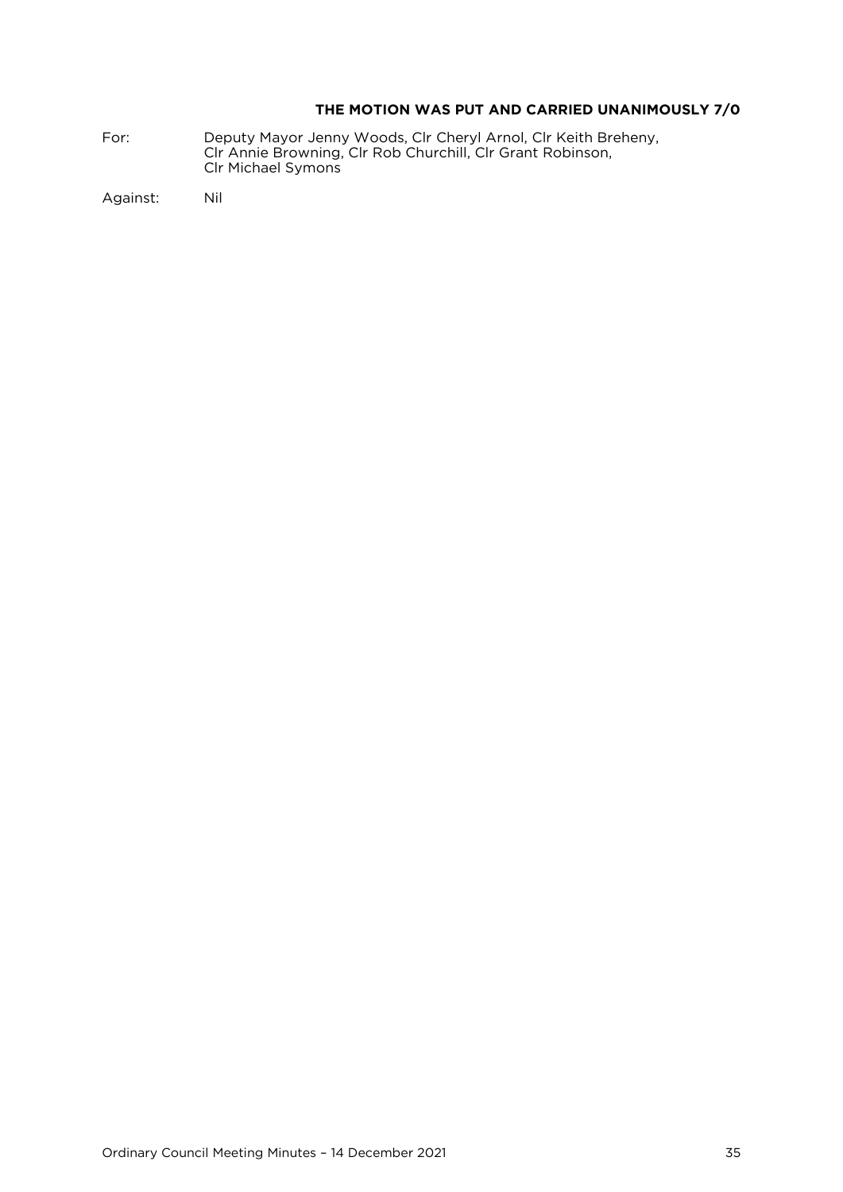**THE MOTION WAS PUT AND CARRIED UNANIMOUSLY 7/0**

For: Deputy Mayor Jenny Woods, Clr Cheryl Arnol, Clr Keith Breheny, Clr Annie Browning, Clr Rob Churchill, Clr Grant Robinson, Clr Michael Symons

Against: Nil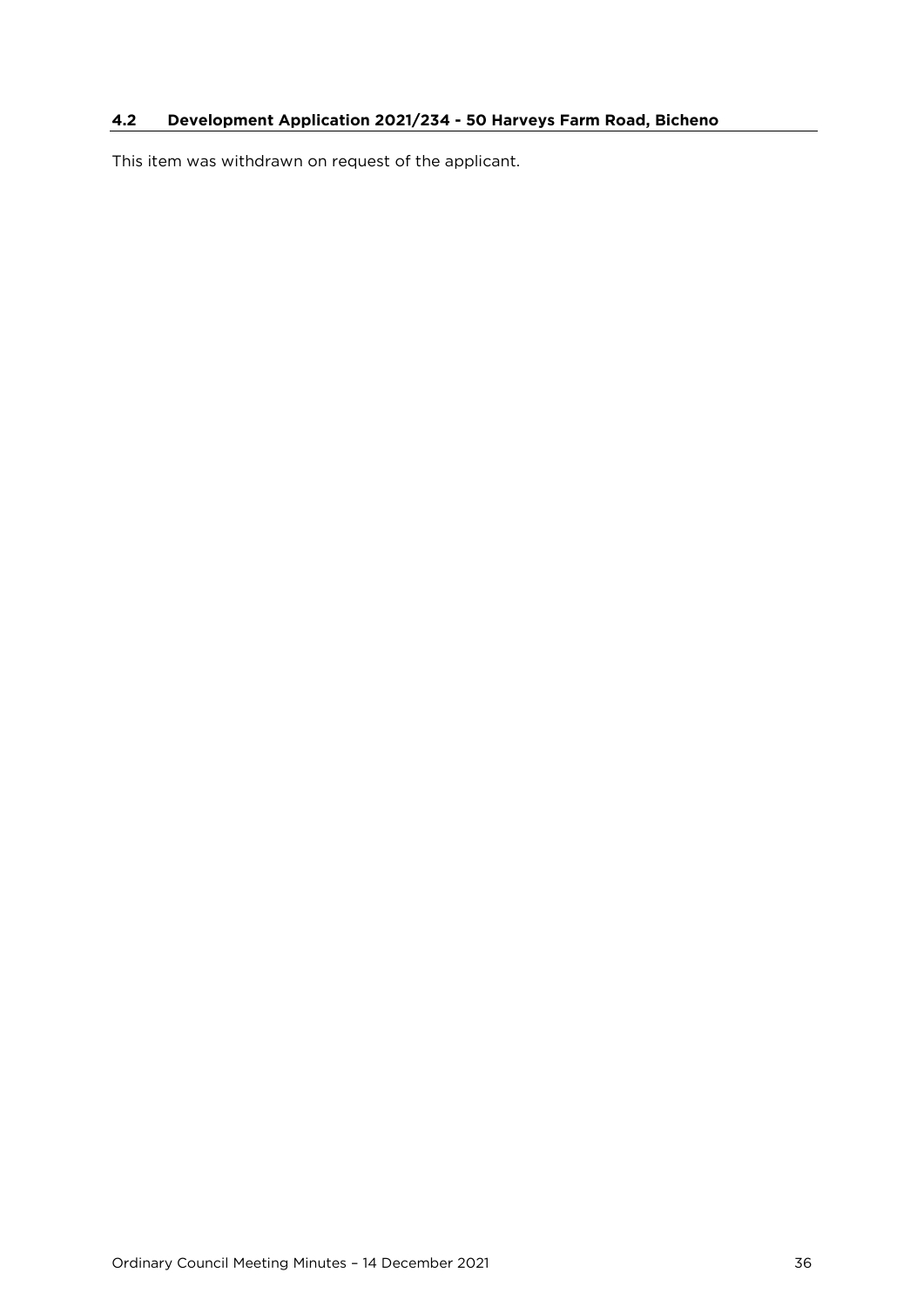### 4.2 Development Application 2021/234 - 50 Harveys Farm Road, Bicheno

This item was withdrawn on request of the applicant.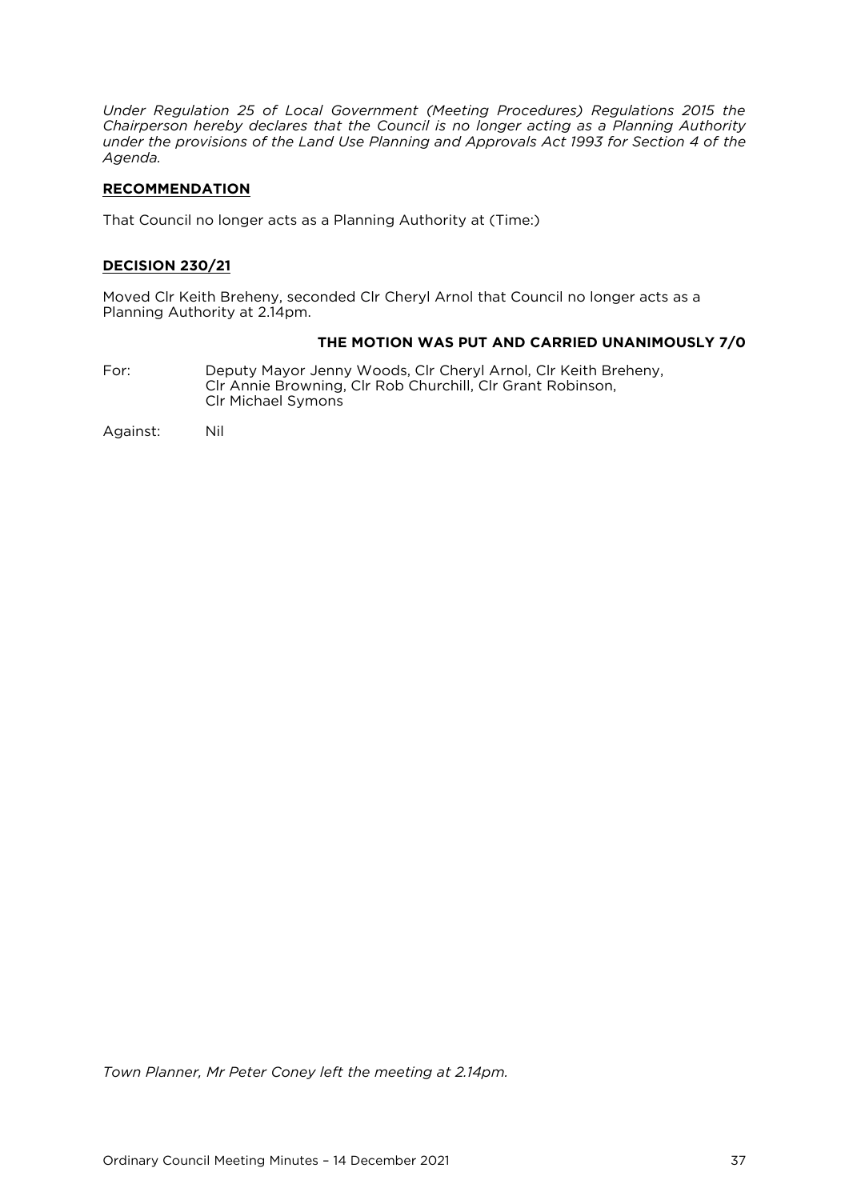*Under Regulation 25 of Local Government (Meeting Procedures) Regulations 2015 the Chairperson hereby declares that the Council is no longer acting as a Planning Authority under the provisions of the Land Use Planning and Approvals Act 1993 for Section 4 of the Agenda.*

**RECOMMENDATION**

That Council no longer acts as a Planning Authority at (Time:)

**DECISION 230/21**

Moved Clr Keith Breheny, seconded Clr Cheryl Arnol that Council no longer acts as a Planning Authority at 2.14pm.

**THE MOTION WAS PUT AND CARRIED UNANIMOUSLY 7/0**

For: Deputy Mayor Jenny Woods, Clr Cheryl Arnol, Clr Keith Breheny, Clr Annie Browning, Clr Rob Churchill, Clr Grant Robinson, Clr Michael Symons

Against: Nil

*Town Planner, Mr Peter Coney left the meeting at 2.14pm.*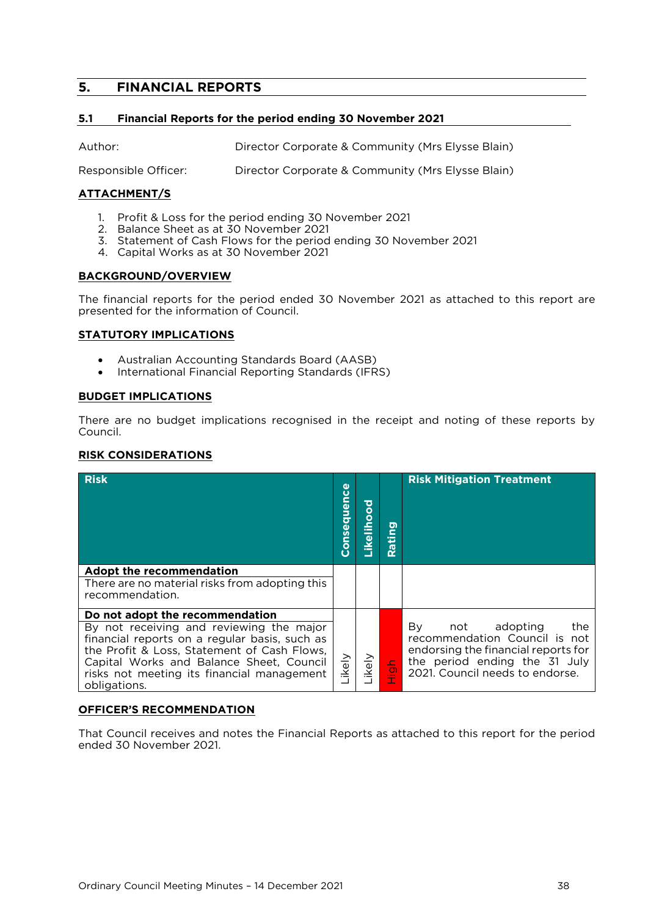## 5. FINANCIAL REPORTS

### 5.1 Financial Reports for the period ending 30 November 2021

Author: Director Corporate & Community (Mrs Elysse Blain)

Responsible Officer: Director Corporate & Community (Mrs Elysse Blain)

**ATTACHMENT/S**

1. Profit & Loss for the period ending 30 November 2021
2. Balance Sheet as at 30 November 2021
3. Statement of Cash Flows for the period ending 30 November 2021
4. Capital Works as at 30 November 2021

**BACKGROUND/OVERVIEW**

The financial reports for the period ended 30 November 2021 as attached to this report are presented for the information of Council.

**STATUTORY IMPLICATIONS**

- Australian Accounting Standards Board (AASB)
- International Financial Reporting Standards (IFRS)

**BUDGET IMPLICATIONS**

There are no budget implications recognised in the receipt and noting of these reports by Council.

**RISK CONSIDERATIONS**

| Risk | Consequence | Likelihood | Rating | Risk Mitigation Treatment |
|---|---|---|---|---|
| **Adopt the recommendation**<br>There are no material risks from adopting this recommendation. | | | | |
| **Do not adopt the recommendation**<br>By not receiving and reviewing the major financial reports on a regular basis, such as the Profit & Loss, Statement of Cash Flows, Capital Works and Balance Sheet, Council risks not meeting its financial management obligations. | Likely | Likely | High | By not adopting the recommendation Council is not endorsing the financial reports for the period ending the 31 July 2021. Council needs to endorse. |

**OFFICER'S RECOMMENDATION**

That Council receives and notes the Financial Reports as attached to this report for the period ended 30 November 2021.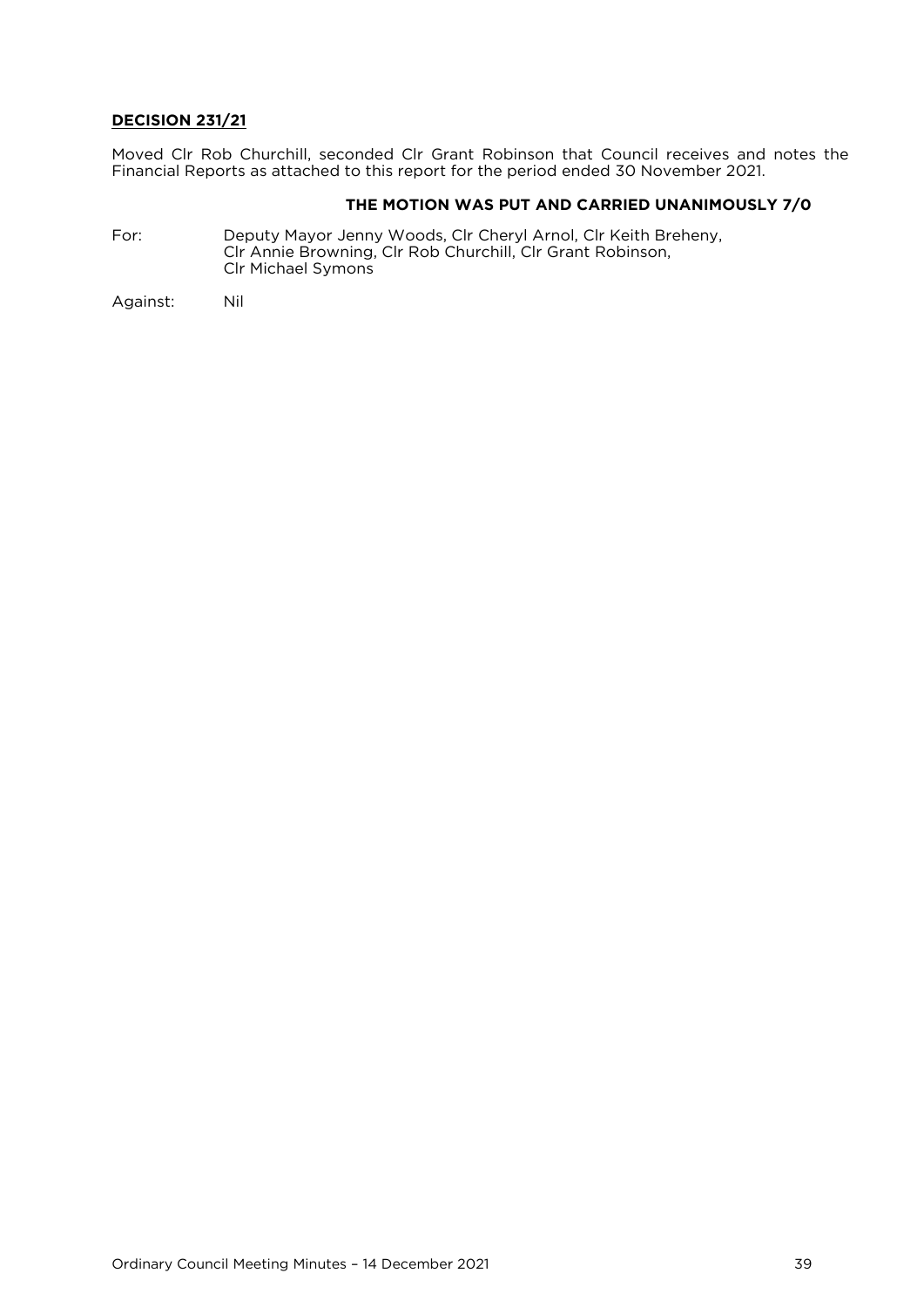**DECISION 231/21**

Moved Clr Rob Churchill, seconded Clr Grant Robinson that Council receives and notes the Financial Reports as attached to this report for the period ended 30 November 2021.

**THE MOTION WAS PUT AND CARRIED UNANIMOUSLY 7/0**

For: Deputy Mayor Jenny Woods, Clr Cheryl Arnol, Clr Keith Breheny, Clr Annie Browning, Clr Rob Churchill, Clr Grant Robinson, Clr Michael Symons

Against: Nil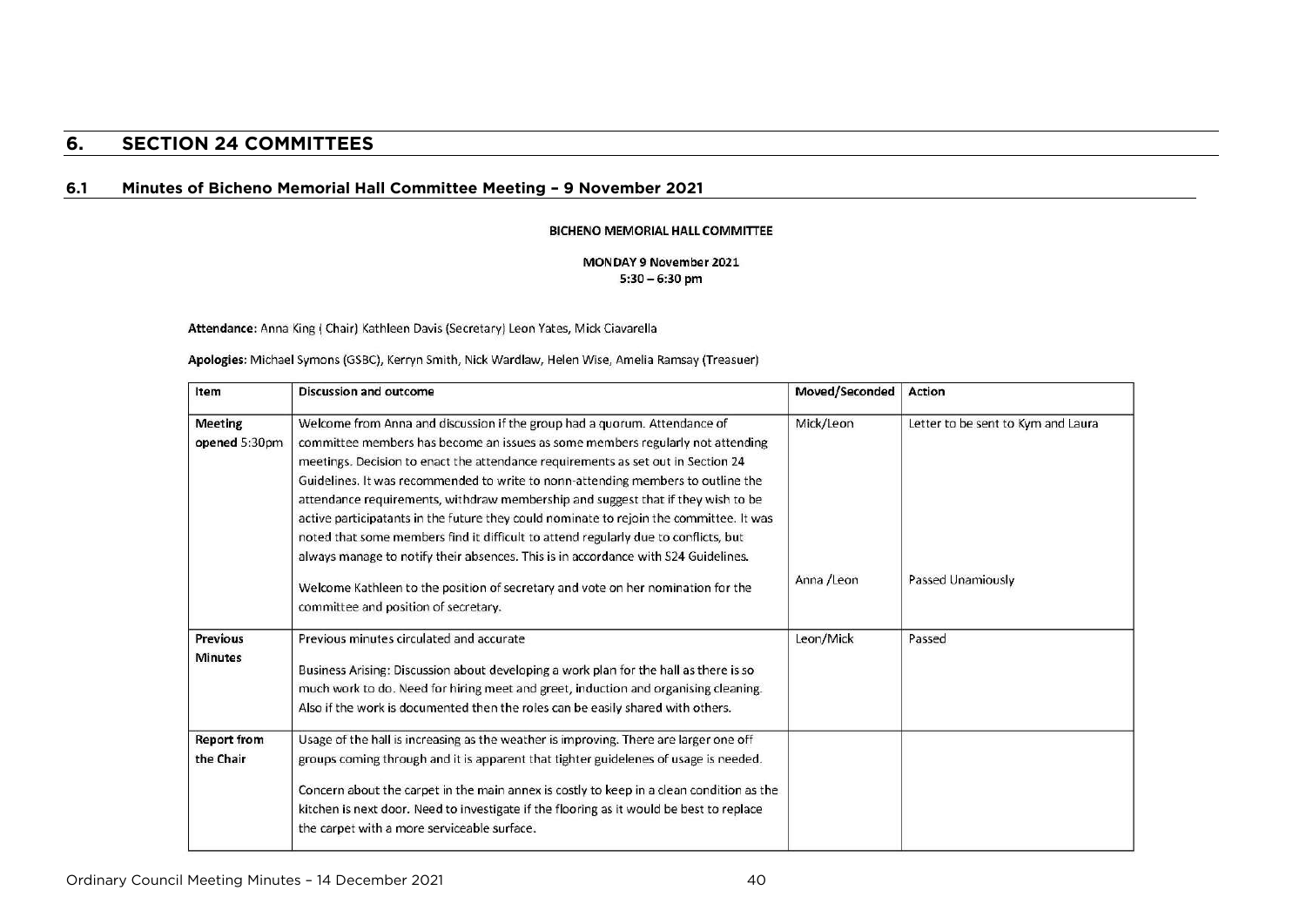## 6. SECTION 24 COMMITTEES

### 6.1 Minutes of Bicheno Memorial Hall Committee Meeting – 9 November 2021

**BICHENO MEMORIAL HALL COMMITTEE**

**MONDAY 9 November 2021**
**5:30 – 6:30 pm**

**Attendance:** Anna King ( Chair) Kathleen Davis (Secretary) Leon Yates, Mick Ciavarella

**Apologies:** Michael Symons (GSBC), Kerryn Smith, Nick Wardlaw, Helen Wise, Amelia Ramsay (Treasuer)

| Item | Discussion and outcome | Moved/Seconded | Action |
|---|---|---|---|
| **Meeting** opened 5:30pm | Welcome from Anna and discussion if the group had a quorum. Attendance of committee members has become an issues as some members regularly not attending meetings. Decision to enact the attendance requirements as set out in Section 24 Guidelines. It was recommended to write to nonn-attending members to outline the attendance requirements, withdraw membership and suggest that if they wish to be active participatants in the future they could nominate to rejoin the committee. It was noted that some members find it difficult to attend regularly due to conflicts, but always manage to notify their absences. This is in accordance with S24 Guidelines.<br><br>Welcome Kathleen to the position of secretary and vote on her nomination for the committee and position of secretary. | Mick/Leon<br><br>Anna /Leon | Letter to be sent to Kym and Laura<br><br>Passed Unamiously |
| **Previous Minutes** | Previous minutes circulated and accurate<br><br>Business Arising: Discussion about developing a work plan for the hall as there is so much work to do. Need for hiring meet and greet, induction and organising cleaning. Also if the work is documented then the roles can be easily shared with others. | Leon/Mick | Passed |
| **Report from the Chair** | Usage of the hall is increasing as the weather is improving. There are larger one off groups coming through and it is apparent that tighter guidelenes of usage is needed.<br><br>Concern about the carpet in the main annex is costly to keep in a clean condition as the kitchen is next door. Need to investigate if the flooring as it would be best to replace the carpet with a more serviceable surface. | | |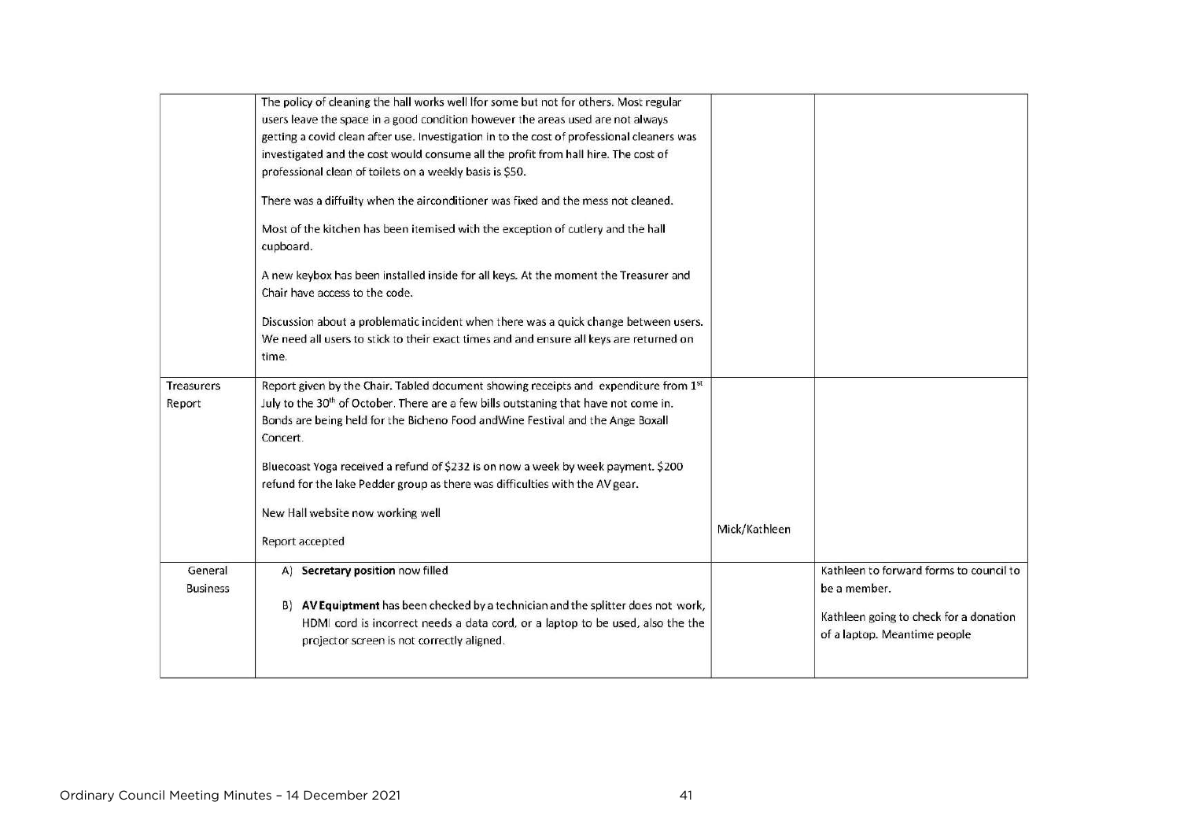| | | | |
|---|---|---|---|
| | The policy of cleaning the hall works well lfor some but not for others. Most regular users leave the space in a good condition however the areas used are not always getting a covid clean after use. Investigation in to the cost of professional cleaners was investigated and the cost would consume all the profit from hall hire. The cost of professional clean of toilets on a weekly basis is $50.<br><br>There was a diffuilty when the airconditioner was fixed and the mess not cleaned.<br><br>Most of the kitchen has been itemised with the exception of cutlery and the hall cupboard.<br><br>A new keybox has been installed inside for all keys. At the moment the Treasurer and Chair have access to the code.<br><br>Discussion about a problematic incident when there was a quick change between users. We need all users to stick to their exact times and and ensure all keys are returned on time. | | |
| Treasurers Report | Report given by the Chair. Tabled document showing receipts and expenditure from 1st July to the 30th of October. There are a few bills outstaning that have not come in. Bonds are being held for the Bicheno Food andWine Festival and the Ange Boxall Concert.<br><br>Bluecoast Yoga received a refund of $232 is on now a week by week payment. $200 refund for the lake Pedder group as there was difficulties with the AV gear.<br><br>New Hall website now working well<br><br>Report accepted | Mick/Kathleen | |
| General Business | A) **Secretary position** now filled<br><br>B) **AV Equiptment** has been checked by a technician and the splitter does not work, HDMI cord is incorrect needs a data cord, or a laptop to be used, also the the projector screen is not correctly aligned. | | Kathleen to forward forms to council to be a member.<br><br>Kathleen going to check for a donation of a laptop. Meantime people |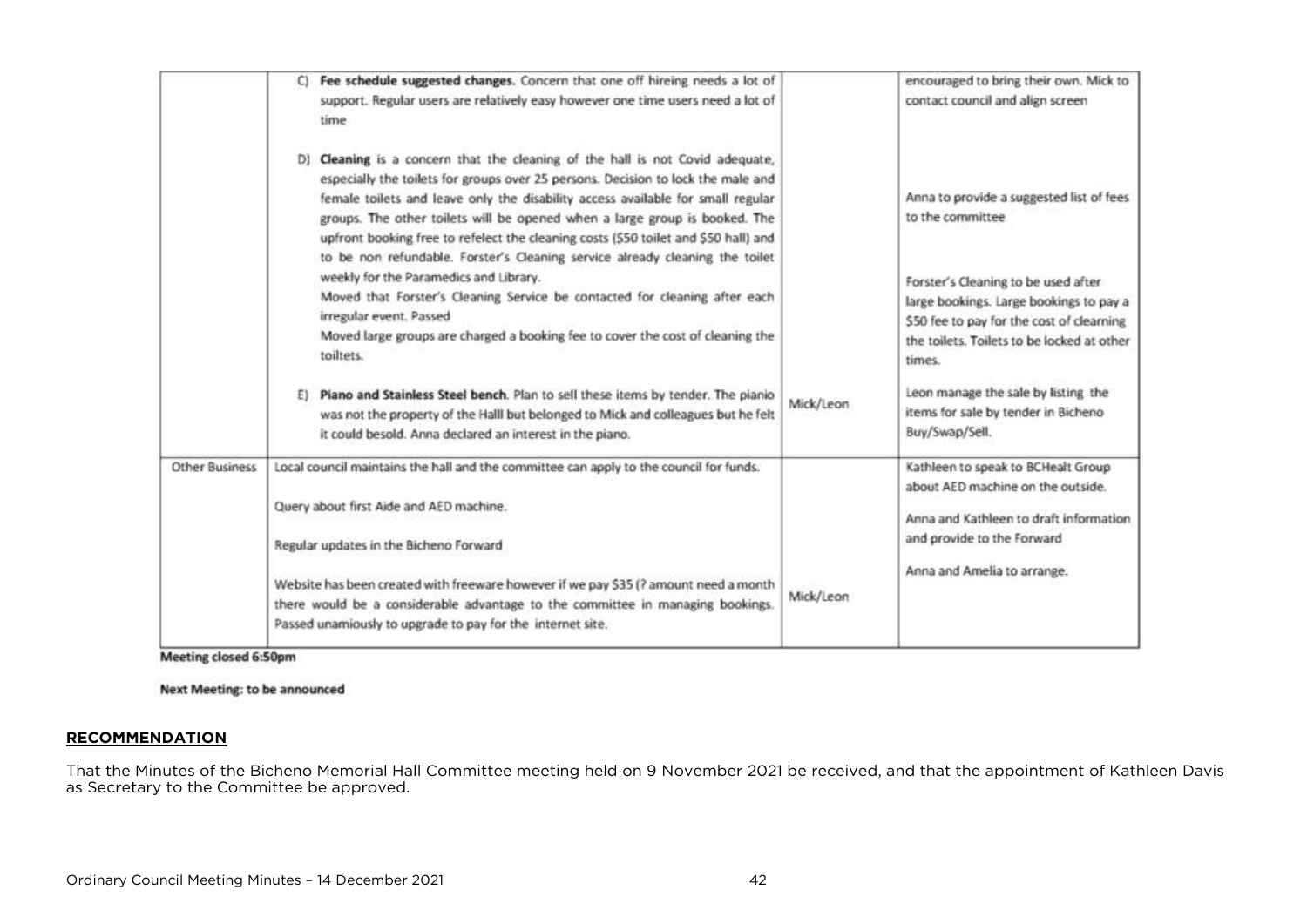| | | | |
|---|---|---|---|
| | C) **Fee schedule suggested changes.** Concern that one off hireing needs a lot of support. Regular users are relatively easy however one time users need a lot of time<br><br>D) **Cleaning** is a concern that the cleaning of the hall is not Covid adequate, especially the toilets for groups over 25 persons. Decision to lock the male and female toilets and leave only the disability access available for small regular groups. The other toilets will be opened when a large group is booked. The upfront booking free to refelect the cleaning costs ($50 toilet and $50 hall) and to be non refundable. Forster's Cleaning service already cleaning the toilet weekly for the Paramedics and Library.<br>Moved that Forster's Cleaning Service be contacted for cleaning after each irregular event. Passed<br>Moved large groups are charged a booking fee to cover the cost of cleaning the toiltets. | | encouraged to bring their own. Mick to contact council and align screen<br><br>Anna to provide a suggested list of fees to the committee<br><br>Forster's Cleaning to be used after large bookings. Large bookings to pay a $50 fee to pay for the cost of clearning the toilets. Toilets to be locked at other times. |
| | E) **Piano and Stainless Steel bench.** Plan to sell these items by tender. The pianio was not the property of the Halll but belonged to Mick and colleagues but he felt it could besold. Anna declared an interest in the piano. | Mick/Leon | Leon manage the sale by listing the items for sale by tender in Bicheno Buy/Swap/Sell. |
| Other Business | Local council maintains the hall and the committee can apply to the council for funds.<br><br>Query about first Aide and AED machine.<br><br>Regular updates in the Bicheno Forward<br><br>Website has been created with freeware however if we pay $35 (? amount need a month there would be a considerable advantage to the committee in managing bookings. Passed unamiously to upgrade to pay for the internet site. | Mick/Leon | Kathleen to speak to BCHealt Group about AED machine on the outside.<br><br>Anna and Kathleen to draft information and provide to the Forward<br><br>Anna and Amelia to arrange. |

**Meeting closed 6:50pm**

**Next Meeting: to be announced**

## RECOMMENDATION

That the Minutes of the Bicheno Memorial Hall Committee meeting held on 9 November 2021 be received, and that the appointment of Kathleen Davis as Secretary to the Committee be approved.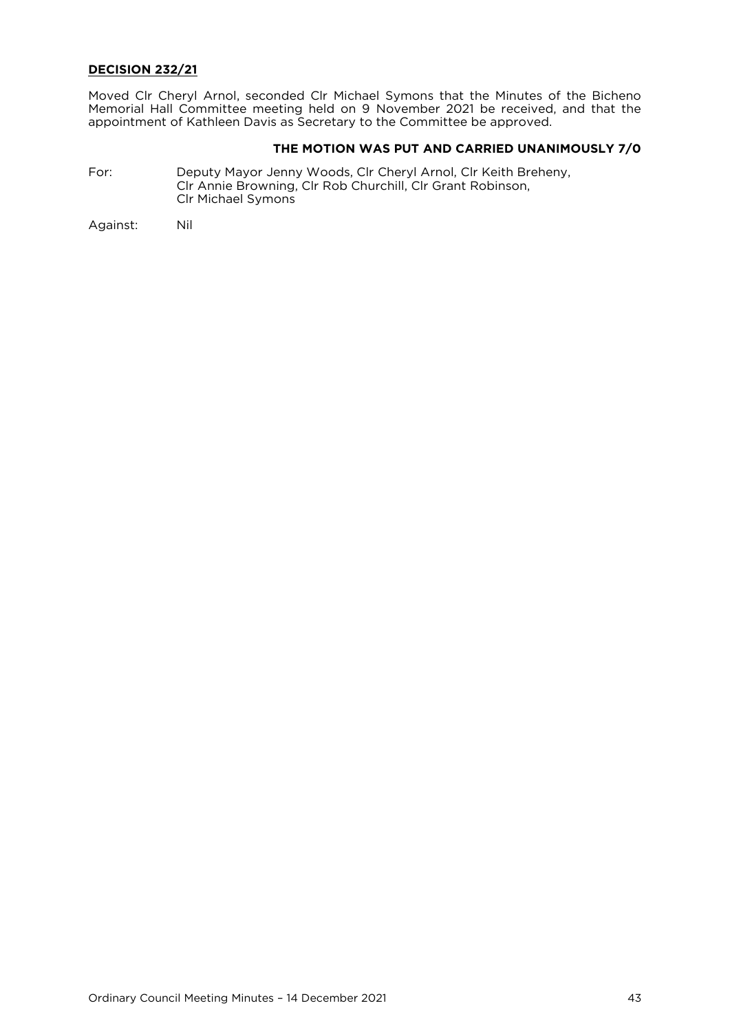**DECISION 232/21**

Moved Clr Cheryl Arnol, seconded Clr Michael Symons that the Minutes of the Bicheno Memorial Hall Committee meeting held on 9 November 2021 be received, and that the appointment of Kathleen Davis as Secretary to the Committee be approved.

**THE MOTION WAS PUT AND CARRIED UNANIMOUSLY 7/0**

For: Deputy Mayor Jenny Woods, Clr Cheryl Arnol, Clr Keith Breheny, Clr Annie Browning, Clr Rob Churchill, Clr Grant Robinson, Clr Michael Symons

Against: Nil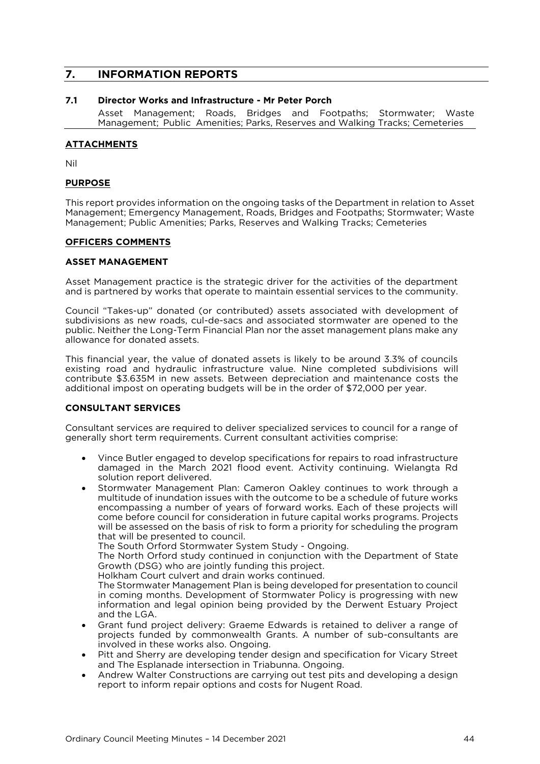## 7. INFORMATION REPORTS

### 7.1 Director Works and Infrastructure - Mr Peter Porch

Asset Management; Roads, Bridges and Footpaths; Stormwater; Waste Management; Public Amenities; Parks, Reserves and Walking Tracks; Cemeteries

**ATTACHMENTS**

Nil

**PURPOSE**

This report provides information on the ongoing tasks of the Department in relation to Asset Management; Emergency Management, Roads, Bridges and Footpaths; Stormwater; Waste Management; Public Amenities; Parks, Reserves and Walking Tracks; Cemeteries

**OFFICERS COMMENTS**

**ASSET MANAGEMENT**

Asset Management practice is the strategic driver for the activities of the department and is partnered by works that operate to maintain essential services to the community.

Council "Takes-up" donated (or contributed) assets associated with development of subdivisions as new roads, cul-de-sacs and associated stormwater are opened to the public. Neither the Long-Term Financial Plan nor the asset management plans make any allowance for donated assets.

This financial year, the value of donated assets is likely to be around 3.3% of councils existing road and hydraulic infrastructure value. Nine completed subdivisions will contribute $3.635M in new assets. Between depreciation and maintenance costs the additional impost on operating budgets will be in the order of $72,000 per year.

**CONSULTANT SERVICES**

Consultant services are required to deliver specialized services to council for a range of generally short term requirements. Current consultant activities comprise:

- Vince Butler engaged to develop specifications for repairs to road infrastructure damaged in the March 2021 flood event. Activity continuing. Wielangta Rd solution report delivered.
- Stormwater Management Plan: Cameron Oakley continues to work through a multitude of inundation issues with the outcome to be a schedule of future works encompassing a number of years of forward works. Each of these projects will come before council for consideration in future capital works programs. Projects will be assessed on the basis of risk to form a priority for scheduling the program that will be presented to council.
  The South Orford Stormwater System Study - Ongoing.
  The North Orford study continued in conjunction with the Department of State Growth (DSG) who are jointly funding this project.
  Holkham Court culvert and drain works continued.
  The Stormwater Management Plan is being developed for presentation to council in coming months. Development of Stormwater Policy is progressing with new information and legal opinion being provided by the Derwent Estuary Project and the LGA.
- Grant fund project delivery: Graeme Edwards is retained to deliver a range of projects funded by commonwealth Grants. A number of sub-consultants are involved in these works also. Ongoing.
- Pitt and Sherry are developing tender design and specification for Vicary Street and The Esplanade intersection in Triabunna. Ongoing.
- Andrew Walter Constructions are carrying out test pits and developing a design report to inform repair options and costs for Nugent Road.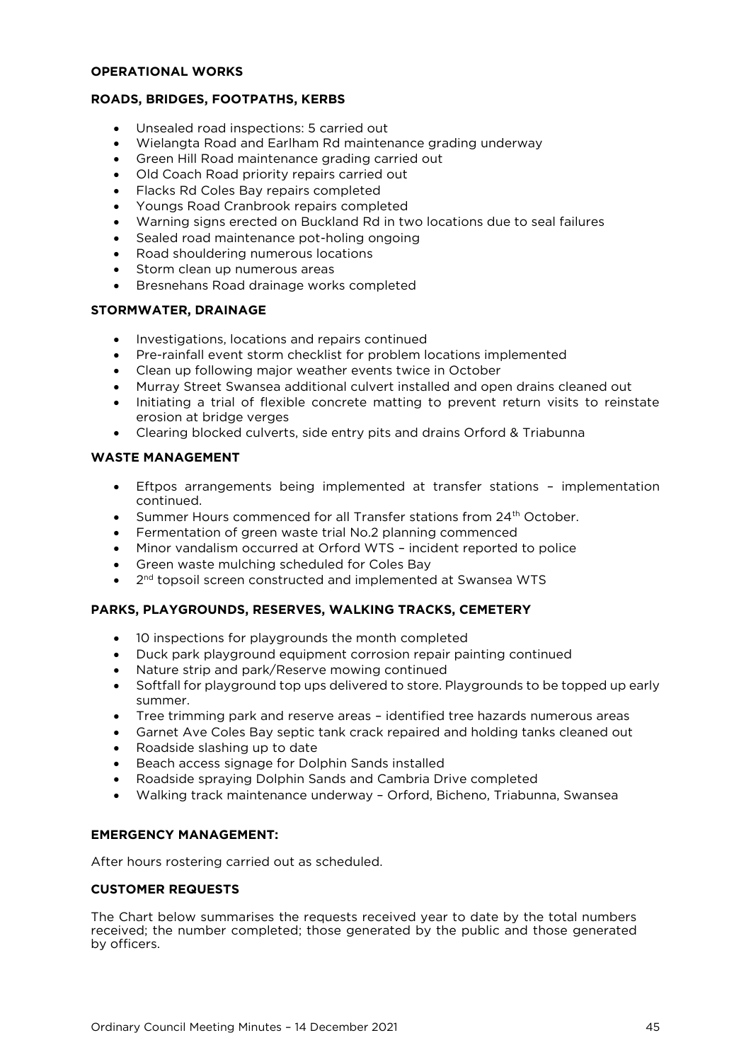## OPERATIONAL WORKS

### ROADS, BRIDGES, FOOTPATHS, KERBS

- Unsealed road inspections: 5 carried out
- Wielangta Road and Earlham Rd maintenance grading underway
- Green Hill Road maintenance grading carried out
- Old Coach Road priority repairs carried out
- Flacks Rd Coles Bay repairs completed
- Youngs Road Cranbrook repairs completed
- Warning signs erected on Buckland Rd in two locations due to seal failures
- Sealed road maintenance pot-holing ongoing
- Road shouldering numerous locations
- Storm clean up numerous areas
- Bresnehans Road drainage works completed

### STORMWATER, DRAINAGE

- Investigations, locations and repairs continued
- Pre-rainfall event storm checklist for problem locations implemented
- Clean up following major weather events twice in October
- Murray Street Swansea additional culvert installed and open drains cleaned out
- Initiating a trial of flexible concrete matting to prevent return visits to reinstate erosion at bridge verges
- Clearing blocked culverts, side entry pits and drains Orford & Triabunna

### WASTE MANAGEMENT

- Eftpos arrangements being implemented at transfer stations – implementation continued.
- Summer Hours commenced for all Transfer stations from 24th October.
- Fermentation of green waste trial No.2 planning commenced
- Minor vandalism occurred at Orford WTS – incident reported to police
- Green waste mulching scheduled for Coles Bay
- 2nd topsoil screen constructed and implemented at Swansea WTS

### PARKS, PLAYGROUNDS, RESERVES, WALKING TRACKS, CEMETERY

- 10 inspections for playgrounds the month completed
- Duck park playground equipment corrosion repair painting continued
- Nature strip and park/Reserve mowing continued
- Softfall for playground top ups delivered to store. Playgrounds to be topped up early summer.
- Tree trimming park and reserve areas – identified tree hazards numerous areas
- Garnet Ave Coles Bay septic tank crack repaired and holding tanks cleaned out
- Roadside slashing up to date
- Beach access signage for Dolphin Sands installed
- Roadside spraying Dolphin Sands and Cambria Drive completed
- Walking track maintenance underway – Orford, Bicheno, Triabunna, Swansea

### EMERGENCY MANAGEMENT:

After hours rostering carried out as scheduled.

### CUSTOMER REQUESTS

The Chart below summarises the requests received year to date by the total numbers received; the number completed; those generated by the public and those generated by officers.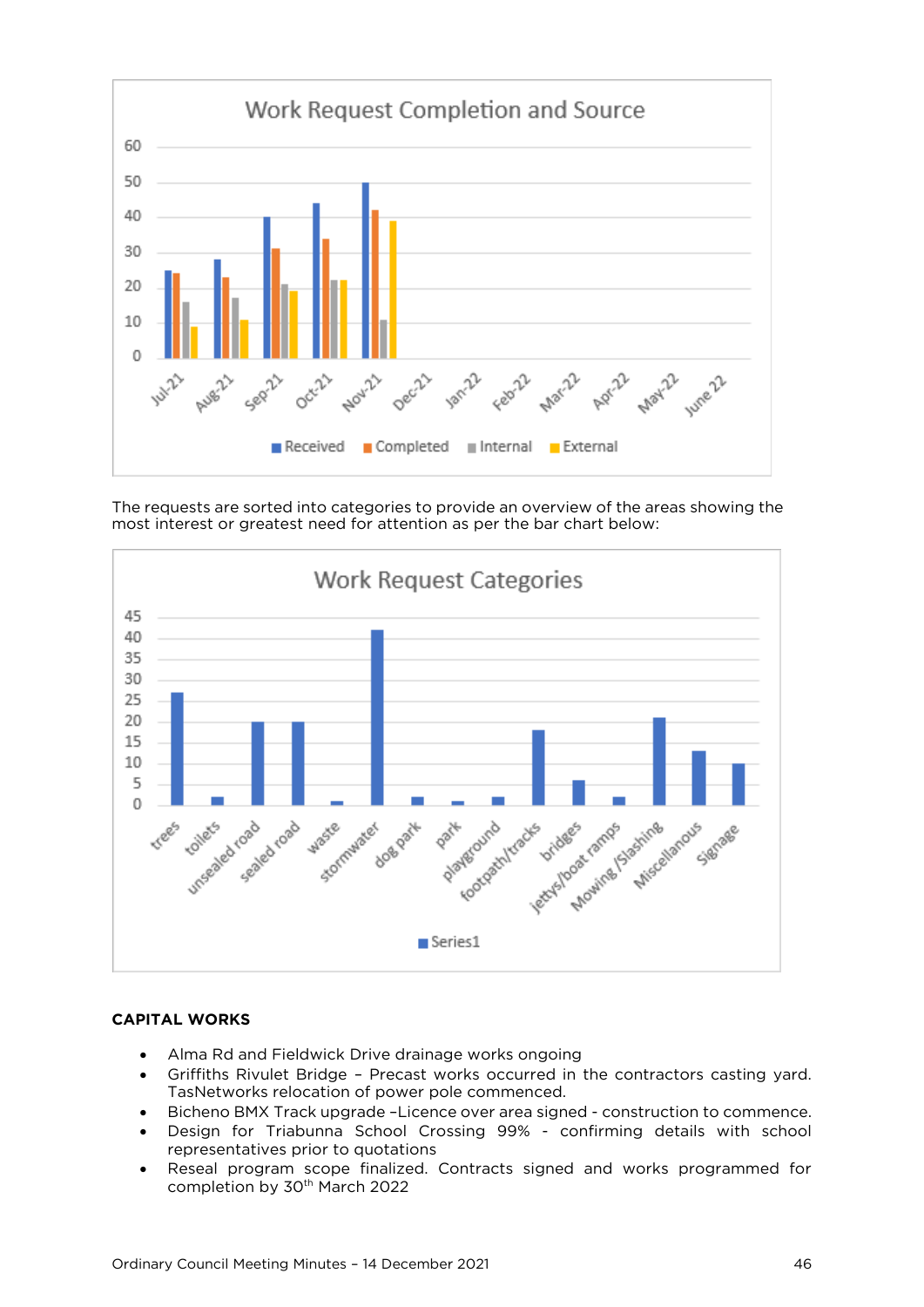The requests are sorted into categories to provide an overview of the areas showing the most interest or greatest need for attention as per the bar chart below:

## CAPITAL WORKS

- Alma Rd and Fieldwick Drive drainage works ongoing
- Griffiths Rivulet Bridge – Precast works occurred in the contractors casting yard. TasNetworks relocation of power pole commenced.
- Bicheno BMX Track upgrade –Licence over area signed - construction to commence.
- Design for Triabunna School Crossing 99% - confirming details with school representatives prior to quotations
- Reseal program scope finalized. Contracts signed and works programmed for completion by 30th March 2022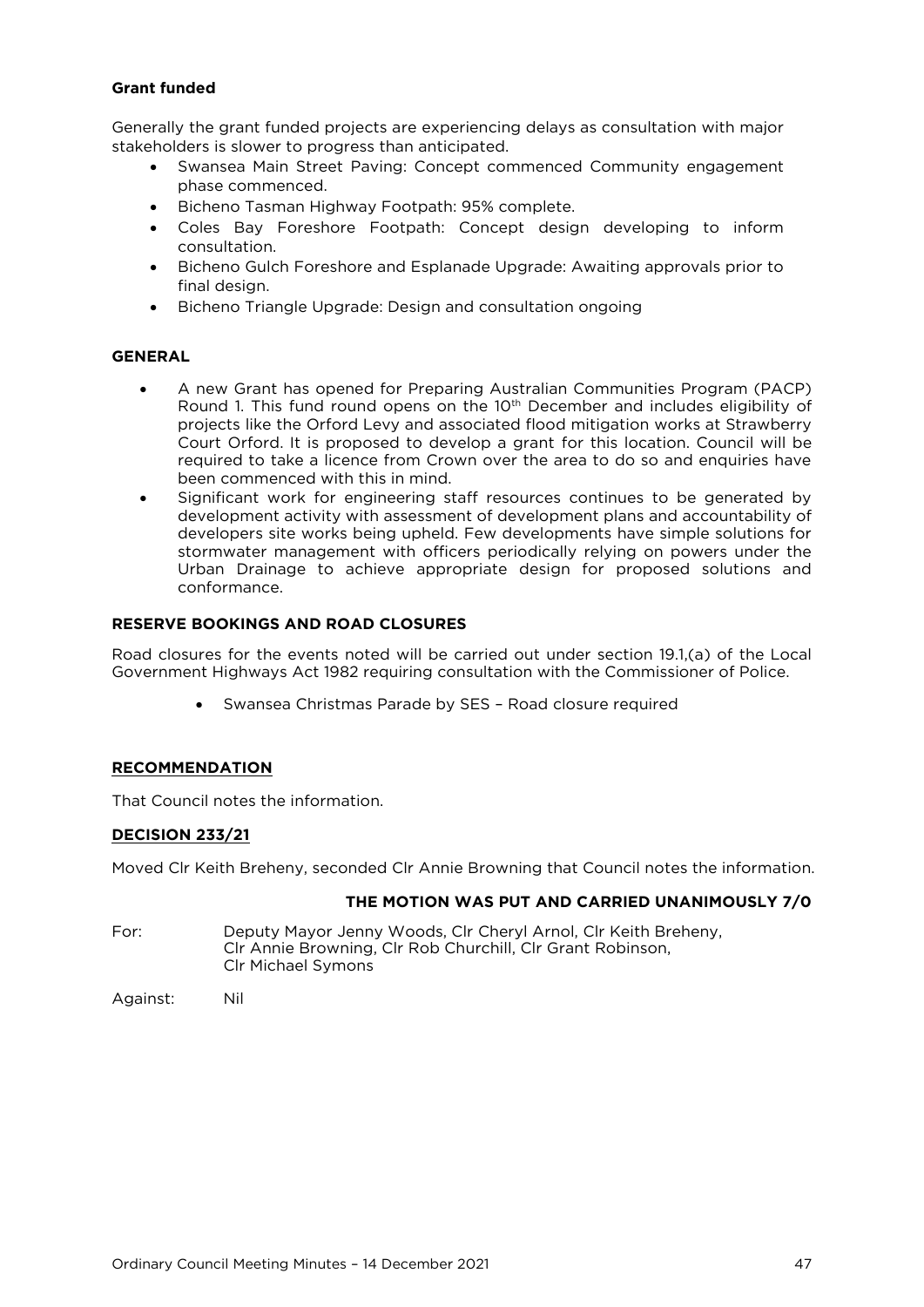**Grant funded**

Generally the grant funded projects are experiencing delays as consultation with major stakeholders is slower to progress than anticipated.

- Swansea Main Street Paving: Concept commenced Community engagement phase commenced.
- Bicheno Tasman Highway Footpath: 95% complete.
- Coles Bay Foreshore Footpath: Concept design developing to inform consultation.
- Bicheno Gulch Foreshore and Esplanade Upgrade: Awaiting approvals prior to final design.
- Bicheno Triangle Upgrade: Design and consultation ongoing

**GENERAL**

- A new Grant has opened for Preparing Australian Communities Program (PACP) Round 1. This fund round opens on the 10th December and includes eligibility of projects like the Orford Levy and associated flood mitigation works at Strawberry Court Orford. It is proposed to develop a grant for this location. Council will be required to take a licence from Crown over the area to do so and enquiries have been commenced with this in mind.
- Significant work for engineering staff resources continues to be generated by development activity with assessment of development plans and accountability of developers site works being upheld. Few developments have simple solutions for stormwater management with officers periodically relying on powers under the Urban Drainage to achieve appropriate design for proposed solutions and conformance.

**RESERVE BOOKINGS AND ROAD CLOSURES**

Road closures for the events noted will be carried out under section 19.1,(a) of the Local Government Highways Act 1982 requiring consultation with the Commissioner of Police.

- Swansea Christmas Parade by SES – Road closure required

**RECOMMENDATION**

That Council notes the information.

**DECISION 233/21**

Moved Clr Keith Breheny, seconded Clr Annie Browning that Council notes the information.

**THE MOTION WAS PUT AND CARRIED UNANIMOUSLY 7/0**

For: Deputy Mayor Jenny Woods, Clr Cheryl Arnol, Clr Keith Breheny, Clr Annie Browning, Clr Rob Churchill, Clr Grant Robinson, Clr Michael Symons

Against: Nil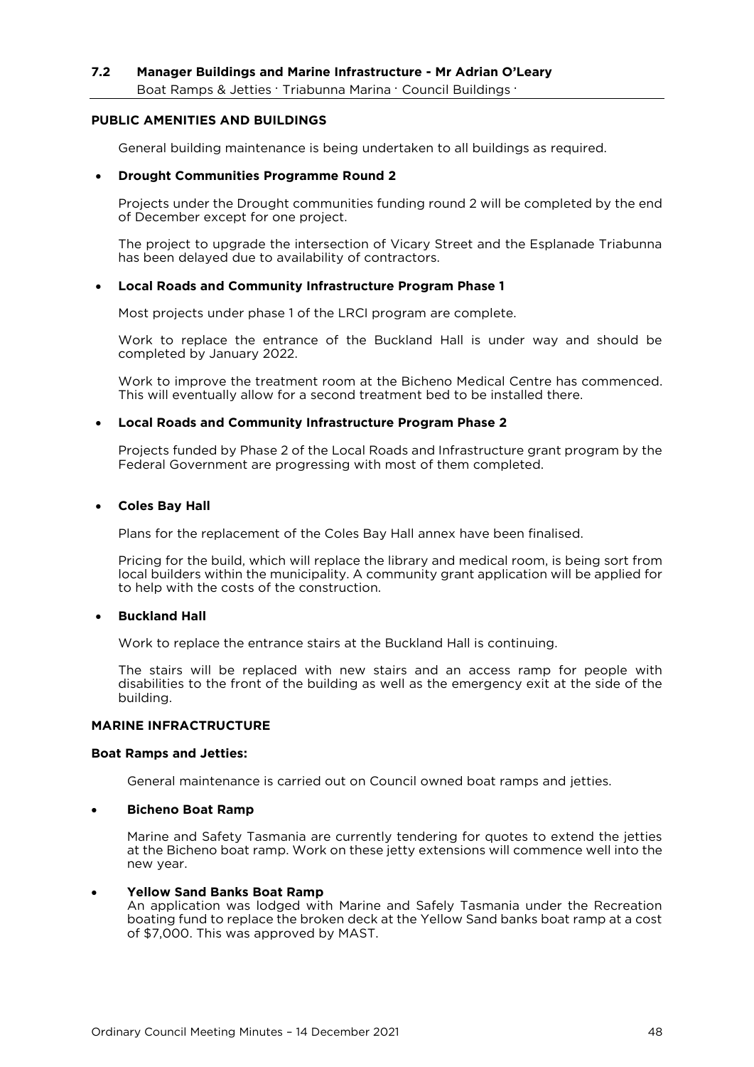## 7.2 Manager Buildings and Marine Infrastructure - Mr Adrian O'Leary

Boat Ramps & Jetties · Triabunna Marina · Council Buildings ·

### PUBLIC AMENITIES AND BUILDINGS

General building maintenance is being undertaken to all buildings as required.

- **Drought Communities Programme Round 2**

  Projects under the Drought communities funding round 2 will be completed by the end of December except for one project.

  The project to upgrade the intersection of Vicary Street and the Esplanade Triabunna has been delayed due to availability of contractors.

- **Local Roads and Community Infrastructure Program Phase 1**

  Most projects under phase 1 of the LRCI program are complete.

  Work to replace the entrance of the Buckland Hall is under way and should be completed by January 2022.

  Work to improve the treatment room at the Bicheno Medical Centre has commenced. This will eventually allow for a second treatment bed to be installed there.

- **Local Roads and Community Infrastructure Program Phase 2**

  Projects funded by Phase 2 of the Local Roads and Infrastructure grant program by the Federal Government are progressing with most of them completed.

- **Coles Bay Hall**

  Plans for the replacement of the Coles Bay Hall annex have been finalised.

  Pricing for the build, which will replace the library and medical room, is being sort from local builders within the municipality. A community grant application will be applied for to help with the costs of the construction.

- **Buckland Hall**

  Work to replace the entrance stairs at the Buckland Hall is continuing.

  The stairs will be replaced with new stairs and an access ramp for people with disabilities to the front of the building as well as the emergency exit at the side of the building.

### MARINE INFRACTRUCTURE

**Boat Ramps and Jetties:**

General maintenance is carried out on Council owned boat ramps and jetties.

- **Bicheno Boat Ramp**

  Marine and Safety Tasmania are currently tendering for quotes to extend the jetties at the Bicheno boat ramp. Work on these jetty extensions will commence well into the new year.

- **Yellow Sand Banks Boat Ramp**

  An application was lodged with Marine and Safely Tasmania under the Recreation boating fund to replace the broken deck at the Yellow Sand banks boat ramp at a cost of $7,000. This was approved by MAST.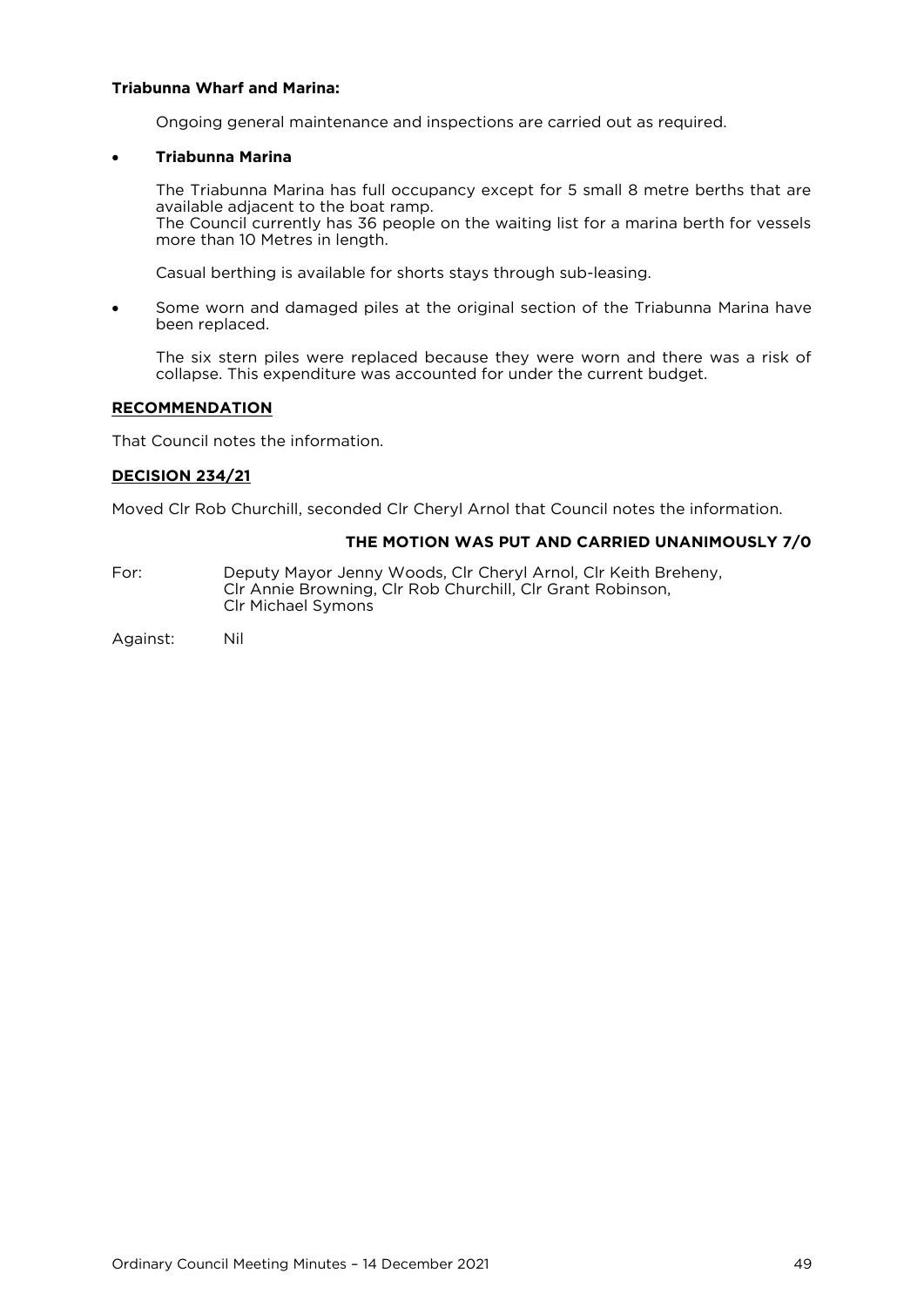**Triabunna Wharf and Marina:**

Ongoing general maintenance and inspections are carried out as required.

- **Triabunna Marina**

  The Triabunna Marina has full occupancy except for 5 small 8 metre berths that are available adjacent to the boat ramp.
  The Council currently has 36 people on the waiting list for a marina berth for vessels more than 10 Metres in length.

  Casual berthing is available for shorts stays through sub-leasing.

- Some worn and damaged piles at the original section of the Triabunna Marina have been replaced.

  The six stern piles were replaced because they were worn and there was a risk of collapse. This expenditure was accounted for under the current budget.

**RECOMMENDATION**

That Council notes the information.

**DECISION 234/21**

Moved Clr Rob Churchill, seconded Clr Cheryl Arnol that Council notes the information.

**THE MOTION WAS PUT AND CARRIED UNANIMOUSLY 7/0**

For: Deputy Mayor Jenny Woods, Clr Cheryl Arnol, Clr Keith Breheny, Clr Annie Browning, Clr Rob Churchill, Clr Grant Robinson, Clr Michael Symons

Against: Nil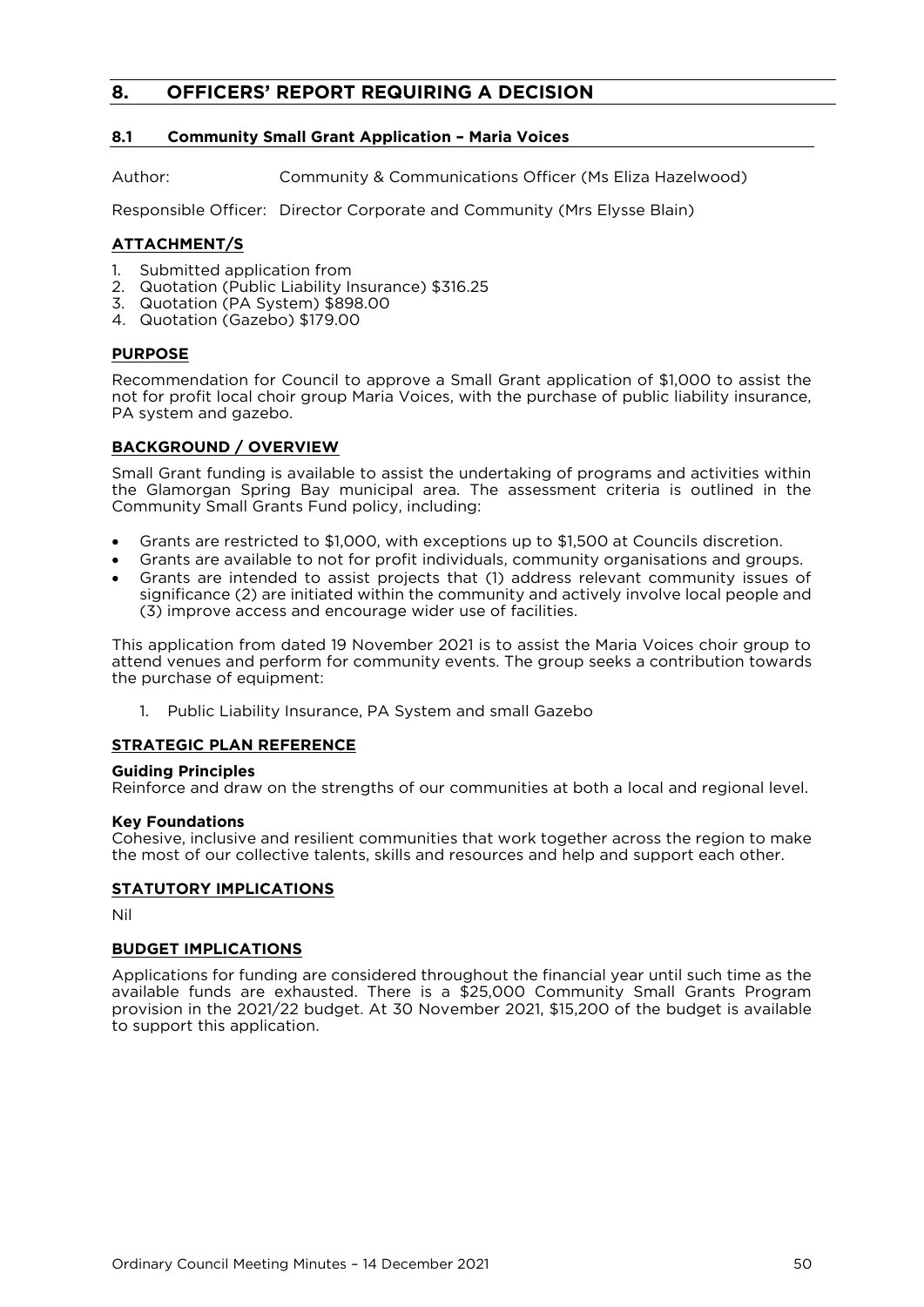# 8. OFFICERS' REPORT REQUIRING A DECISION

## 8.1 Community Small Grant Application – Maria Voices

Author: Community & Communications Officer (Ms Eliza Hazelwood)

Responsible Officer: Director Corporate and Community (Mrs Elysse Blain)

### ATTACHMENT/S

1. Submitted application from
2. Quotation (Public Liability Insurance) $316.25
3. Quotation (PA System) $898.00
4. Quotation (Gazebo) $179.00

### PURPOSE

Recommendation for Council to approve a Small Grant application of $1,000 to assist the not for profit local choir group Maria Voices, with the purchase of public liability insurance, PA system and gazebo.

### BACKGROUND / OVERVIEW

Small Grant funding is available to assist the undertaking of programs and activities within the Glamorgan Spring Bay municipal area. The assessment criteria is outlined in the Community Small Grants Fund policy, including:

- Grants are restricted to $1,000, with exceptions up to $1,500 at Councils discretion.
- Grants are available to not for profit individuals, community organisations and groups.
- Grants are intended to assist projects that (1) address relevant community issues of significance (2) are initiated within the community and actively involve local people and (3) improve access and encourage wider use of facilities.

This application from dated 19 November 2021 is to assist the Maria Voices choir group to attend venues and perform for community events. The group seeks a contribution towards the purchase of equipment:

1. Public Liability Insurance, PA System and small Gazebo

### STRATEGIC PLAN REFERENCE

**Guiding Principles**
Reinforce and draw on the strengths of our communities at both a local and regional level.

**Key Foundations**
Cohesive, inclusive and resilient communities that work together across the region to make the most of our collective talents, skills and resources and help and support each other.

### STATUTORY IMPLICATIONS

Nil

### BUDGET IMPLICATIONS

Applications for funding are considered throughout the financial year until such time as the available funds are exhausted. There is a $25,000 Community Small Grants Program provision in the 2021/22 budget. At 30 November 2021, $15,200 of the budget is available to support this application.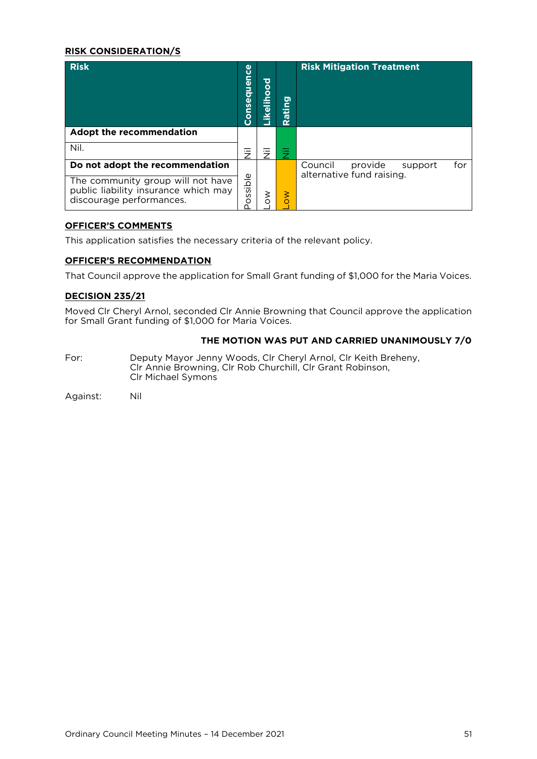**RISK CONSIDERATION/S**

| Risk | Consequence | Likelihood | Rating | Risk Mitigation Treatment |
|---|---|---|---|---|
| **Adopt the recommendation** | | | | |
| Nil. | Nil | Nil | Nil | |
| **Do not adopt the recommendation** | | | | Council provide support for alternative fund raising. |
| The community group will not have public liability insurance which may discourage performances. | Possible | Low | Low | |

**OFFICER'S COMMENTS**

This application satisfies the necessary criteria of the relevant policy.

**OFFICER'S RECOMMENDATION**

That Council approve the application for Small Grant funding of $1,000 for the Maria Voices.

**DECISION 235/21**

Moved Clr Cheryl Arnol, seconded Clr Annie Browning that Council approve the application for Small Grant funding of $1,000 for Maria Voices.

**THE MOTION WAS PUT AND CARRIED UNANIMOUSLY 7/0**

For: Deputy Mayor Jenny Woods, Clr Cheryl Arnol, Clr Keith Breheny, Clr Annie Browning, Clr Rob Churchill, Clr Grant Robinson, Clr Michael Symons

Against: Nil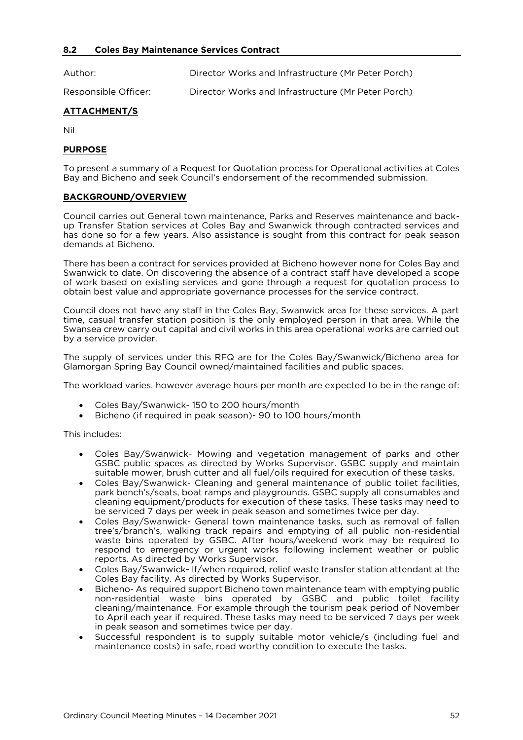### 8.2 Coles Bay Maintenance Services Contract

Author: Director Works and Infrastructure (Mr Peter Porch)

Responsible Officer: Director Works and Infrastructure (Mr Peter Porch)

**ATTACHMENT/S**

Nil

**PURPOSE**

To present a summary of a Request for Quotation process for Operational activities at Coles Bay and Bicheno and seek Council's endorsement of the recommended submission.

**BACKGROUND/OVERVIEW**

Council carries out General town maintenance, Parks and Reserves maintenance and back-up Transfer Station services at Coles Bay and Swanwick through contracted services and has done so for a few years. Also assistance is sought from this contract for peak season demands at Bicheno.

There has been a contract for services provided at Bicheno however none for Coles Bay and Swanwick to date. On discovering the absence of a contract staff have developed a scope of work based on existing services and gone through a request for quotation process to obtain best value and appropriate governance processes for the service contract.

Council does not have any staff in the Coles Bay, Swanwick area for these services. A part time, casual transfer station position is the only employed person in that area. While the Swansea crew carry out capital and civil works in this area operational works are carried out by a service provider.

The supply of services under this RFQ are for the Coles Bay/Swanwick/Bicheno area for Glamorgan Spring Bay Council owned/maintained facilities and public spaces.

The workload varies, however average hours per month are expected to be in the range of:

- Coles Bay/Swanwick- 150 to 200 hours/month
- Bicheno (if required in peak season)- 90 to 100 hours/month

This includes:

- Coles Bay/Swanwick- Mowing and vegetation management of parks and other GSBC public spaces as directed by Works Supervisor. GSBC supply and maintain suitable mower, brush cutter and all fuel/oils required for execution of these tasks.
- Coles Bay/Swanwick- Cleaning and general maintenance of public toilet facilities, park bench's/seats, boat ramps and playgrounds. GSBC supply all consumables and cleaning equipment/products for execution of these tasks. These tasks may need to be serviced 7 days per week in peak season and sometimes twice per day.
- Coles Bay/Swanwick- General town maintenance tasks, such as removal of fallen tree's/branch's, walking track repairs and emptying of all public non-residential waste bins operated by GSBC. After hours/weekend work may be required to respond to emergency or urgent works following inclement weather or public reports. As directed by Works Supervisor.
- Coles Bay/Swanwick- If/when required, relief waste transfer station attendant at the Coles Bay facility. As directed by Works Supervisor.
- Bicheno- As required support Bicheno town maintenance team with emptying public non-residential waste bins operated by GSBC and public toilet facility cleaning/maintenance. For example through the tourism peak period of November to April each year if required. These tasks may need to be serviced 7 days per week in peak season and sometimes twice per day.
- Successful respondent is to supply suitable motor vehicle/s (including fuel and maintenance costs) in safe, road worthy condition to execute the tasks.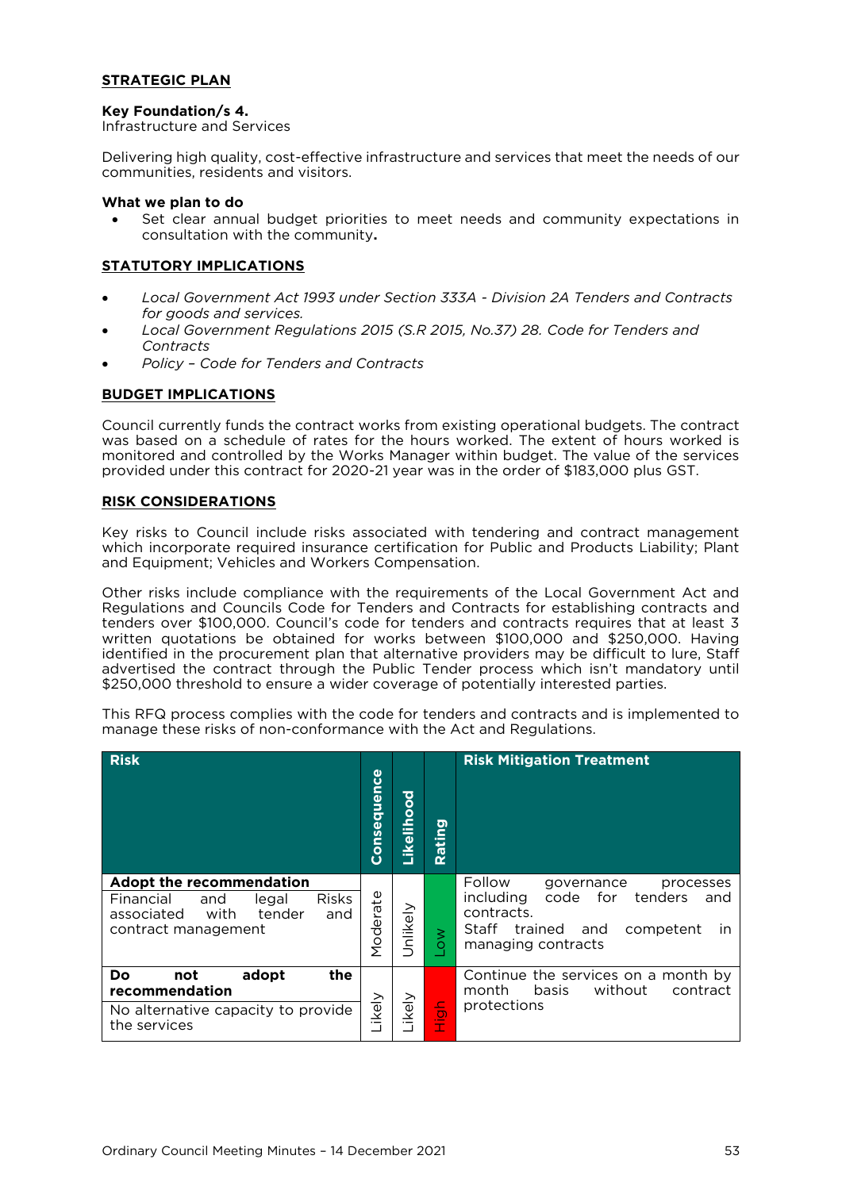## STRATEGIC PLAN

**Key Foundation/s 4.**
Infrastructure and Services

Delivering high quality, cost-effective infrastructure and services that meet the needs of our communities, residents and visitors.

**What we plan to do**

- Set clear annual budget priorities to meet needs and community expectations in consultation with the community**.**

## STATUTORY IMPLICATIONS

- *Local Government Act 1993 under Section 333A - Division 2A Tenders and Contracts for goods and services.*
- *Local Government Regulations 2015 (S.R 2015, No.37) 28. Code for Tenders and Contracts*
- *Policy – Code for Tenders and Contracts*

## BUDGET IMPLICATIONS

Council currently funds the contract works from existing operational budgets. The contract was based on a schedule of rates for the hours worked. The extent of hours worked is monitored and controlled by the Works Manager within budget. The value of the services provided under this contract for 2020-21 year was in the order of $183,000 plus GST.

## RISK CONSIDERATIONS

Key risks to Council include risks associated with tendering and contract management which incorporate required insurance certification for Public and Products Liability; Plant and Equipment; Vehicles and Workers Compensation.

Other risks include compliance with the requirements of the Local Government Act and Regulations and Councils Code for Tenders and Contracts for establishing contracts and tenders over $100,000. Council's code for tenders and contracts requires that at least 3 written quotations be obtained for works between $100,000 and $250,000. Having identified in the procurement plan that alternative providers may be difficult to lure, Staff advertised the contract through the Public Tender process which isn't mandatory until $250,000 threshold to ensure a wider coverage of potentially interested parties.

This RFQ process complies with the code for tenders and contracts and is implemented to manage these risks of non-conformance with the Act and Regulations.

| Risk | Consequence | Likelihood | Rating | Risk Mitigation Treatment |
|---|---|---|---|---|
| **Adopt the recommendation**<br>Financial and legal Risks associated with tender and contract management | Moderate | Unlikely | Low | Follow governance processes including code for tenders and contracts.<br>Staff trained and competent in managing contracts |
| **Do not adopt the recommendation**<br>No alternative capacity to provide the services | Likely | Likely | High | Continue the services on a month by month basis without contract protections |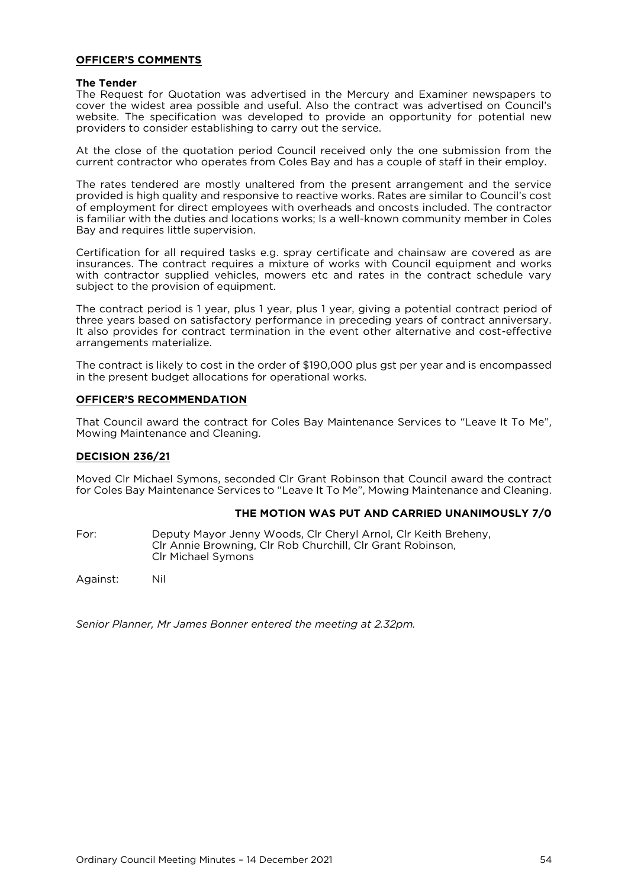**OFFICER'S COMMENTS**

**The Tender**

The Request for Quotation was advertised in the Mercury and Examiner newspapers to cover the widest area possible and useful. Also the contract was advertised on Council's website. The specification was developed to provide an opportunity for potential new providers to consider establishing to carry out the service.

At the close of the quotation period Council received only the one submission from the current contractor who operates from Coles Bay and has a couple of staff in their employ.

The rates tendered are mostly unaltered from the present arrangement and the service provided is high quality and responsive to reactive works. Rates are similar to Council's cost of employment for direct employees with overheads and oncosts included. The contractor is familiar with the duties and locations works; Is a well-known community member in Coles Bay and requires little supervision.

Certification for all required tasks e.g. spray certificate and chainsaw are covered as are insurances. The contract requires a mixture of works with Council equipment and works with contractor supplied vehicles, mowers etc and rates in the contract schedule vary subject to the provision of equipment.

The contract period is 1 year, plus 1 year, plus 1 year, giving a potential contract period of three years based on satisfactory performance in preceding years of contract anniversary. It also provides for contract termination in the event other alternative and cost-effective arrangements materialize.

The contract is likely to cost in the order of $190,000 plus gst per year and is encompassed in the present budget allocations for operational works.

**OFFICER'S RECOMMENDATION**

That Council award the contract for Coles Bay Maintenance Services to "Leave It To Me", Mowing Maintenance and Cleaning.

**DECISION 236/21**

Moved Clr Michael Symons, seconded Clr Grant Robinson that Council award the contract for Coles Bay Maintenance Services to "Leave It To Me", Mowing Maintenance and Cleaning.

**THE MOTION WAS PUT AND CARRIED UNANIMOUSLY 7/0**

For: Deputy Mayor Jenny Woods, Clr Cheryl Arnol, Clr Keith Breheny, Clr Annie Browning, Clr Rob Churchill, Clr Grant Robinson, Clr Michael Symons

Against: Nil

*Senior Planner, Mr James Bonner entered the meeting at 2.32pm.*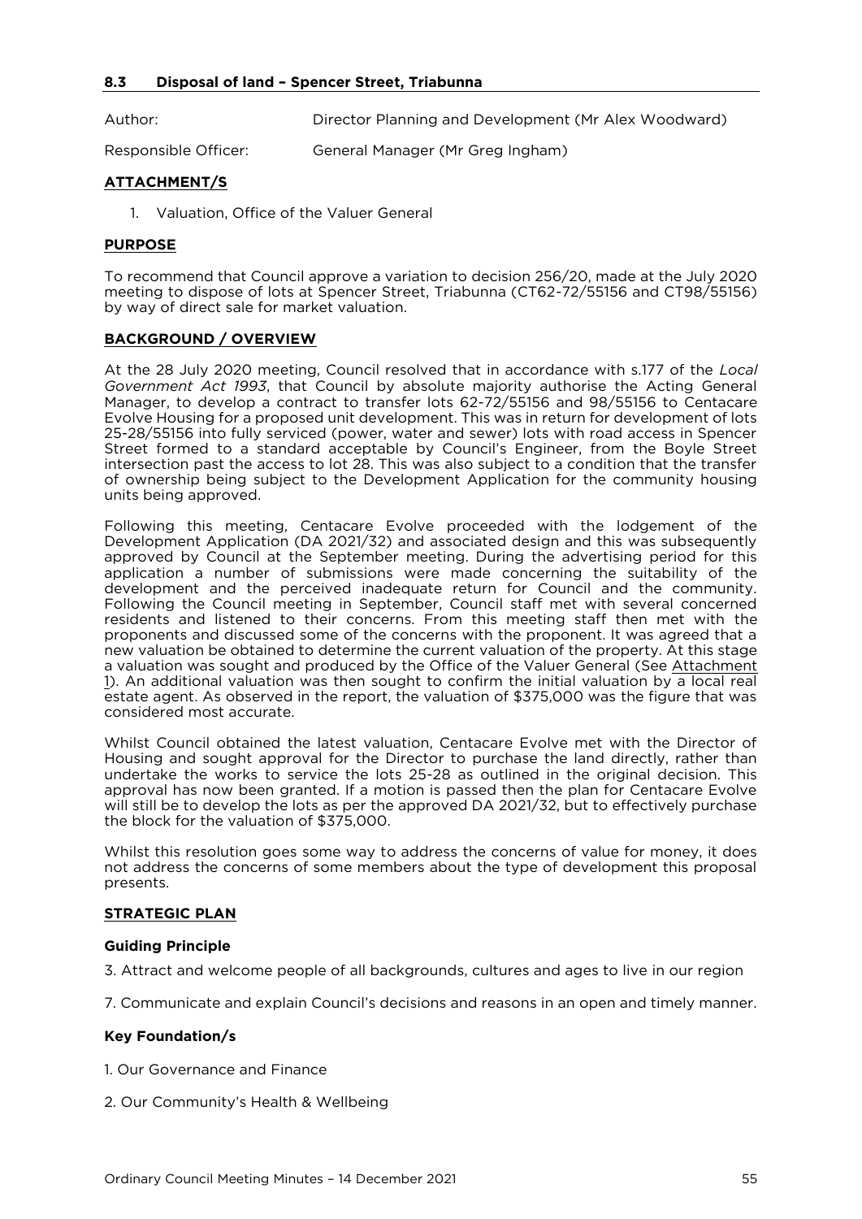### 8.3 Disposal of land – Spencer Street, Triabunna

Author: Director Planning and Development (Mr Alex Woodward)

Responsible Officer: General Manager (Mr Greg Ingham)

**ATTACHMENT/S**

1. Valuation, Office of the Valuer General

**PURPOSE**

To recommend that Council approve a variation to decision 256/20, made at the July 2020 meeting to dispose of lots at Spencer Street, Triabunna (CT62-72/55156 and CT98/55156) by way of direct sale for market valuation.

**BACKGROUND / OVERVIEW**

At the 28 July 2020 meeting, Council resolved that in accordance with s.177 of the *Local Government Act 1993*, that Council by absolute majority authorise the Acting General Manager, to develop a contract to transfer lots 62-72/55156 and 98/55156 to Centacare Evolve Housing for a proposed unit development. This was in return for development of lots 25-28/55156 into fully serviced (power, water and sewer) lots with road access in Spencer Street formed to a standard acceptable by Council's Engineer, from the Boyle Street intersection past the access to lot 28. This was also subject to a condition that the transfer of ownership being subject to the Development Application for the community housing units being approved.

Following this meeting, Centacare Evolve proceeded with the lodgement of the Development Application (DA 2021/32) and associated design and this was subsequently approved by Council at the September meeting. During the advertising period for this application a number of submissions were made concerning the suitability of the development and the perceived inadequate return for Council and the community. Following the Council meeting in September, Council staff met with several concerned residents and listened to their concerns. From this meeting staff then met with the proponents and discussed some of the concerns with the proponent. It was agreed that a new valuation be obtained to determine the current valuation of the property. At this stage a valuation was sought and produced by the Office of the Valuer General (See Attachment 1). An additional valuation was then sought to confirm the initial valuation by a local real estate agent. As observed in the report, the valuation of $375,000 was the figure that was considered most accurate.

Whilst Council obtained the latest valuation, Centacare Evolve met with the Director of Housing and sought approval for the Director to purchase the land directly, rather than undertake the works to service the lots 25-28 as outlined in the original decision. This approval has now been granted. If a motion is passed then the plan for Centacare Evolve will still be to develop the lots as per the approved DA 2021/32, but to effectively purchase the block for the valuation of $375,000.

Whilst this resolution goes some way to address the concerns of value for money, it does not address the concerns of some members about the type of development this proposal presents.

**STRATEGIC PLAN**

**Guiding Principle**

3. Attract and welcome people of all backgrounds, cultures and ages to live in our region

7. Communicate and explain Council's decisions and reasons in an open and timely manner.

**Key Foundation/s**

1. Our Governance and Finance

2. Our Community's Health & Wellbeing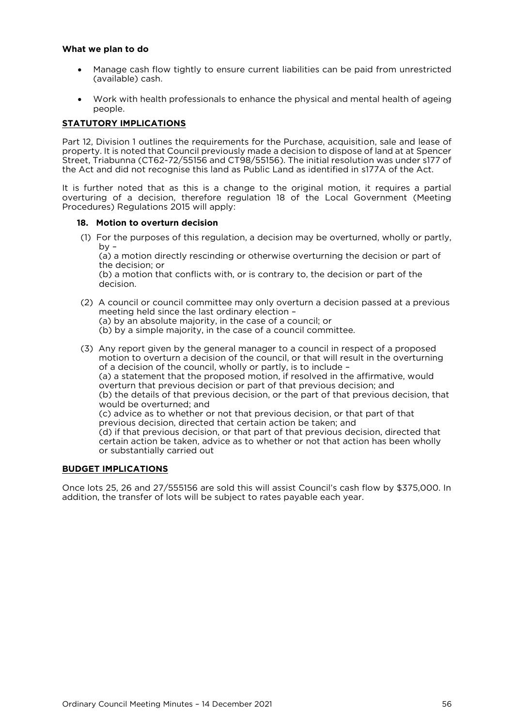**What we plan to do**

- Manage cash flow tightly to ensure current liabilities can be paid from unrestricted (available) cash.
- Work with health professionals to enhance the physical and mental health of ageing people.

## STATUTORY IMPLICATIONS

Part 12, Division 1 outlines the requirements for the Purchase, acquisition, sale and lease of property. It is noted that Council previously made a decision to dispose of land at at Spencer Street, Triabunna (CT62-72/55156 and CT98/55156). The initial resolution was under s177 of the Act and did not recognise this land as Public Land as identified in s177A of the Act.

It is further noted that as this is a change to the original motion, it requires a partial overturing of a decision, therefore regulation 18 of the Local Government (Meeting Procedures) Regulations 2015 will apply:

**18. Motion to overturn decision**

(1) For the purposes of this regulation, a decision may be overturned, wholly or partly, by –
(a) a motion directly rescinding or otherwise overturning the decision or part of the decision; or
(b) a motion that conflicts with, or is contrary to, the decision or part of the decision.

(2) A council or council committee may only overturn a decision passed at a previous meeting held since the last ordinary election –
(a) by an absolute majority, in the case of a council; or
(b) by a simple majority, in the case of a council committee.

(3) Any report given by the general manager to a council in respect of a proposed motion to overturn a decision of the council, or that will result in the overturning of a decision of the council, wholly or partly, is to include –
(a) a statement that the proposed motion, if resolved in the affirmative, would overturn that previous decision or part of that previous decision; and
(b) the details of that previous decision, or the part of that previous decision, that would be overturned; and
(c) advice as to whether or not that previous decision, or that part of that previous decision, directed that certain action be taken; and
(d) if that previous decision, or that part of that previous decision, directed that certain action be taken, advice as to whether or not that action has been wholly or substantially carried out

## BUDGET IMPLICATIONS

Once lots 25, 26 and 27/555156 are sold this will assist Council's cash flow by $375,000. In addition, the transfer of lots will be subject to rates payable each year.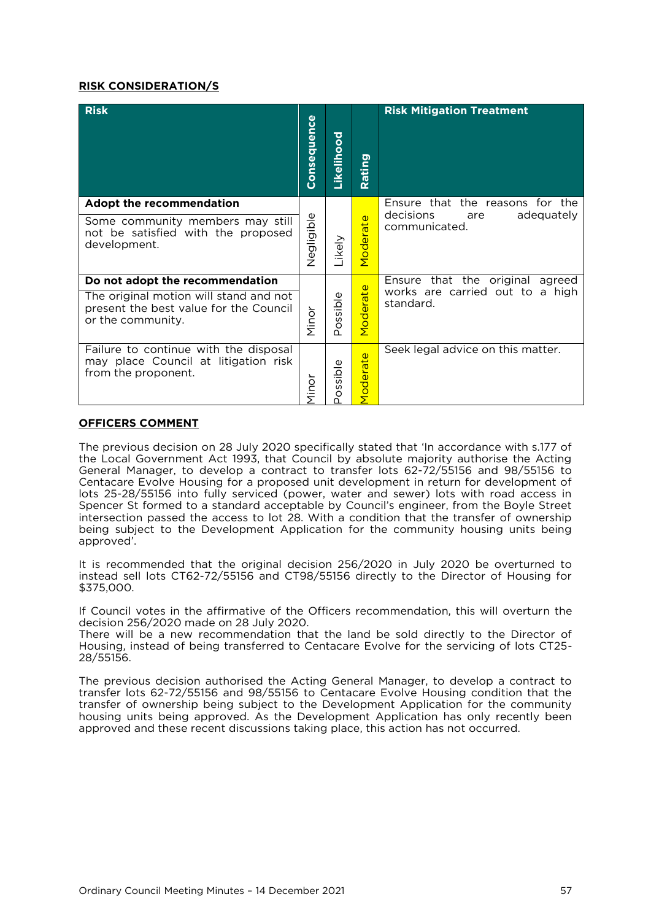**RISK CONSIDERATION/S**

| Risk | Consequence | Likelihood | Rating | Risk Mitigation Treatment |
|---|---|---|---|---|
| **Adopt the recommendation**<br>Some community members may still not be satisfied with the proposed development. | Negligible | Likely | Moderate | Ensure that the reasons for the decisions are adequately communicated. |
| **Do not adopt the recommendation**<br>The original motion will stand and not present the best value for the Council or the community. | Minor | Possible | Moderate | Ensure that the original agreed works are carried out to a high standard. |
| Failure to continue with the disposal may place Council at litigation risk from the proponent. | Minor | Possible | Moderate | Seek legal advice on this matter. |

**OFFICERS COMMENT**

The previous decision on 28 July 2020 specifically stated that 'In accordance with s.177 of the Local Government Act 1993, that Council by absolute majority authorise the Acting General Manager, to develop a contract to transfer lots 62-72/55156 and 98/55156 to Centacare Evolve Housing for a proposed unit development in return for development of lots 25-28/55156 into fully serviced (power, water and sewer) lots with road access in Spencer St formed to a standard acceptable by Council's engineer, from the Boyle Street intersection passed the access to lot 28. With a condition that the transfer of ownership being subject to the Development Application for the community housing units being approved'.

It is recommended that the original decision 256/2020 in July 2020 be overturned to instead sell lots CT62-72/55156 and CT98/55156 directly to the Director of Housing for $375,000.

If Council votes in the affirmative of the Officers recommendation, this will overturn the decision 256/2020 made on 28 July 2020.
There will be a new recommendation that the land be sold directly to the Director of Housing, instead of being transferred to Centacare Evolve for the servicing of lots CT25-28/55156.

The previous decision authorised the Acting General Manager, to develop a contract to transfer lots 62-72/55156 and 98/55156 to Centacare Evolve Housing condition that the transfer of ownership being subject to the Development Application for the community housing units being approved. As the Development Application has only recently been approved and these recent discussions taking place, this action has not occurred.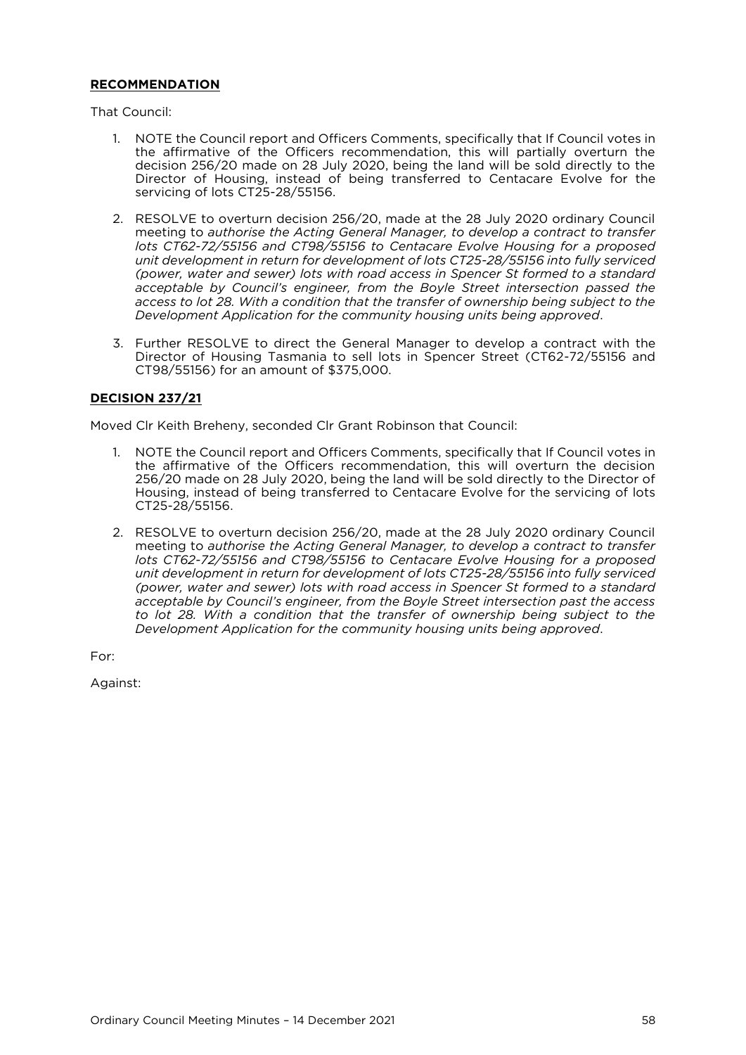**RECOMMENDATION**

That Council:

1. NOTE the Council report and Officers Comments, specifically that If Council votes in the affirmative of the Officers recommendation, this will partially overturn the decision 256/20 made on 28 July 2020, being the land will be sold directly to the Director of Housing, instead of being transferred to Centacare Evolve for the servicing of lots CT25-28/55156.

2. RESOLVE to overturn decision 256/20, made at the 28 July 2020 ordinary Council meeting to *authorise the Acting General Manager, to develop a contract to transfer lots CT62-72/55156 and CT98/55156 to Centacare Evolve Housing for a proposed unit development in return for development of lots CT25-28/55156 into fully serviced (power, water and sewer) lots with road access in Spencer St formed to a standard acceptable by Council's engineer, from the Boyle Street intersection passed the access to lot 28. With a condition that the transfer of ownership being subject to the Development Application for the community housing units being approved*.

3. Further RESOLVE to direct the General Manager to develop a contract with the Director of Housing Tasmania to sell lots in Spencer Street (CT62-72/55156 and CT98/55156) for an amount of $375,000.

**DECISION 237/21**

Moved Clr Keith Breheny, seconded Clr Grant Robinson that Council:

1. NOTE the Council report and Officers Comments, specifically that If Council votes in the affirmative of the Officers recommendation, this will overturn the decision 256/20 made on 28 July 2020, being the land will be sold directly to the Director of Housing, instead of being transferred to Centacare Evolve for the servicing of lots CT25-28/55156.

2. RESOLVE to overturn decision 256/20, made at the 28 July 2020 ordinary Council meeting to *authorise the Acting General Manager, to develop a contract to transfer lots CT62-72/55156 and CT98/55156 to Centacare Evolve Housing for a proposed unit development in return for development of lots CT25-28/55156 into fully serviced (power, water and sewer) lots with road access in Spencer St formed to a standard acceptable by Council's engineer, from the Boyle Street intersection past the access to lot 28. With a condition that the transfer of ownership being subject to the Development Application for the community housing units being approved*.

For:

Against: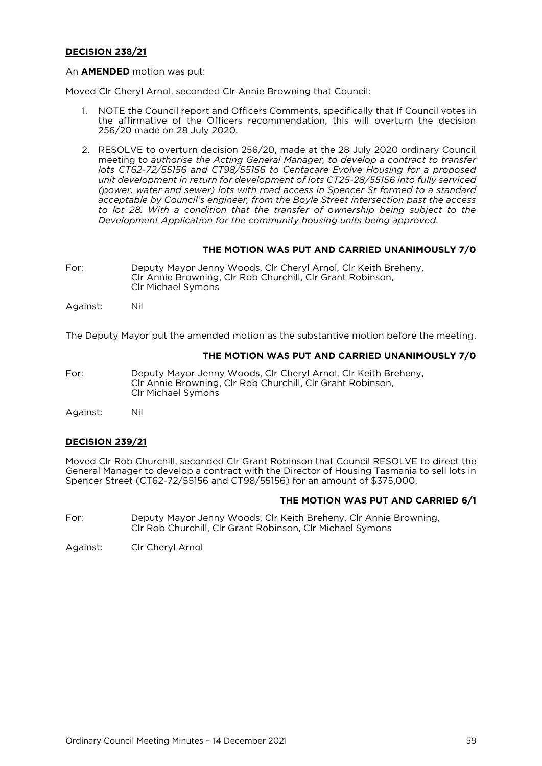**DECISION 238/21**

An **AMENDED** motion was put:

Moved Clr Cheryl Arnol, seconded Clr Annie Browning that Council:

1. NOTE the Council report and Officers Comments, specifically that If Council votes in the affirmative of the Officers recommendation, this will overturn the decision 256/20 made on 28 July 2020.

2. RESOLVE to overturn decision 256/20, made at the 28 July 2020 ordinary Council meeting to *authorise the Acting General Manager, to develop a contract to transfer lots CT62-72/55156 and CT98/55156 to Centacare Evolve Housing for a proposed unit development in return for development of lots CT25-28/55156 into fully serviced (power, water and sewer) lots with road access in Spencer St formed to a standard acceptable by Council's engineer, from the Boyle Street intersection past the access to lot 28. With a condition that the transfer of ownership being subject to the Development Application for the community housing units being approved*.

**THE MOTION WAS PUT AND CARRIED UNANIMOUSLY 7/0**

For: Deputy Mayor Jenny Woods, Clr Cheryl Arnol, Clr Keith Breheny, Clr Annie Browning, Clr Rob Churchill, Clr Grant Robinson, Clr Michael Symons

Against: Nil

The Deputy Mayor put the amended motion as the substantive motion before the meeting.

**THE MOTION WAS PUT AND CARRIED UNANIMOUSLY 7/0**

For: Deputy Mayor Jenny Woods, Clr Cheryl Arnol, Clr Keith Breheny, Clr Annie Browning, Clr Rob Churchill, Clr Grant Robinson, Clr Michael Symons

Against: Nil

**DECISION 239/21**

Moved Clr Rob Churchill, seconded Clr Grant Robinson that Council RESOLVE to direct the General Manager to develop a contract with the Director of Housing Tasmania to sell lots in Spencer Street (CT62-72/55156 and CT98/55156) for an amount of $375,000.

**THE MOTION WAS PUT AND CARRIED 6/1**

For: Deputy Mayor Jenny Woods, Clr Keith Breheny, Clr Annie Browning, Clr Rob Churchill, Clr Grant Robinson, Clr Michael Symons

Against: Clr Cheryl Arnol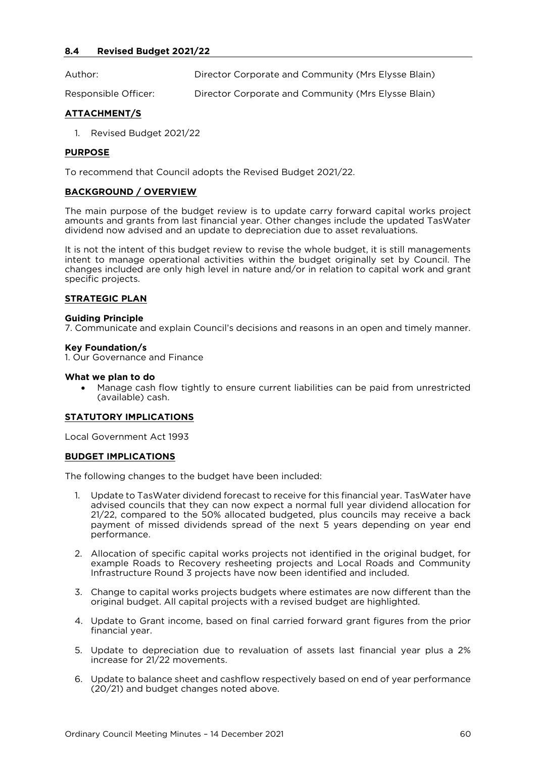## 8.4 Revised Budget 2021/22

Author: Director Corporate and Community (Mrs Elysse Blain)

Responsible Officer: Director Corporate and Community (Mrs Elysse Blain)

### ATTACHMENT/S

1. Revised Budget 2021/22

### PURPOSE

To recommend that Council adopts the Revised Budget 2021/22.

### BACKGROUND / OVERVIEW

The main purpose of the budget review is to update carry forward capital works project amounts and grants from last financial year. Other changes include the updated TasWater dividend now advised and an update to depreciation due to asset revaluations.

It is not the intent of this budget review to revise the whole budget, it is still managements intent to manage operational activities within the budget originally set by Council. The changes included are only high level in nature and/or in relation to capital work and grant specific projects.

### STRATEGIC PLAN

**Guiding Principle**
7. Communicate and explain Council's decisions and reasons in an open and timely manner.

**Key Foundation/s**
1. Our Governance and Finance

**What we plan to do**

- Manage cash flow tightly to ensure current liabilities can be paid from unrestricted (available) cash.

### STATUTORY IMPLICATIONS

Local Government Act 1993

### BUDGET IMPLICATIONS

The following changes to the budget have been included:

1. Update to TasWater dividend forecast to receive for this financial year. TasWater have advised councils that they can now expect a normal full year dividend allocation for 21/22, compared to the 50% allocated budgeted, plus councils may receive a back payment of missed dividends spread of the next 5 years depending on year end performance.
2. Allocation of specific capital works projects not identified in the original budget, for example Roads to Recovery resheeting projects and Local Roads and Community Infrastructure Round 3 projects have now been identified and included.
3. Change to capital works projects budgets where estimates are now different than the original budget. All capital projects with a revised budget are highlighted.
4. Update to Grant income, based on final carried forward grant figures from the prior financial year.
5. Update to depreciation due to revaluation of assets last financial year plus a 2% increase for 21/22 movements.
6. Update to balance sheet and cashflow respectively based on end of year performance (20/21) and budget changes noted above.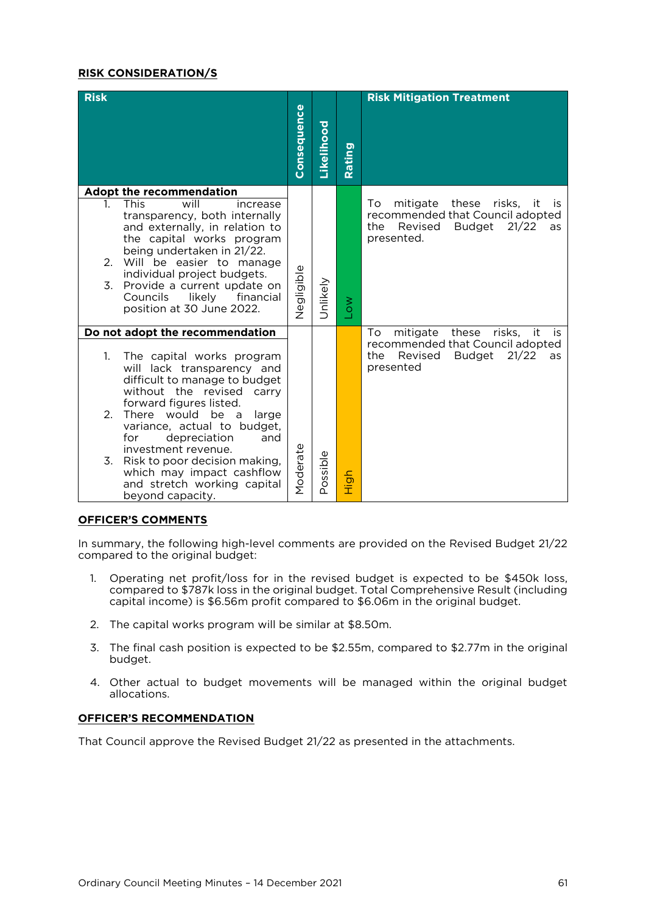**RISK CONSIDERATION/S**

| Risk | Consequence | Likelihood | Rating | Risk Mitigation Treatment |
|---|---|---|---|---|
| **Adopt the recommendation**<br>1. This will increase transparency, both internally and externally, in relation to the capital works program being undertaken in 21/22.<br>2. Will be easier to manage individual project budgets.<br>3. Provide a current update on Councils likely financial position at 30 June 2022. | Negligible | Unlikely | Low | To mitigate these risks, it is recommended that Council adopted the Revised Budget 21/22 as presented. |
| **Do not adopt the recommendation**<br>1. The capital works program will lack transparency and difficult to manage to budget without the revised carry forward figures listed.<br>2. There would be a large variance, actual to budget, for depreciation and investment revenue.<br>3. Risk to poor decision making, which may impact cashflow and stretch working capital beyond capacity. | Moderate | Possible | High | To mitigate these risks, it is recommended that Council adopted the Revised Budget 21/22 as presented |

**OFFICER'S COMMENTS**

In summary, the following high-level comments are provided on the Revised Budget 21/22 compared to the original budget:

1. Operating net profit/loss for in the revised budget is expected to be $450k loss, compared to $787k loss in the original budget. Total Comprehensive Result (including capital income) is $6.56m profit compared to $6.06m in the original budget.

2. The capital works program will be similar at $8.50m.

3. The final cash position is expected to be $2.55m, compared to $2.77m in the original budget.

4. Other actual to budget movements will be managed within the original budget allocations.

**OFFICER'S RECOMMENDATION**

That Council approve the Revised Budget 21/22 as presented in the attachments.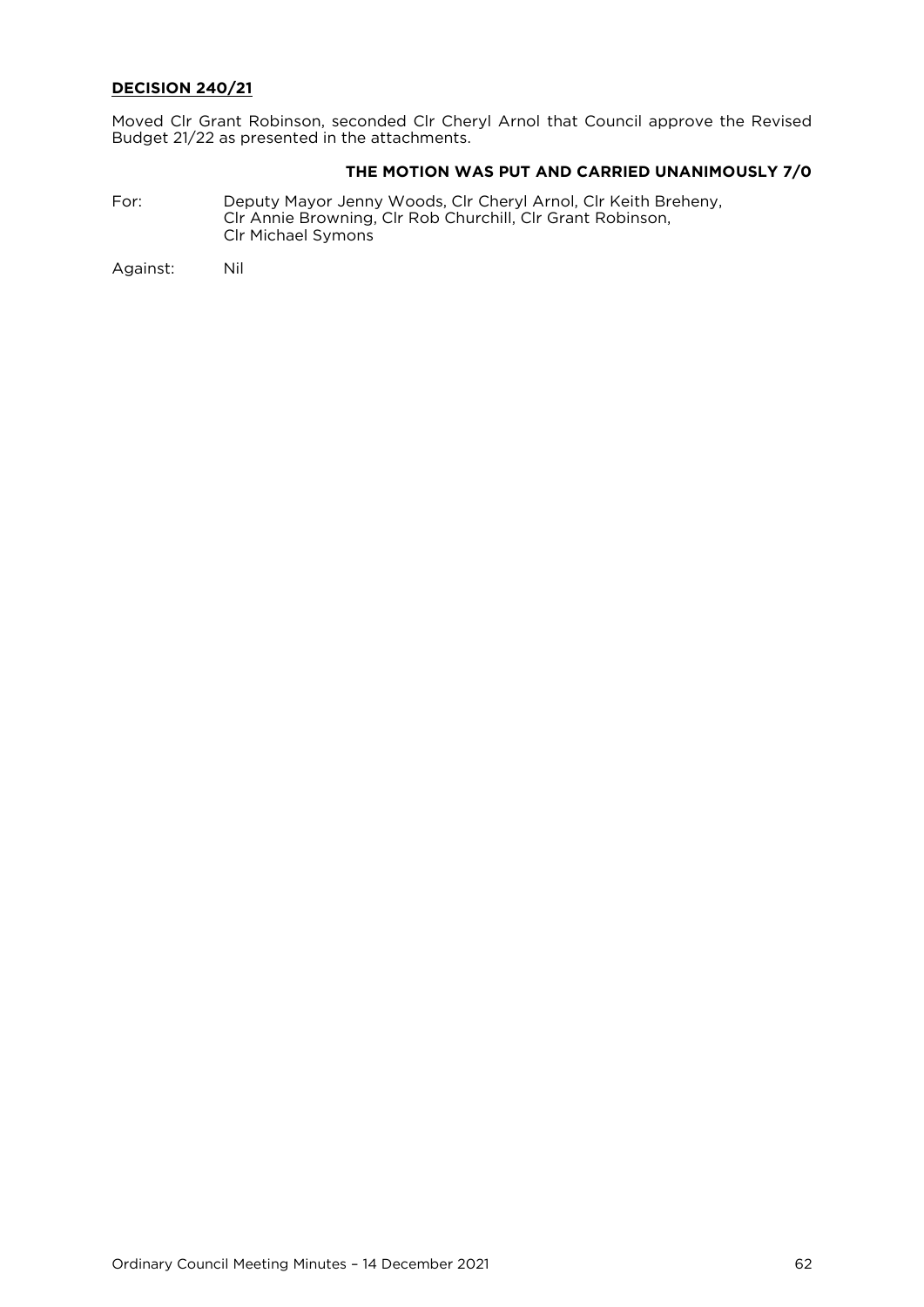**DECISION 240/21**

Moved Clr Grant Robinson, seconded Clr Cheryl Arnol that Council approve the Revised Budget 21/22 as presented in the attachments.

**THE MOTION WAS PUT AND CARRIED UNANIMOUSLY 7/0**

For: Deputy Mayor Jenny Woods, Clr Cheryl Arnol, Clr Keith Breheny, Clr Annie Browning, Clr Rob Churchill, Clr Grant Robinson, Clr Michael Symons

Against: Nil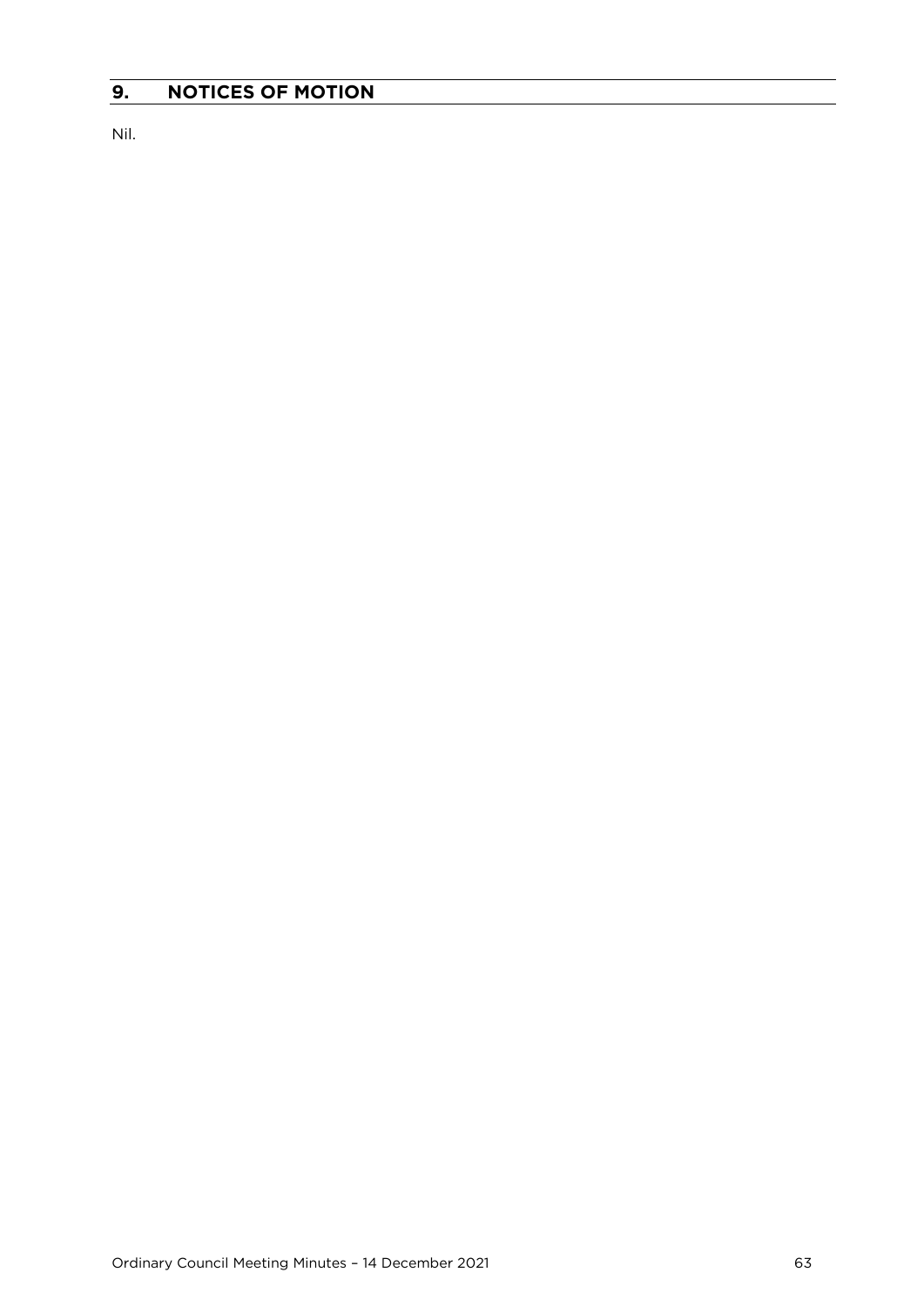## 9. NOTICES OF MOTION

Nil.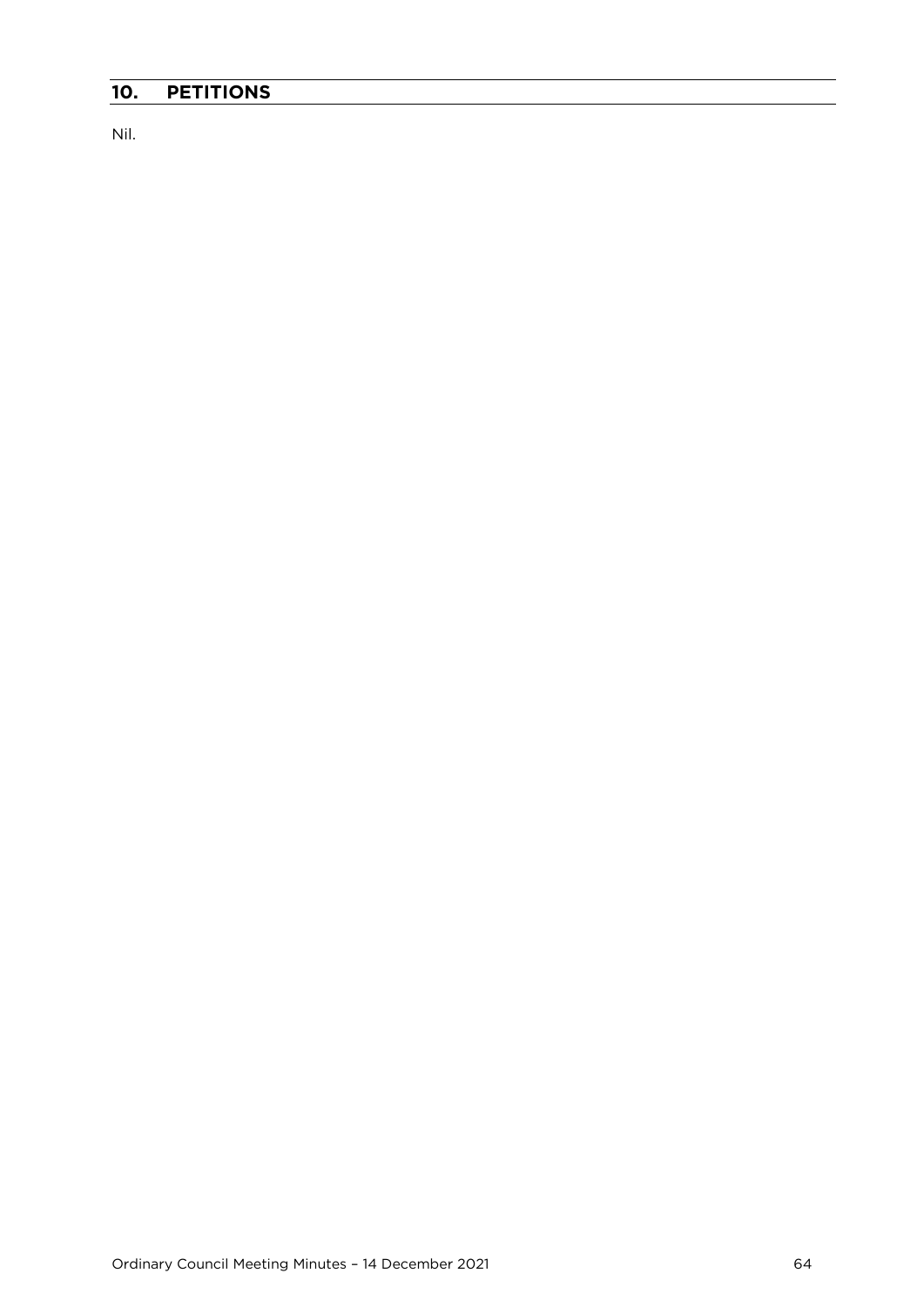## 10. PETITIONS

Nil.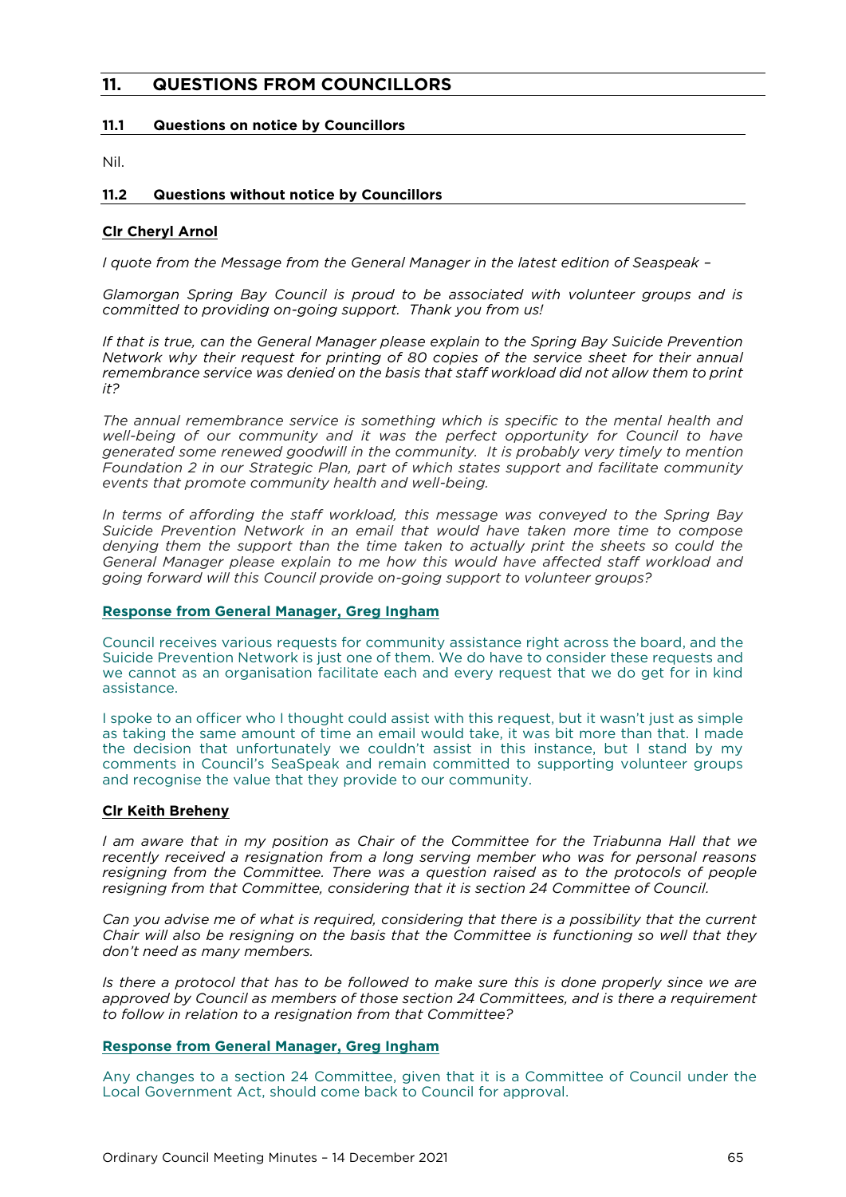## 11. QUESTIONS FROM COUNCILLORS

### 11.1 Questions on notice by Councillors

Nil.

### 11.2 Questions without notice by Councillors

**Clr Cheryl Arnol**

*I quote from the Message from the General Manager in the latest edition of Seaspeak –*

*Glamorgan Spring Bay Council is proud to be associated with volunteer groups and is committed to providing on-going support. Thank you from us!*

*If that is true, can the General Manager please explain to the Spring Bay Suicide Prevention Network why their request for printing of 80 copies of the service sheet for their annual remembrance service was denied on the basis that staff workload did not allow them to print it?*

*The annual remembrance service is something which is specific to the mental health and well-being of our community and it was the perfect opportunity for Council to have generated some renewed goodwill in the community. It is probably very timely to mention Foundation 2 in our Strategic Plan, part of which states support and facilitate community events that promote community health and well-being.*

*In terms of affording the staff workload, this message was conveyed to the Spring Bay Suicide Prevention Network in an email that would have taken more time to compose denying them the support than the time taken to actually print the sheets so could the General Manager please explain to me how this would have affected staff workload and going forward will this Council provide on-going support to volunteer groups?*

**Response from General Manager, Greg Ingham**

Council receives various requests for community assistance right across the board, and the Suicide Prevention Network is just one of them. We do have to consider these requests and we cannot as an organisation facilitate each and every request that we do get for in kind assistance.

I spoke to an officer who I thought could assist with this request, but it wasn't just as simple as taking the same amount of time an email would take, it was bit more than that. I made the decision that unfortunately we couldn't assist in this instance, but I stand by my comments in Council's SeaSpeak and remain committed to supporting volunteer groups and recognise the value that they provide to our community.

**Clr Keith Breheny**

*I am aware that in my position as Chair of the Committee for the Triabunna Hall that we recently received a resignation from a long serving member who was for personal reasons resigning from the Committee. There was a question raised as to the protocols of people resigning from that Committee, considering that it is section 24 Committee of Council.*

*Can you advise me of what is required, considering that there is a possibility that the current Chair will also be resigning on the basis that the Committee is functioning so well that they don't need as many members.*

*Is there a protocol that has to be followed to make sure this is done properly since we are approved by Council as members of those section 24 Committees, and is there a requirement to follow in relation to a resignation from that Committee?*

**Response from General Manager, Greg Ingham**

Any changes to a section 24 Committee, given that it is a Committee of Council under the Local Government Act, should come back to Council for approval.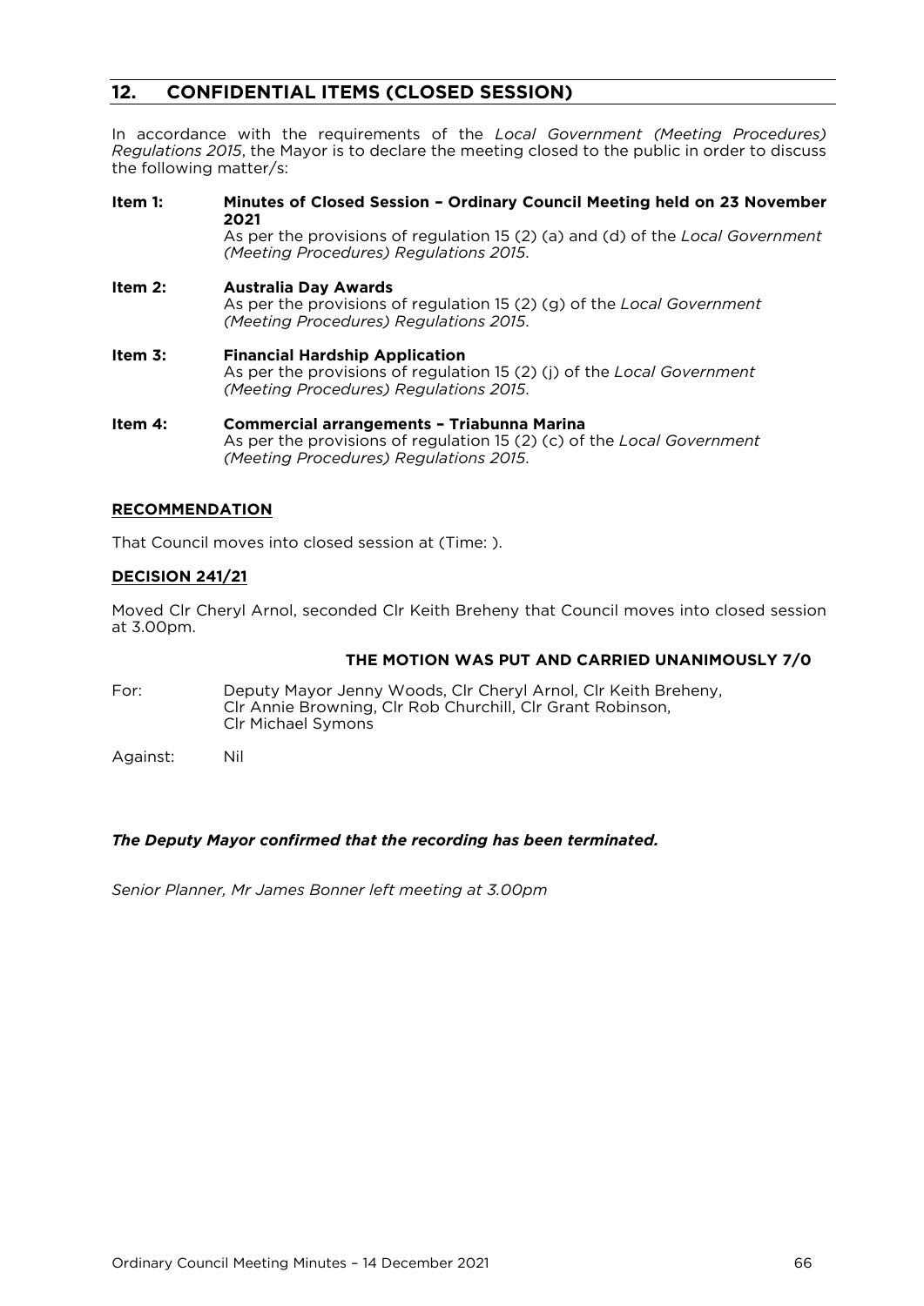## 12. CONFIDENTIAL ITEMS (CLOSED SESSION)

In accordance with the requirements of the *Local Government (Meeting Procedures) Regulations 2015*, the Mayor is to declare the meeting closed to the public in order to discuss the following matter/s:

**Item 1: Minutes of Closed Session – Ordinary Council Meeting held on 23 November 2021**
As per the provisions of regulation 15 (2) (a) and (d) of the *Local Government (Meeting Procedures) Regulations 2015*.

**Item 2: Australia Day Awards**
As per the provisions of regulation 15 (2) (g) of the *Local Government (Meeting Procedures) Regulations 2015*.

**Item 3: Financial Hardship Application**
As per the provisions of regulation 15 (2) (j) of the *Local Government (Meeting Procedures) Regulations 2015*.

**Item 4: Commercial arrangements – Triabunna Marina**
As per the provisions of regulation 15 (2) (c) of the *Local Government (Meeting Procedures) Regulations 2015*.

**RECOMMENDATION**

That Council moves into closed session at (Time: ).

**DECISION 241/21**

Moved Clr Cheryl Arnol, seconded Clr Keith Breheny that Council moves into closed session at 3.00pm.

**THE MOTION WAS PUT AND CARRIED UNANIMOUSLY 7/0**

For: Deputy Mayor Jenny Woods, Clr Cheryl Arnol, Clr Keith Breheny, Clr Annie Browning, Clr Rob Churchill, Clr Grant Robinson, Clr Michael Symons

Against: Nil

***The Deputy Mayor confirmed that the recording has been terminated.***

*Senior Planner, Mr James Bonner left meeting at 3.00pm*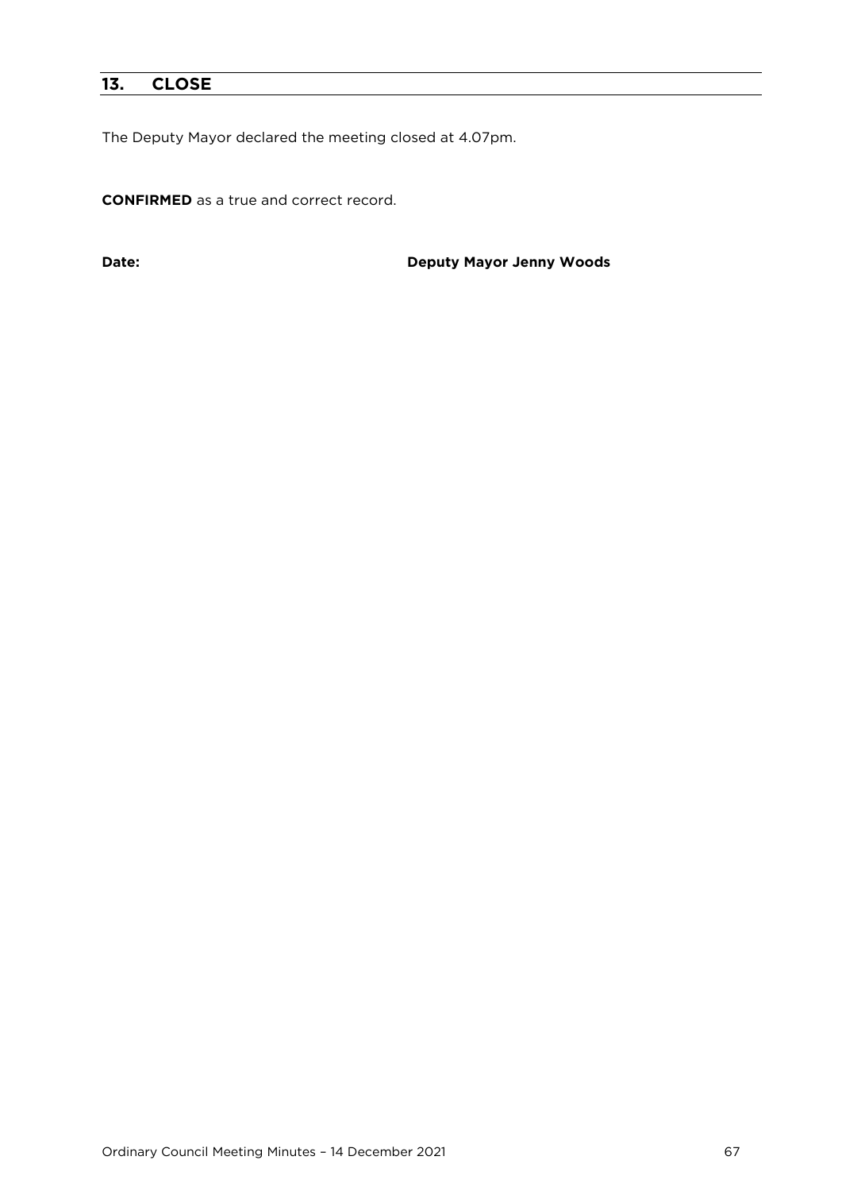## 13. CLOSE

The Deputy Mayor declared the meeting closed at 4.07pm.

**CONFIRMED** as a true and correct record.

**Date:** **Deputy Mayor Jenny Woods**